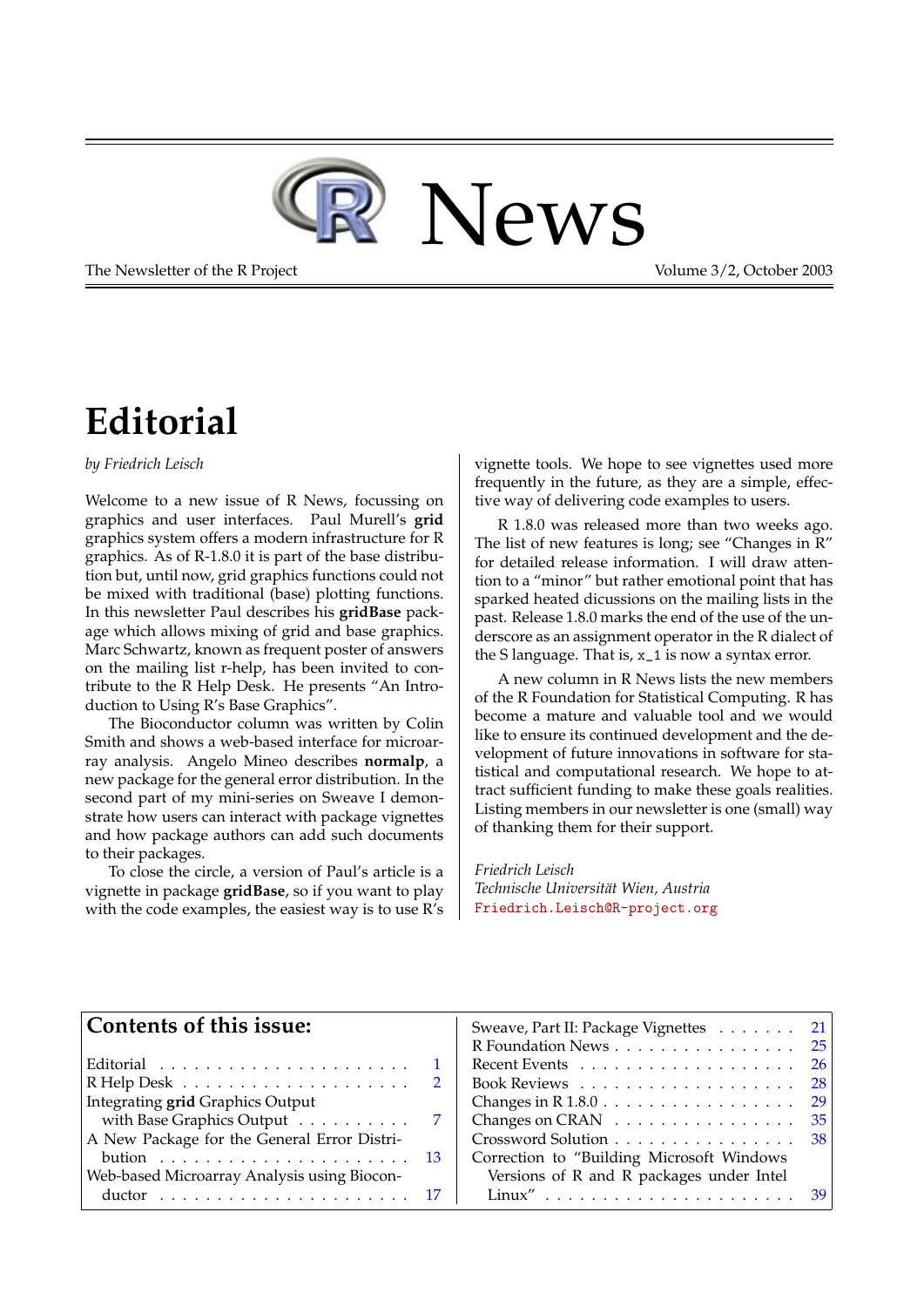# R News

The Newsletter of the R Project — Volume 3/2, October 2003

# Editorial

*by Friedrich Leisch*

Welcome to a new issue of R News, focussing on graphics and user interfaces. Paul Murell's **grid** graphics system offers a modern infrastructure for R graphics. As of R-1.8.0 it is part of the base distribution but, until now, grid graphics functions could not be mixed with traditional (base) plotting functions. In this newsletter Paul describes his **gridBase** package which allows mixing of grid and base graphics. Marc Schwartz, known as frequent poster of answers on the mailing list r-help, has been invited to contribute to the R Help Desk. He presents "An Introduction to Using R's Base Graphics".

The Bioconductor column was written by Colin Smith and shows a web-based interface for microarray analysis. Angelo Mineo describes **normalp**, a new package for the general error distribution. In the second part of my mini-series on Sweave I demonstrate how users can interact with package vignettes and how package authors can add such documents to their packages.

To close the circle, a version of Paul's article is a vignette in package **gridBase**, so if you want to play with the code examples, the easiest way is to use R's vignette tools. We hope to see vignettes used more frequently in the future, as they are a simple, effective way of delivering code examples to users.

R 1.8.0 was released more than two weeks ago. The list of new features is long; see "Changes in R" for detailed release information. I will draw attention to a "minor" but rather emotional point that has sparked heated dicussions on the mailing lists in the past. Release 1.8.0 marks the end of the use of the underscore as an assignment operator in the R dialect of the S language. That is, `x_1` is now a syntax error.

A new column in R News lists the new members of the R Foundation for Statistical Computing. R has become a mature and valuable tool and we would like to ensure its continued development and the development of future innovations in software for statistical and computational research. We hope to attract sufficient funding to make these goals realities. Listing members in our newsletter is one (small) way of thanking them for their support.

*Friedrich Leisch*
*Technische Universität Wien, Austria*
`Friedrich.Leisch@R-project.org`

## Contents of this issue:

| | |
|---|---|
| Editorial | 1 |
| R Help Desk | 2 |
| Integrating **grid** Graphics Output with Base Graphics Output | 7 |
| A New Package for the General Error Distribution | 13 |
| Web-based Microarray Analysis using Bioconductor | 17 |
| Sweave, Part II: Package Vignettes | 21 |
| R Foundation News | 25 |
| Recent Events | 26 |
| Book Reviews | 28 |
| Changes in R 1.8.0 | 29 |
| Changes on CRAN | 35 |
| Crossword Solution | 38 |
| Correction to "Building Microsoft Windows Versions of R and R packages under Intel Linux" | 39 |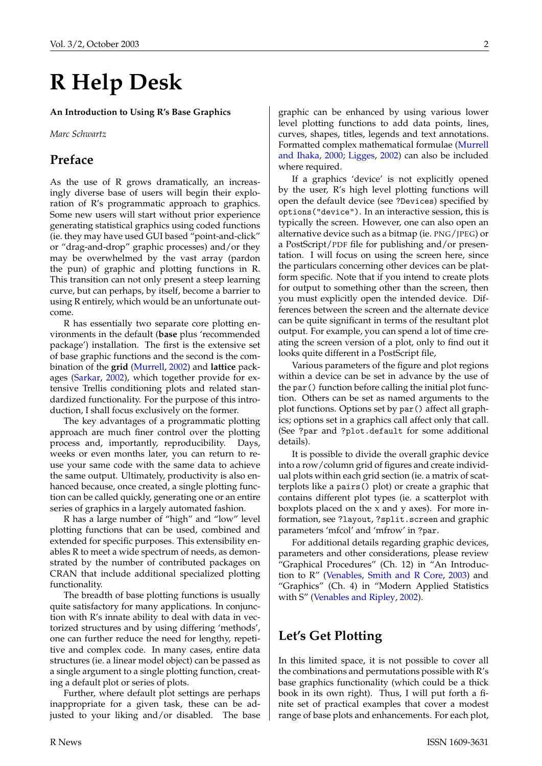# R Help Desk

**An Introduction to Using R's Base Graphics**

*Marc Schwartz*

## Preface

As the use of R grows dramatically, an increasingly diverse base of users will begin their exploration of R's programmatic approach to graphics. Some new users will start without prior experience generating statistical graphics using coded functions (ie. they may have used GUI based "point-and-click" or "drag-and-drop" graphic processes) and/or they may be overwhelmed by the vast array (pardon the pun) of graphic and plotting functions in R. This transition can not only present a steep learning curve, but can perhaps, by itself, become a barrier to using R entirely, which would be an unfortunate outcome.

R has essentially two separate core plotting environments in the default (**base** plus 'recommended package') installation. The first is the extensive set of base graphic functions and the second is the combination of the **grid** (Murrell, 2002) and **lattice** packages (Sarkar, 2002), which together provide for extensive Trellis conditioning plots and related standardized functionality. For the purpose of this introduction, I shall focus exclusively on the former.

The key advantages of a programmatic plotting approach are much finer control over the plotting process and, importantly, reproducibility. Days, weeks or even months later, you can return to reuse your same code with the same data to achieve the same output. Ultimately, productivity is also enhanced because, once created, a single plotting function can be called quickly, generating one or an entire series of graphics in a largely automated fashion.

R has a large number of "high" and "low" level plotting functions that can be used, combined and extended for specific purposes. This extensibility enables R to meet a wide spectrum of needs, as demonstrated by the number of contributed packages on CRAN that include additional specialized plotting functionality.

The breadth of base plotting functions is usually quite satisfactory for many applications. In conjunction with R's innate ability to deal with data in vectorized structures and by using differing 'methods', one can further reduce the need for lengthy, repetitive and complex code. In many cases, entire data structures (ie. a linear model object) can be passed as a single argument to a single plotting function, creating a default plot or series of plots.

Further, where default plot settings are perhaps inappropriate for a given task, these can be adjusted to your liking and/or disabled. The base graphic can be enhanced by using various lower level plotting functions to add data points, lines, curves, shapes, titles, legends and text annotations. Formatted complex mathematical formulae (Murrell and Ihaka, 2000; Ligges, 2002) can also be included where required.

If a graphics 'device' is not explicitly opened by the user, R's high level plotting functions will open the default device (see `?Devices`) specified by `options("device")`. In an interactive session, this is typically the screen. However, one can also open an alternative device such as a bitmap (ie. PNG/JPEG) or a PostScript/PDF file for publishing and/or presentation. I will focus on using the screen here, since the particulars concerning other devices can be platform specific. Note that if you intend to create plots for output to something other than the screen, then you must explicitly open the intended device. Differences between the screen and the alternate device can be quite significant in terms of the resultant plot output. For example, you can spend a lot of time creating the screen version of a plot, only to find out it looks quite different in a PostScript file,

Various parameters of the figure and plot regions within a device can be set in advance by the use of the `par()` function before calling the initial plot function. Others can be set as named arguments to the plot functions. Options set by `par()` affect all graphics; options set in a graphics call affect only that call. (See `?par` and `?plot.default` for some additional details).

It is possible to divide the overall graphic device into a row/column grid of figures and create individual plots within each grid section (ie. a matrix of scatterplots like a `pairs()` plot) or create a graphic that contains different plot types (ie. a scatterplot with boxplots placed on the x and y axes). For more information, see `?layout`, `?split.screen` and graphic parameters 'mfcol' and 'mfrow' in `?par`.

For additional details regarding graphic devices, parameters and other considerations, please review "Graphical Procedures" (Ch. 12) in "An Introduction to R" (Venables, Smith and R Core, 2003) and "Graphics" (Ch. 4) in "Modern Applied Statistics with S" (Venables and Ripley, 2002).

## Let's Get Plotting

In this limited space, it is not possible to cover all the combinations and permutations possible with R's base graphics functionality (which could be a thick book in its own right). Thus, I will put forth a finite set of practical examples that cover a modest range of base plots and enhancements. For each plot,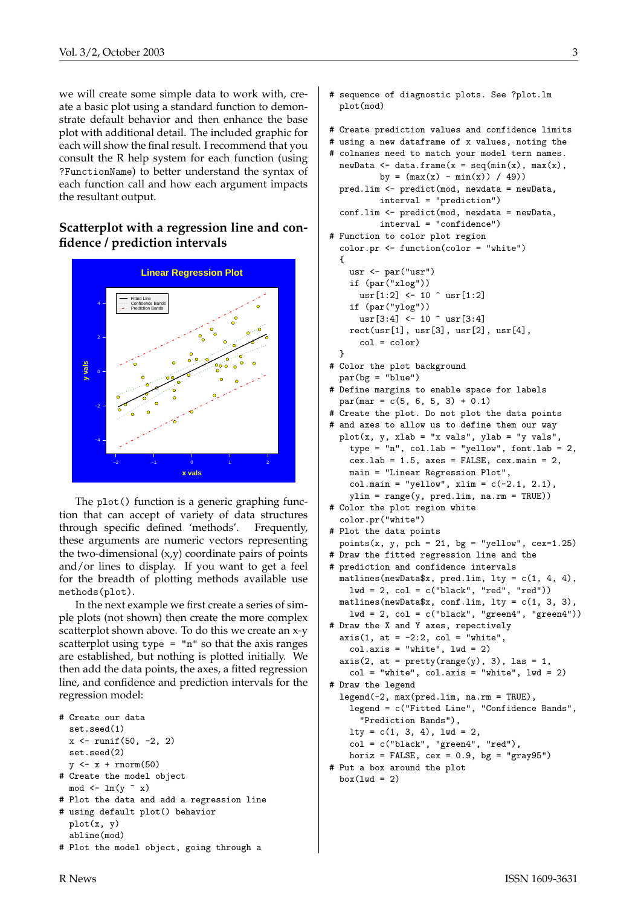we will create some simple data to work with, create a basic plot using a standard function to demonstrate default behavior and then enhance the base plot with additional detail. The included graphic for each will show the final result. I recommend that you consult the R help system for each function (using ?FunctionName) to better understand the syntax of each function call and how each argument impacts the resultant output.

## Scatterplot with a regression line and confidence / prediction intervals

The plot() function is a generic graphing function that can accept of variety of data structures through specific defined 'methods'. Frequently, these arguments are numeric vectors representing the two-dimensional (x,y) coordinate pairs of points and/or lines to display. If you want to get a feel for the breadth of plotting methods available use methods(plot).

In the next example we first create a series of simple plots (not shown) then create the more complex scatterplot shown above. To do this we create an x-y scatterplot using type = "n" so that the axis ranges are established, but nothing is plotted initially. We then add the data points, the axes, a fitted regression line, and confidence and prediction intervals for the regression model:

```
# Create our data
  set.seed(1)
  x <- runif(50, -2, 2)
  set.seed(2)
  y <- x + rnorm(50)
# Create the model object
  mod <- lm(y ~ x)
# Plot the data and add a regression line
# using default plot() behavior
  plot(x, y)
  abline(mod)
# Plot the model object, going through a
# sequence of diagnostic plots. See ?plot.lm
  plot(mod)

# Create prediction values and confidence limits
# using a new dataframe of x values, noting the
# colnames need to match your model term names.
  newData <- data.frame(x = seq(min(x), max(x),
          by = (max(x) - min(x)) / 49))
  pred.lim <- predict(mod, newdata = newData,
          interval = "prediction")
  conf.lim <- predict(mod, newdata = newData,
          interval = "confidence")
# Function to color plot region
  color.pr <- function(color = "white")
  {
    usr <- par("usr")
    if (par("xlog"))
      usr[1:2] <- 10 ^ usr[1:2]
    if (par("ylog"))
      usr[3:4] <- 10 ^ usr[3:4]
    rect(usr[1], usr[3], usr[2], usr[4],
      col = color)
  }
# Color the plot background
  par(bg = "blue")
# Define margins to enable space for labels
  par(mar = c(5, 6, 5, 3) + 0.1)
# Create the plot. Do not plot the data points
# and axes to allow us to define them our way
  plot(x, y, xlab = "x vals", ylab = "y vals",
    type = "n", col.lab = "yellow", font.lab = 2,
    cex.lab = 1.5, axes = FALSE, cex.main = 2,
    main = "Linear Regression Plot",
    col.main = "yellow", xlim = c(-2.1, 2.1),
    ylim = range(y, pred.lim, na.rm = TRUE))
# Color the plot region white
  color.pr("white")
# Plot the data points
  points(x, y, pch = 21, bg = "yellow", cex=1.25)
# Draw the fitted regression line and the
# prediction and confidence intervals
  matlines(newData$x, pred.lim, lty = c(1, 4, 4),
    lwd = 2, col = c("black", "red", "red"))
  matlines(newData$x, conf.lim, lty = c(1, 3, 3),
    lwd = 2, col = c("black", "green4", "green4"))
# Draw the X and Y axes, repectively
  axis(1, at = -2:2, col = "white",
    col.axis = "white", lwd = 2)
  axis(2, at = pretty(range(y), 3), las = 1,
    col = "white", col.axis = "white", lwd = 2)
# Draw the legend
  legend(-2, max(pred.lim, na.rm = TRUE),
    legend = c("Fitted Line", "Confidence Bands",
      "Prediction Bands"),
    lty = c(1, 3, 4), lwd = 2,
    col = c("black", "green4", "red"),
    horiz = FALSE, cex = 0.9, bg = "gray95")
# Put a box around the plot
  box(lwd = 2)
```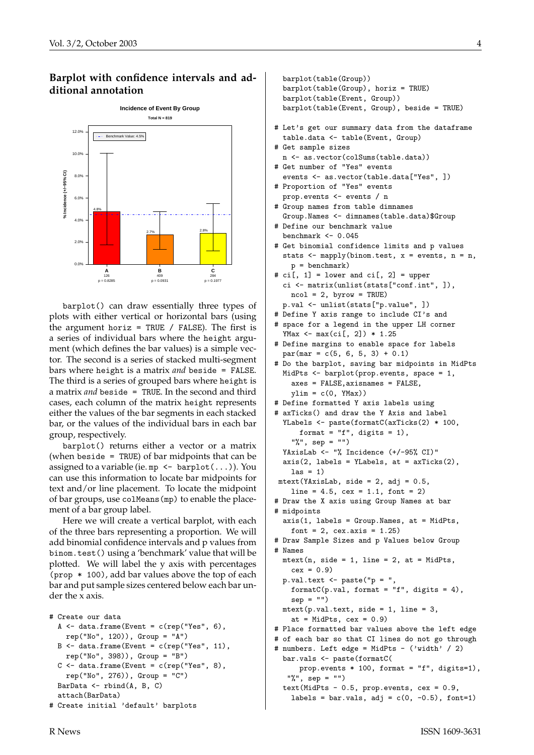## Barplot with confidence intervals and additional annotation

barplot() can draw essentially three types of plots with either vertical or horizontal bars (using the argument horiz = TRUE / FALSE). The first is a series of individual bars where the height argument (which defines the bar values) is a simple vector. The second is a series of stacked multi-segment bars where height is a matrix *and* beside = FALSE. The third is a series of grouped bars where height is a matrix *and* beside = TRUE. In the second and third cases, each column of the matrix height represents either the values of the bar segments in each stacked bar, or the values of the individual bars in each bar group, respectively.

barplot() returns either a vector or a matrix (when beside = TRUE) of bar midpoints that can be assigned to a variable (ie. mp <- barplot(...)). You can use this information to locate bar midpoints for text and/or line placement. To locate the midpoint of bar groups, use colMeans(mp) to enable the placement of a bar group label.

Here we will create a vertical barplot, with each of the three bars representing a proportion. We will add binomial confidence intervals and p values from binom.test() using a 'benchmark' value that will be plotted. We will label the y axis with percentages (prop * 100), add bar values above the top of each bar and put sample sizes centered below each bar under the x axis.

```
# Create our data
  A <- data.frame(Event = c(rep("Yes", 6),
    rep("No", 120)), Group = "A")
  B <- data.frame(Event = c(rep("Yes", 11),
    rep("No", 398)), Group = "B")
  C <- data.frame(Event = c(rep("Yes", 8),
    rep("No", 276)), Group = "C")
  BarData <- rbind(A, B, C)
  attach(BarData)
# Create initial 'default' barplots
  barplot(table(Group))
  barplot(table(Group), horiz = TRUE)
  barplot(table(Event, Group))
  barplot(table(Event, Group), beside = TRUE)

# Let's get our summary data from the dataframe
  table.data <- table(Event, Group)
# Get sample sizes
  n <- as.vector(colSums(table.data))
# Get number of "Yes" events
  events <- as.vector(table.data["Yes", ])
# Proportion of "Yes" events
  prop.events <- events / n
# Group names from table dimnames
  Group.Names <- dimnames(table.data)$Group
# Define our benchmark value
  benchmark <- 0.045
# Get binomial confidence limits and p values
  stats <- mapply(binom.test, x = events, n = n,
    p = benchmark)
# ci[, 1] = lower and ci[, 2] = upper
  ci <- matrix(unlist(stats["conf.int", ]),
    ncol = 2, byrow = TRUE)
  p.val <- unlist(stats["p.value", ])
# Define Y axis range to include CI's and
# space for a legend in the upper LH corner
  YMax <- max(ci[, 2]) * 1.25
# Define margins to enable space for labels
  par(mar = c(5, 6, 5, 3) + 0.1)
# Do the barplot, saving bar midpoints in MidPts
  MidPts <- barplot(prop.events, space = 1,
    axes = FALSE,axisnames = FALSE,
    ylim = c(0, YMax))
# Define formatted Y axis labels using
# axTicks() and draw the Y Axis and label
  YLabels <- paste(formatC(axTicks(2) * 100,
      format = "f", digits = 1),
    "%", sep = "")
  YAxisLab <- "% Incidence (+/-95% CI)"
  axis(2, labels = YLabels, at = axTicks(2),
    las = 1)
 mtext(YAxisLab, side = 2, adj = 0.5,
    line = 4.5, cex = 1.1, font = 2)
# Draw the X axis using Group Names at bar
# midpoints
  axis(1, labels = Group.Names, at = MidPts,
    font = 2, cex.axis = 1.25)
# Draw Sample Sizes and p Values below Group
# Names
  mtext(n, side = 1, line = 2, at = MidPts,
    cex = 0.9)
  p.val.text <- paste("p = ",
    formatC(p.val, format = "f", digits = 4),
    sep = "")
  mtext(p.val.text, side = 1, line = 3,
    at = MidPts, cex = 0.9)
# Place formatted bar values above the left edge
# of each bar so that CI lines do not go through
# numbers. Left edge = MidPts - ('width' / 2)
  bar.vals <- paste(formatC(
      prop.events * 100, format = "f", digits=1),
   "%", sep = "")
  text(MidPts - 0.5, prop.events, cex = 0.9,
    labels = bar.vals, adj = c(0, -0.5), font=1)
```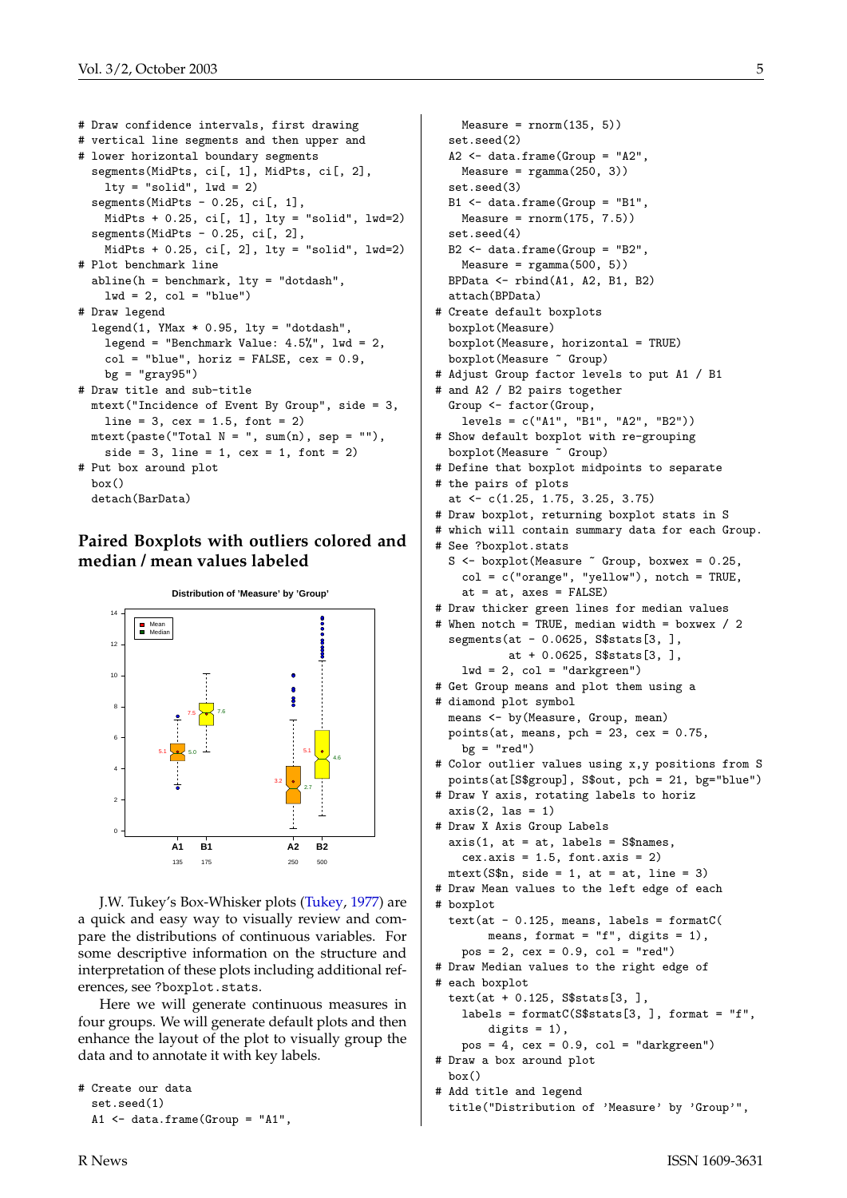```
# Draw confidence intervals, first drawing
# vertical line segments and then upper and
# lower horizontal boundary segments
  segments(MidPts, ci[, 1], MidPts, ci[, 2],
    lty = "solid", lwd = 2)
  segments(MidPts - 0.25, ci[, 1],
    MidPts + 0.25, ci[, 1], lty = "solid", lwd=2)
  segments(MidPts - 0.25, ci[, 2],
    MidPts + 0.25, ci[, 2], lty = "solid", lwd=2)
# Plot benchmark line
  abline(h = benchmark, lty = "dotdash",
    lwd = 2, col = "blue")
# Draw legend
  legend(1, YMax * 0.95, lty = "dotdash",
    legend = "Benchmark Value: 4.5%", lwd = 2,
    col = "blue", horiz = FALSE, cex = 0.9,
    bg = "gray95")
# Draw title and sub-title
  mtext("Incidence of Event By Group", side = 3,
    line = 3, cex = 1.5, font = 2)
  mtext(paste("Total N = ", sum(n), sep = ""),
    side = 3, line = 1, cex = 1, font = 2)
# Put box around plot
  box()
  detach(BarData)
```

## Paired Boxplots with outliers colored and median / mean values labeled

J.W. Tukey's Box-Whisker plots (Tukey, 1977) are a quick and easy way to visually review and compare the distributions of continuous variables. For some descriptive information on the structure and interpretation of these plots including additional references, see ?boxplot.stats.

Here we will generate continuous measures in four groups. We will generate default plots and then enhance the layout of the plot to visually group the data and to annotate it with key labels.

```
# Create our data
  set.seed(1)
  A1 <- data.frame(Group = "A1",
    Measure = rnorm(135, 5))
  set.seed(2)
  A2 <- data.frame(Group = "A2",
    Measure = rgamma(250, 3))
  set.seed(3)
  B1 <- data.frame(Group = "B1",
    Measure = rnorm(175, 7.5))
  set.seed(4)
  B2 <- data.frame(Group = "B2",
    Measure = rgamma(500, 5))
  BPData <- rbind(A1, A2, B1, B2)
  attach(BPData)
# Create default boxplots
  boxplot(Measure)
  boxplot(Measure, horizontal = TRUE)
  boxplot(Measure ~ Group)
# Adjust Group factor levels to put A1 / B1
# and A2 / B2 pairs together
  Group <- factor(Group,
    levels = c("A1", "B1", "A2", "B2"))
# Show default boxplot with re-grouping
  boxplot(Measure ~ Group)
# Define that boxplot midpoints to separate
# the pairs of plots
  at <- c(1.25, 1.75, 3.25, 3.75)
# Draw boxplot, returning boxplot stats in S
# which will contain summary data for each Group.
# See ?boxplot.stats
  S <- boxplot(Measure ~ Group, boxwex = 0.25,
    col = c("orange", "yellow"), notch = TRUE,
    at = at, axes = FALSE)
# Draw thicker green lines for median values
# When notch = TRUE, median width = boxwex / 2
  segments(at - 0.0625, S$stats[3, ],
          at + 0.0625, S$stats[3, ],
    lwd = 2, col = "darkgreen")
# Get Group means and plot them using a
# diamond plot symbol
  means <- by(Measure, Group, mean)
  points(at, means, pch = 23, cex = 0.75,
    bg = "red")
# Color outlier values using x,y positions from S
  points(at[S$group], S$out, pch = 21, bg="blue")
# Draw Y axis, rotating labels to horiz
  axis(2, las = 1)
# Draw X Axis Group Labels
  axis(1, at = at, labels = S$names,
    cex.axis = 1.5, font.axis = 2)
  mtext(S$n, side = 1, at = at, line = 3)
# Draw Mean values to the left edge of each
# boxplot
  text(at - 0.125, means, labels = formatC(
       means, format = "f", digits = 1),
    pos = 2, cex = 0.9, col = "red")
# Draw Median values to the right edge of
# each boxplot
  text(at + 0.125, S$stats[3, ],
    labels = formatC(S$stats[3, ], format = "f",
       digits = 1),
    pos = 4, cex = 0.9, col = "darkgreen")
# Draw a box around plot
  box()
# Add title and legend
  title("Distribution of 'Measure' by 'Group'",
```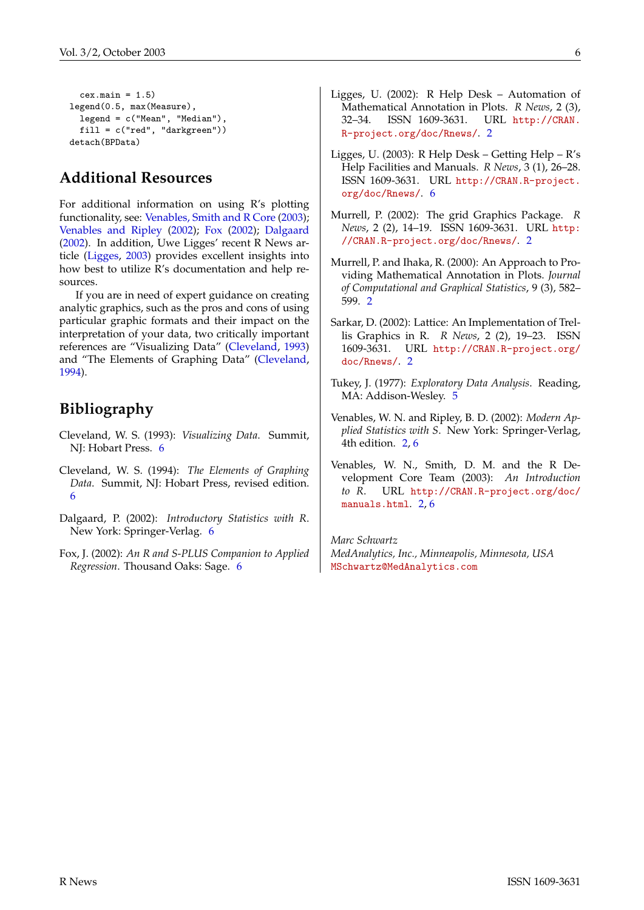```
  cex.main = 1.5)
legend(0.5, max(Measure),
  legend = c("Mean", "Median"),
  fill = c("red", "darkgreen"))
detach(BPData)
```

## Additional Resources

For additional information on using R's plotting functionality, see: Venables, Smith and R Core (2003); Venables and Ripley (2002); Fox (2002); Dalgaard (2002). In addition, Uwe Ligges' recent R News article (Ligges, 2003) provides excellent insights into how best to utilize R's documentation and help resources.

If you are in need of expert guidance on creating analytic graphics, such as the pros and cons of using particular graphic formats and their impact on the interpretation of your data, two critically important references are "Visualizing Data" (Cleveland, 1993) and "The Elements of Graphing Data" (Cleveland, 1994).

## Bibliography

Cleveland, W. S. (1993): *Visualizing Data*. Summit, NJ: Hobart Press. 6

Cleveland, W. S. (1994): *The Elements of Graphing Data*. Summit, NJ: Hobart Press, revised edition. 6

Dalgaard, P. (2002): *Introductory Statistics with R*. New York: Springer-Verlag. 6

Fox, J. (2002): *An R and S-PLUS Companion to Applied Regression*. Thousand Oaks: Sage. 6

Ligges, U. (2002): R Help Desk – Automation of Mathematical Annotation in Plots. *R News*, 2 (3), 32–34. ISSN 1609-3631. URL http://CRAN.R-project.org/doc/Rnews/. 2

Ligges, U. (2003): R Help Desk – Getting Help – R's Help Facilities and Manuals. *R News*, 3 (1), 26–28. ISSN 1609-3631. URL http://CRAN.R-project.org/doc/Rnews/. 6

Murrell, P. (2002): The grid Graphics Package. *R News*, 2 (2), 14–19. ISSN 1609-3631. URL http://CRAN.R-project.org/doc/Rnews/. 2

Murrell, P. and Ihaka, R. (2000): An Approach to Providing Mathematical Annotation in Plots. *Journal of Computational and Graphical Statistics*, 9 (3), 582–599. 2

Sarkar, D. (2002): Lattice: An Implementation of Trellis Graphics in R. *R News*, 2 (2), 19–23. ISSN 1609-3631. URL http://CRAN.R-project.org/doc/Rnews/. 2

Tukey, J. (1977): *Exploratory Data Analysis*. Reading, MA: Addison-Wesley. 5

Venables, W. N. and Ripley, B. D. (2002): *Modern Applied Statistics with S*. New York: Springer-Verlag, 4th edition. 2, 6

Venables, W. N., Smith, D. M. and the R Development Core Team (2003): *An Introduction to R*. URL http://CRAN.R-project.org/doc/manuals.html. 2, 6

*Marc Schwartz*
*MedAnalytics, Inc., Minneapolis, Minnesota, USA*
MSchwartz@MedAnalytics.com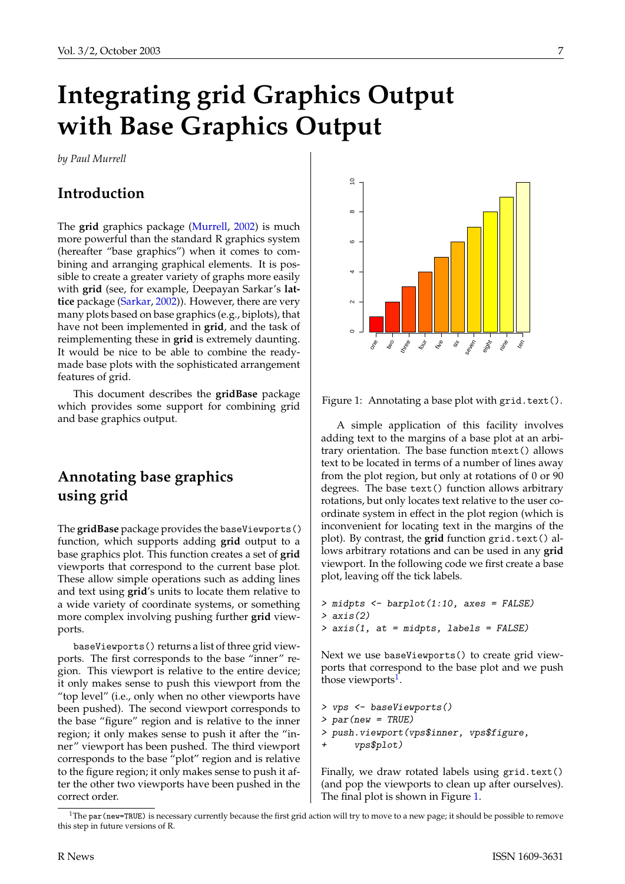# Integrating grid Graphics Output with Base Graphics Output

*by Paul Murrell*

## Introduction

The **grid** graphics package (Murrell, 2002) is much more powerful than the standard R graphics system (hereafter "base graphics") when it comes to combining and arranging graphical elements. It is possible to create a greater variety of graphs more easily with **grid** (see, for example, Deepayan Sarkar's **lattice** package (Sarkar, 2002)). However, there are very many plots based on base graphics (e.g., biplots), that have not been implemented in **grid**, and the task of reimplementing these in **grid** is extremely daunting. It would be nice to be able to combine the ready-made base plots with the sophisticated arrangement features of grid.

This document describes the **gridBase** package which provides some support for combining grid and base graphics output.

## Annotating base graphics using grid

The **gridBase** package provides the `baseViewports()` function, which supports adding **grid** output to a base graphics plot. This function creates a set of **grid** viewports that correspond to the current base plot. These allow simple operations such as adding lines and text using **grid**'s units to locate them relative to a wide variety of coordinate systems, or something more complex involving pushing further **grid** viewports.

`baseViewports()` returns a list of three grid viewports. The first corresponds to the base "inner" region. This viewport is relative to the entire device; it only makes sense to push this viewport from the "top level" (i.e., only when no other viewports have been pushed). The second viewport corresponds to the base "figure" region and is relative to the inner region; it only makes sense to push it after the "inner" viewport has been pushed. The third viewport corresponds to the base "plot" region and is relative to the figure region; it only makes sense to push it after the other two viewports have been pushed in the correct order.

Figure 1: Annotating a base plot with `grid.text()`.

A simple application of this facility involves adding text to the margins of a base plot at an arbitrary orientation. The base function `mtext()` allows text to be located in terms of a number of lines away from the plot region, but only at rotations of 0 or 90 degrees. The base `text()` function allows arbitrary rotations, but only locates text relative to the user coordinate system in effect in the plot region (which is inconvenient for locating text in the margins of the plot). By contrast, the **grid** function `grid.text()` allows arbitrary rotations and can be used in any **grid** viewport. In the following code we first create a base plot, leaving off the tick labels.

```
> midpts <- barplot(1:10, axes = FALSE)
> axis(2)
> axis(1, at = midpts, labels = FALSE)
```

Next we use `baseViewports()` to create grid viewports that correspond to the base plot and we push those viewports[1].

```
> vps <- baseViewports()
> par(new = TRUE)
> push.viewport(vps$inner, vps$figure,
+     vps$plot)
```

Finally, we draw rotated labels using `grid.text()` (and pop the viewports to clean up after ourselves). The final plot is shown in Figure 1.

[1] The `par(new=TRUE)` is necessary currently because the first grid action will try to move to a new page; it should be possible to remove this step in future versions of R.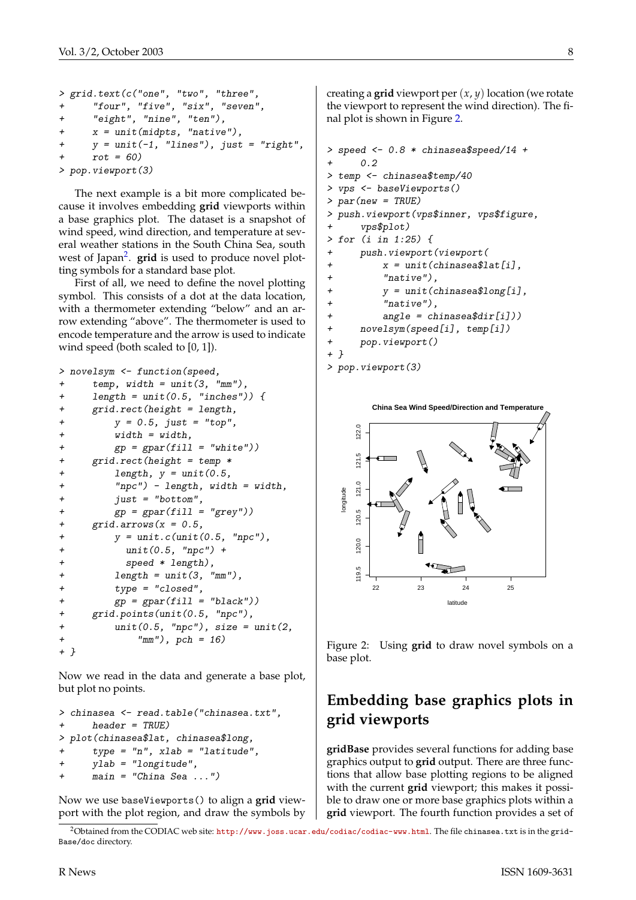```
> grid.text(c("one", "two", "three",
+     "four", "five", "six", "seven",
+     "eight", "nine", "ten"),
+     x = unit(midpts, "native"),
+     y = unit(-1, "lines"), just = "right",
+     rot = 60)
> pop.viewport(3)
```

The next example is a bit more complicated because it involves embedding **grid** viewports within a base graphics plot. The dataset is a snapshot of wind speed, wind direction, and temperature at several weather stations in the South China Sea, south west of Japan[2]. **grid** is used to produce novel plotting symbols for a standard base plot.

First of all, we need to define the novel plotting symbol. This consists of a dot at the data location, with a thermometer extending "below" and an arrow extending "above". The thermometer is used to encode temperature and the arrow is used to indicate wind speed (both scaled to [0, 1]).

```
> novelsym <- function(speed,
+     temp, width = unit(3, "mm"),
+     length = unit(0.5, "inches")) {
+     grid.rect(height = length,
+         y = 0.5, just = "top",
+         width = width,
+         gp = gpar(fill = "white"))
+     grid.rect(height = temp *
+         length, y = unit(0.5,
+         "npc") - length, width = width,
+         just = "bottom",
+         gp = gpar(fill = "grey"))
+     grid.arrows(x = 0.5,
+         y = unit.c(unit(0.5, "npc"),
+           unit(0.5, "npc") +
+           speed * length),
+         length = unit(3, "mm"),
+         type = "closed",
+         gp = gpar(fill = "black"))
+     grid.points(unit(0.5, "npc"),
+         unit(0.5, "npc"), size = unit(2,
+             "mm"), pch = 16)
+ }
```

Now we read in the data and generate a base plot, but plot no points.

```
> chinasea <- read.table("chinasea.txt",
+     header = TRUE)
> plot(chinasea$lat, chinasea$long,
+     type = "n", xlab = "latitude",
+     ylab = "longitude",
+     main = "China Sea ...")
```

Now we use `baseViewports()` to align a **grid** viewport with the plot region, and draw the symbols by creating a **grid** viewport per $(x, y)$ location (we rotate the viewport to represent the wind direction). The final plot is shown in Figure 2.

```
> speed <- 0.8 * chinasea$speed/14 +
+     0.2
> temp <- chinasea$temp/40
> vps <- baseViewports()
> par(new = TRUE)
> push.viewport(vps$inner, vps$figure,
+     vps$plot)
> for (i in 1:25) {
+     push.viewport(viewport(
+         x = unit(chinasea$lat[i],
+         "native"),
+         y = unit(chinasea$long[i],
+         "native"),
+         angle = chinasea$dir[i]))
+     novelsym(speed[i], temp[i])
+     pop.viewport()
+ }
> pop.viewport(3)
```

Figure 2: Using **grid** to draw novel symbols on a base plot.

## Embedding base graphics plots in grid viewports

**gridBase** provides several functions for adding base graphics output to **grid** output. There are three functions that allow **base** plotting regions to be aligned with the current **grid** viewport; this makes it possible to draw one or more base graphics plots within a **grid** viewport. The fourth function provides a set of

[2] Obtained from the CODIAC web site: http://www.joss.ucar.edu/codiac/codiac-www.html. The file chinasea.txt is in the gridBase/doc directory.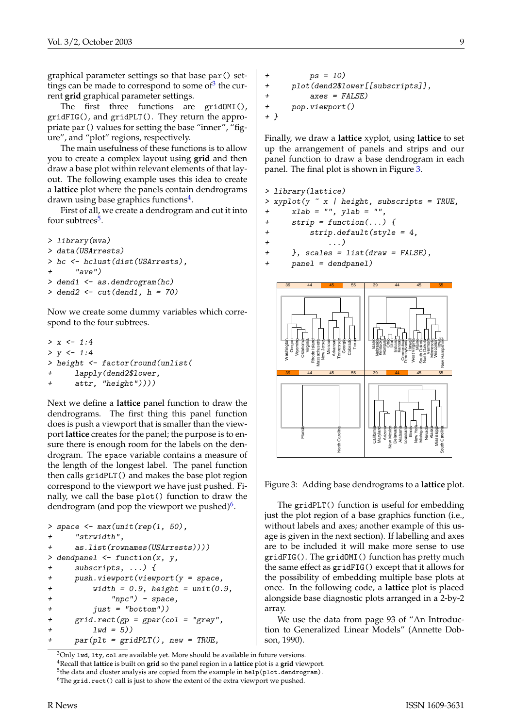graphical parameter settings so that base `par()` settings can be made to correspond to some of[3] the current **grid** graphical parameter settings.

The first three functions are `gridOMI()`, `gridFIG()`, and `gridPLT()`. They return the appropriate `par()` values for setting the base "inner", "figure", and "plot" regions, respectively.

The main usefulness of these functions is to allow you to create a complex layout using **grid** and then draw a base plot within relevant elements of that layout. The following example uses this idea to create a **lattice** plot where the panels contain dendrograms drawn using base graphics functions[4].

First of all, we create a dendrogram and cut it into four subtrees[5].

```
> library(mva)
> data(USArrests)
> hc <- hclust(dist(USArrests),
+     "ave")
> dend1 <- as.dendrogram(hc)
> dend2 <- cut(dend1, h = 70)
```

Now we create some dummy variables which correspond to the four subtrees.

```
> x <- 1:4
> y <- 1:4
> height <- factor(round(unlist(
+     lapply(dend2$lower,
+     attr, "height"))))
```

Next we define a **lattice** panel function to draw the dendrograms. The first thing this panel function does is push a viewport that is smaller than the viewport **lattice** creates for the panel; the purpose is to ensure there is enough room for the labels on the dendrogram. The `space` variable contains a measure of the length of the longest label. The panel function then calls `gridPLT()` and makes the base plot region correspond to the viewport we have just pushed. Finally, we call the base `plot()` function to draw the dendrogram (and pop the viewport we pushed)[6].

```
> space <- max(unit(rep(1, 50),
+     "strwidth",
+     as.list(rownames(USArrests))))
> dendpanel <- function(x, y,
+     subscripts, ...) {
+     push.viewport(viewport(y = space,
+         width = 0.9, height = unit(0.9,
+             "npc") - space,
+         just = "bottom"))
+     grid.rect(gp = gpar(col = "grey",
+         lwd = 5))
+     par(plt = gridPLT(), new = TRUE,
+         ps = 10)
+     plot(dend2$lower[[subscripts]],
+         axes = FALSE)
+     pop.viewport()
+ }
```

Finally, we draw a **lattice** xyplot, using **lattice** to set up the arrangement of panels and strips and our panel function to draw a base dendrogram in each panel. The final plot is shown in Figure 3.

```
> library(lattice)
> xyplot(y ~ x | height, subscripts = TRUE,
+     xlab = "", ylab = "",
+     strip = function(...) {
+         strip.default(style = 4,
+             ...)
+     }, scales = list(draw = FALSE),
+     panel = dendpanel)
```

Figure 3: Adding base dendrograms to a **lattice** plot.

The `gridPLT()` function is useful for embedding just the plot region of a base graphics function (i.e., without labels and axes; another example of this usage is given in the next section). If labelling and axes are to be included it will make more sense to use `gridFIG()`. The `gridOMI()` function has pretty much the same effect as `gridFIG()` except that it allows for the possibility of embedding multiple base plots at once. In the following code, a **lattice** plot is placed alongside base diagnostic plots arranged in a 2-by-2 array.

We use the data from page 93 of "An Introduction to Generalized Linear Models" (Annette Dobson, 1990).

[3] Only `lwd`, `lty`, `col` are available yet. More should be available in future versions.

[4] Recall that **lattice** is built on **grid** so the panel region in a **lattice** plot is a **grid** viewport.

[5] the data and cluster analysis are copied from the example in `help(plot.dendrogram)`.

[6] The `grid.rect()` call is just to show the extent of the extra viewport we pushed.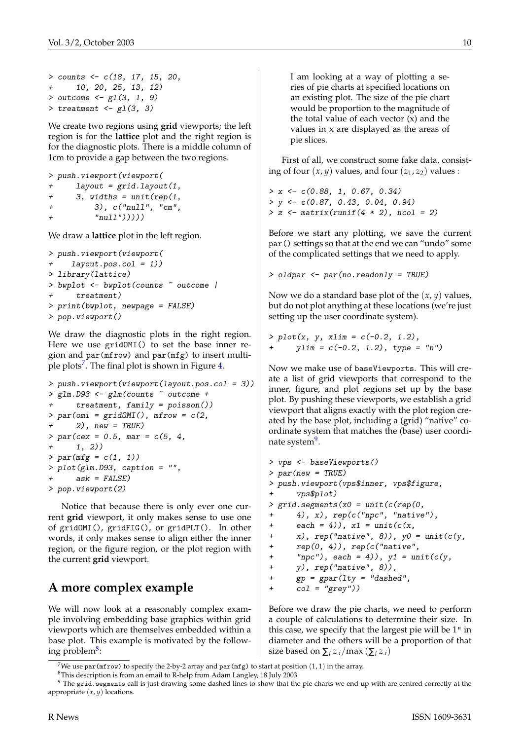```
> counts <- c(18, 17, 15, 20,
+     10, 20, 25, 13, 12)
> outcome <- gl(3, 1, 9)
> treatment <- gl(3, 3)
```

We create two regions using **grid** viewports; the left region is for the **lattice** plot and the right region is for the diagnostic plots. There is a middle column of 1cm to provide a gap between the two regions.

```
> push.viewport(viewport(
+     layout = grid.layout(1,
+     3, widths = unit(rep(1,
+         3), c("null", "cm",
+         "null")))))
```

We draw a **lattice** plot in the left region.

```
> push.viewport(viewport(
+    layout.pos.col = 1))
> library(lattice)
> bwplot <- bwplot(counts ~ outcome |
+     treatment)
> print(bwplot, newpage = FALSE)
> pop.viewport()
```

We draw the diagnostic plots in the right region. Here we use gridOMI() to set the base inner region and par(mfrow) and par(mfg) to insert multiple plots[7]. The final plot is shown in Figure 4.

```
> push.viewport(viewport(layout.pos.col = 3))
> glm.D93 <- glm(counts ~ outcome +
+     treatment, family = poisson())
> par(omi = gridOMI(), mfrow = c(2,
+     2), new = TRUE)
> par(cex = 0.5, mar = c(5, 4,
+     1, 2))
> par(mfg = c(1, 1))
> plot(glm.D93, caption = "",
+     ask = FALSE)
> pop.viewport(2)
```

Notice that because there is only ever one current **grid** viewport, it only makes sense to use one of gridOMI(), gridFIG(), or gridPLT(). In other words, it only makes sense to align either the inner region, or the figure region, or the plot region with the current **grid** viewport.

## A more complex example

We will now look at a reasonably complex example involving embedding base graphics within grid viewports which are themselves embedded within a base plot. This example is motivated by the following problem[8]:

> I am looking at a way of plotting a series of pie charts at specified locations on an existing plot. The size of the pie chart would be proportion to the magnitude of the total value of each vector (x) and the values in x are displayed as the areas of pie slices.

First of all, we construct some fake data, consisting of four $(x, y)$ values, and four $(z_1, z_2)$ values :

```
> x <- c(0.88, 1, 0.67, 0.34)
> y <- c(0.87, 0.43, 0.04, 0.94)
> z <- matrix(runif(4 * 2), ncol = 2)
```

Before we start any plotting, we save the current par() settings so that at the end we can "undo" some of the complicated settings that we need to apply.

```
> oldpar <- par(no.readonly = TRUE)
```

Now we do a standard base plot of the $(x, y)$ values, but do not plot anything at these locations (we're just setting up the user coordinate system).

```
> plot(x, y, xlim = c(-0.2, 1.2),
+     ylim = c(-0.2, 1.2), type = "n")
```

Now we make use of baseViewports. This will create a list of grid viewports that correspond to the inner, figure, and plot regions set up by the base plot. By pushing these viewports, we establish a grid viewport that aligns exactly with the plot region created by the base plot, including a (grid) "native" coordinate system that matches the (base) user coordinate system[9].

```
> vps <- baseViewports()
> par(new = TRUE)
> push.viewport(vps$inner, vps$figure,
+     vps$plot)
> grid.segments(x0 = unit(c(rep(0,
+     4), x), rep(c("npc", "native"),
+     each = 4)), x1 = unit(c(x,
+     x), rep("native", 8)), y0 = unit(c(y,
+     rep(0, 4)), rep(c("native",
+     "npc"), each = 4)), y1 = unit(c(y,
+     y), rep("native", 8)),
+     gp = gpar(lty = "dashed",
+     col = "grey"))
```

Before we draw the pie charts, we need to perform a couple of calculations to determine their size. In this case, we specify that the largest pie will be 1" in diameter and the others will be a proportion of that size based on $\sum_i z_{.i} / \max\left(\sum_i z_{.i}\right)$

[7] We use par(mfrow) to specify the 2-by-2 array and par(mfg) to start at position $(1, 1)$ in the array.

[8] This description is from an email to R-help from Adam Langley, 18 July 2003

[9] The grid.segments call is just drawing some dashed lines to show that the pie charts we end up with are centred correctly at the appropriate $(x, y)$ locations.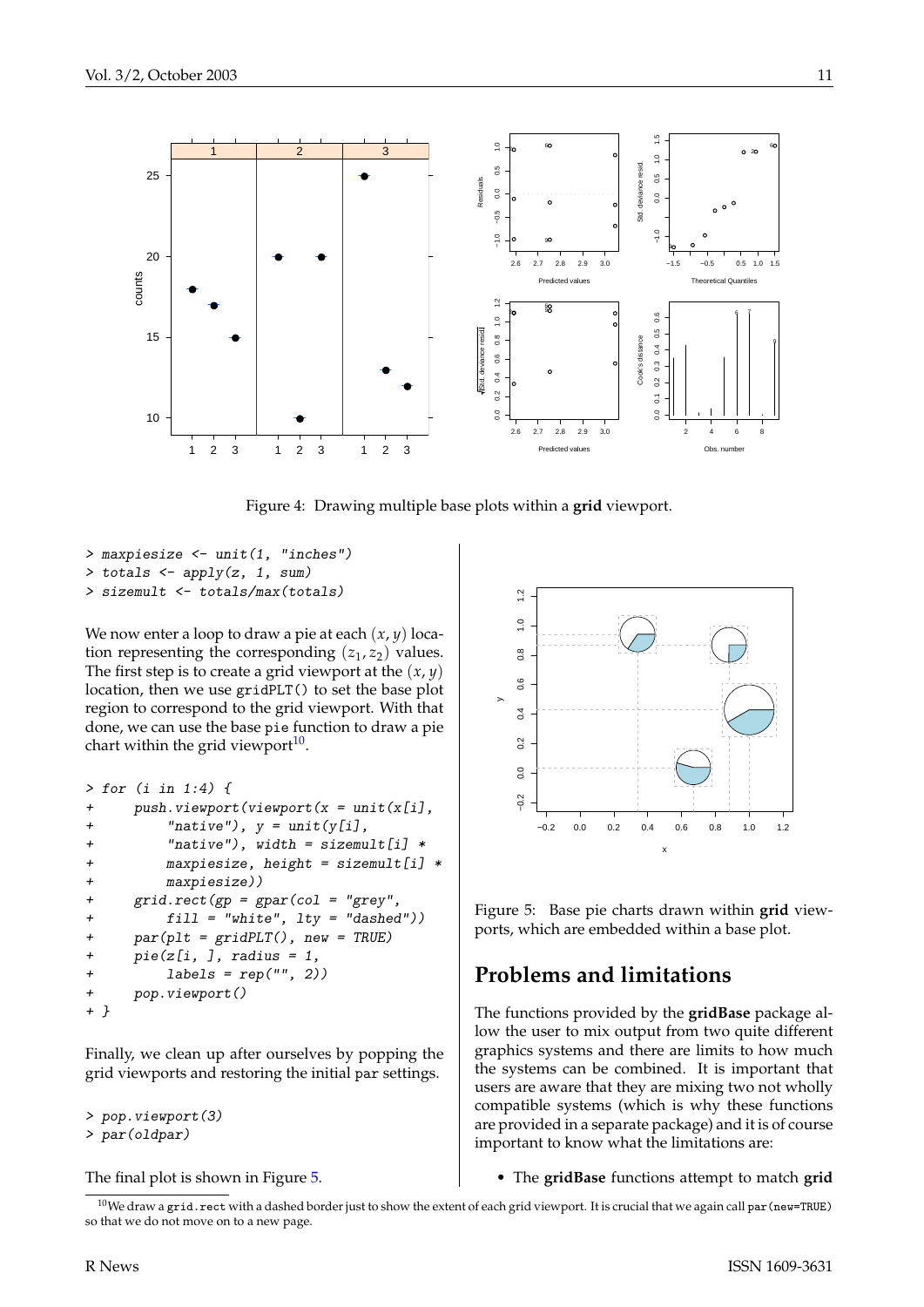Figure 4: Drawing multiple base plots within a **grid** viewport.

```
> maxpiesize <- unit(1, "inches")
> totals <- apply(z, 1, sum)
> sizemult <- totals/max(totals)
```

We now enter a loop to draw a pie at each $(x, y)$ location representing the corresponding $(z_1, z_2)$ values. The first step is to create a grid viewport at the $(x, y)$ location, then we use `gridPLT()` to set the base plot region to correspond to the grid viewport. With that done, we can use the base `pie` function to draw a pie chart within the grid viewport[10].

```
> for (i in 1:4) {
+     push.viewport(viewport(x = unit(x[i],
+         "native"), y = unit(y[i],
+         "native"), width = sizemult[i] *
+         maxpiesize, height = sizemult[i] *
+         maxpiesize))
+     grid.rect(gp = gpar(col = "grey",
+         fill = "white", lty = "dashed"))
+     par(plt = gridPLT(), new = TRUE)
+     pie(z[i, ], radius = 1,
+         labels = rep("", 2))
+     pop.viewport()
+ }
```

Finally, we clean up after ourselves by popping the grid viewports and restoring the initial `par` settings.

```
> pop.viewport(3)
> par(oldpar)
```

The final plot is shown in Figure 5.

Figure 5: Base pie charts drawn within **grid** viewports, which are embedded within a base plot.

## Problems and limitations

The functions provided by the **gridBase** package allow the user to mix output from two quite different graphics systems and there are limits to how much the systems can be combined. It is important that users are aware that they are mixing two not wholly compatible systems (which is why these functions are provided in a separate package) and it is of course important to know what the limitations are:

- The **gridBase** functions attempt to match **grid**

[10] We draw a `grid.rect` with a dashed border just to show the extent of each grid viewport. It is crucial that we again call `par(new=TRUE)` so that we do not move on to a new page.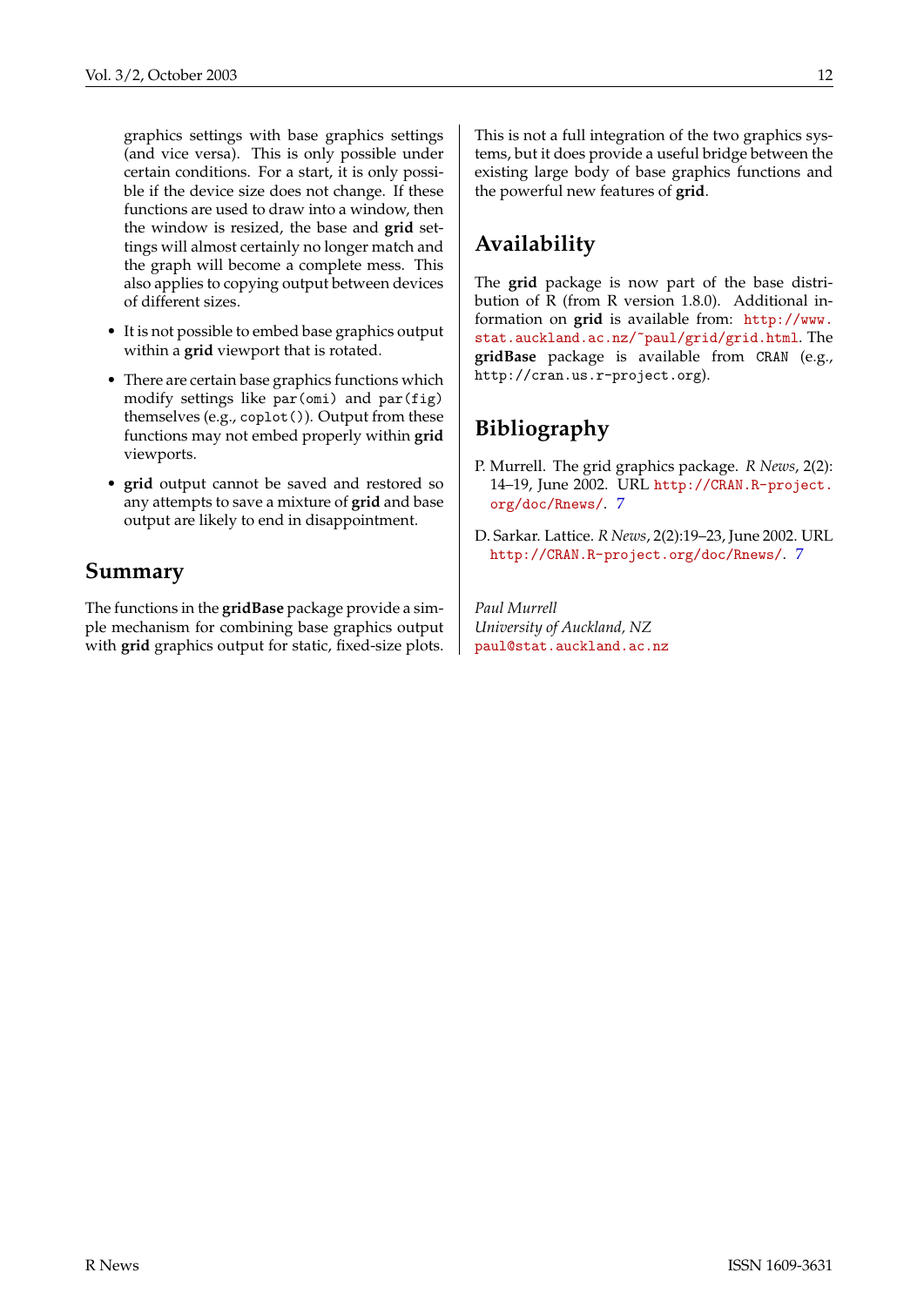graphics settings with base graphics settings (and vice versa). This is only possible under certain conditions. For a start, it is only possible if the device size does not change. If these functions are used to draw into a window, then the window is resized, the base and **grid** settings will almost certainly no longer match and the graph will become a complete mess. This also applies to copying output between devices of different sizes.

- It is not possible to embed base graphics output within a **grid** viewport that is rotated.
- There are certain base graphics functions which modify settings like `par(omi)` and `par(fig)` themselves (e.g., `coplot()`). Output from these functions may not embed properly within **grid** viewports.
- **grid** output cannot be saved and restored so any attempts to save a mixture of **grid** and base output are likely to end in disappointment.

## Summary

The functions in the **gridBase** package provide a simple mechanism for combining base graphics output with **grid** graphics output for static, fixed-size plots. This is not a full integration of the two graphics systems, but it does provide a useful bridge between the existing large body of base graphics functions and the powerful new features of **grid**.

## Availability

The **grid** package is now part of the base distribution of R (from R version 1.8.0). Additional information on **grid** is available from: `http://www.stat.auckland.ac.nz/~paul/grid/grid.html`. The **gridBase** package is available from CRAN (e.g., `http://cran.us.r-project.org`).

## Bibliography

P. Murrell. The grid graphics package. *R News*, 2(2): 14–19, June 2002. URL `http://CRAN.R-project.org/doc/Rnews/`. 7

D. Sarkar. Lattice. *R News*, 2(2):19–23, June 2002. URL `http://CRAN.R-project.org/doc/Rnews/`. 7

*Paul Murrell*
*University of Auckland, NZ*
`paul@stat.auckland.ac.nz`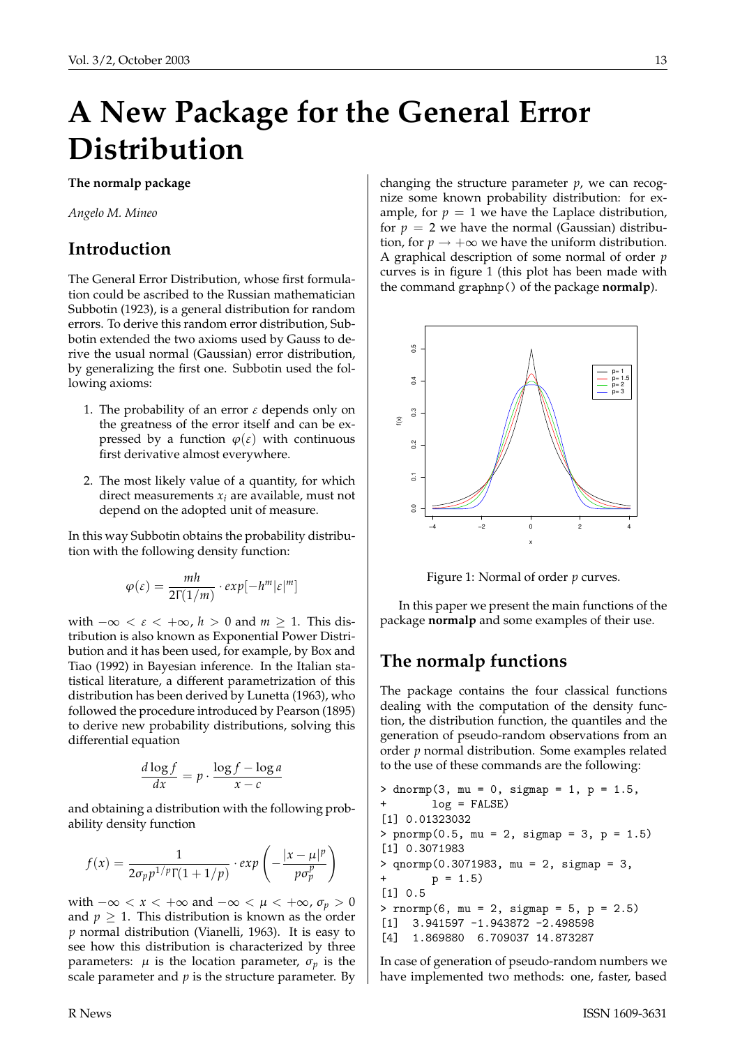# A New Package for the General Error Distribution

**The normalp package**

*Angelo M. Mineo*

## Introduction

The General Error Distribution, whose first formulation could be ascribed to the Russian mathematician Subbotin (1923), is a general distribution for random errors. To derive this random error distribution, Subbotin extended the two axioms used by Gauss to derive the usual normal (Gaussian) error distribution, by generalizing the first one. Subbotin used the following axioms:

1. The probability of an error $\varepsilon$ depends only on the greatness of the error itself and can be expressed by a function $\varphi(\varepsilon)$ with continuous first derivative almost everywhere.

2. The most likely value of a quantity, for which direct measurements $x_i$ are available, must not depend on the adopted unit of measure.

In this way Subbotin obtains the probability distribution with the following density function:

$$\varphi(\varepsilon) = \frac{mh}{2\Gamma(1/m)} \cdot exp[-h^m|\varepsilon|^m]$$

with $-\infty < \varepsilon < +\infty$, $h > 0$ and $m \geq 1$. This distribution is also known as Exponential Power Distribution and it has been used, for example, by Box and Tiao (1992) in Bayesian inference. In the Italian statistical literature, a different parametrization of this distribution has been derived by Lunetta (1963), who followed the procedure introduced by Pearson (1895) to derive new probability distributions, solving this differential equation

$$\frac{d \log f}{dx} = p \cdot \frac{\log f - \log a}{x - c}$$

and obtaining a distribution with the following probability density function

$$f(x) = \frac{1}{2\sigma_p p^{1/p}\Gamma(1+1/p)} \cdot exp\left(-\frac{|x-\mu|^p}{p\sigma_p^p}\right)$$

with $-\infty < x < +\infty$ and $-\infty < \mu < +\infty$, $\sigma_p > 0$ and $p \geq 1$. This distribution is known as the order $p$ normal distribution (Vianelli, 1963). It is easy to see how this distribution is characterized by three parameters: $\mu$ is the location parameter, $\sigma_p$ is the scale parameter and $p$ is the structure parameter. By changing the structure parameter $p$, we can recognize some known probability distribution: for example, for $p = 1$ we have the Laplace distribution, for $p = 2$ we have the normal (Gaussian) distribution, for $p \to +\infty$ we have the uniform distribution. A graphical description of some normal of order $p$ curves is in figure 1 (this plot has been made with the command `graphnp()` of the package **normalp**).

Figure 1: Normal of order $p$ curves.

In this paper we present the main functions of the package **normalp** and some examples of their use.

## The normalp functions

The package contains the four classical functions dealing with the computation of the density function, the distribution function, the quantiles and the generation of pseudo-random observations from an order $p$ normal distribution. Some examples related to the use of these commands are the following:

```
> dnormp(3, mu = 0, sigmap = 1, p = 1.5,
+        log = FALSE)
[1] 0.01323032
> pnormp(0.5, mu = 2, sigmap = 3, p = 1.5)
[1] 0.3071983
> qnormp(0.3071983, mu = 2, sigmap = 3,
+        p = 1.5)
[1] 0.5
> rnormp(6, mu = 2, sigmap = 5, p = 2.5)
[1]  3.941597 -1.943872 -2.498598
[4]  1.869880  6.709037 14.873287
```

In case of generation of pseudo-random numbers we have implemented two methods: one, faster, based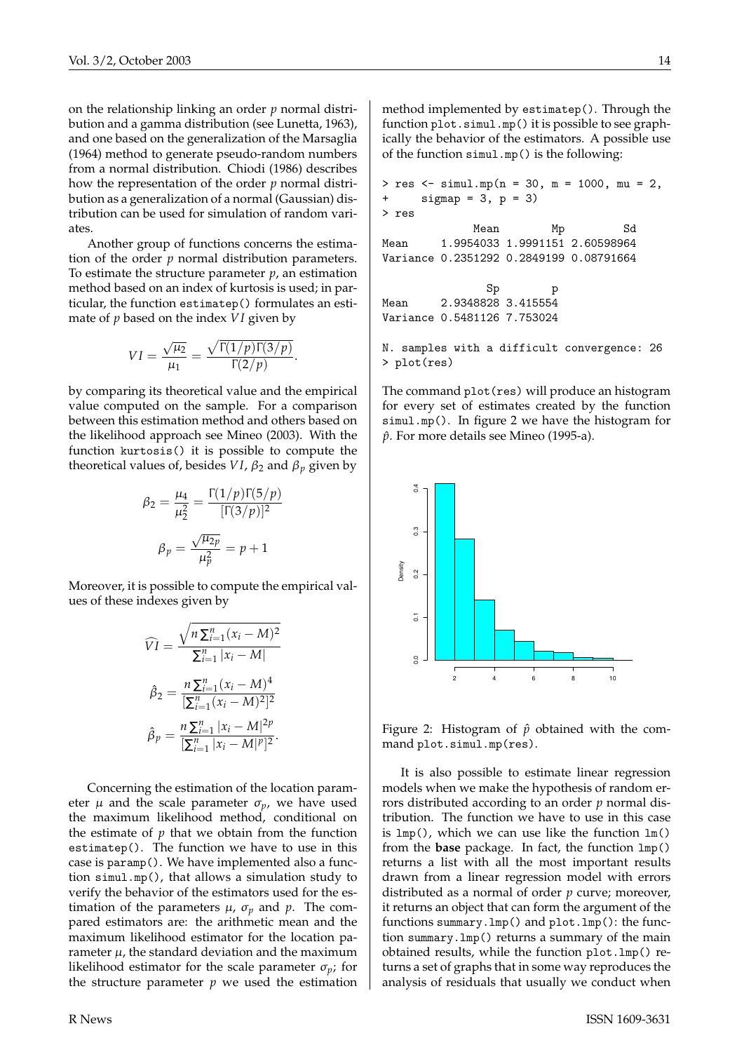on the relationship linking an order $p$ normal distribution and a gamma distribution (see Lunetta, 1963), and one based on the generalization of the Marsaglia (1964) method to generate pseudo-random numbers from a normal distribution. Chiodi (1986) describes how the representation of the order $p$ normal distribution as a generalization of a normal (Gaussian) distribution can be used for simulation of random variates.

Another group of functions concerns the estimation of the order $p$ normal distribution parameters. To estimate the structure parameter $p$, an estimation method based on an index of kurtosis is used; in particular, the function `estimatep()` formulates an estimate of $p$ based on the index $VI$ given by

$$VI = \frac{\sqrt{\mu_2}}{\mu_1} = \frac{\sqrt{\Gamma(1/p)\Gamma(3/p)}}{\Gamma(2/p)}.$$

by comparing its theoretical value and the empirical value computed on the sample. For a comparison between this estimation method and others based on the likelihood approach see Mineo (2003). With the function `kurtosis()` it is possible to compute the theoretical values of, besides $VI$, $\beta_2$ and $\beta_p$ given by

$$\beta_2 = \frac{\mu_4}{\mu_2^2} = \frac{\Gamma(1/p)\Gamma(5/p)}{[\Gamma(3/p)]^2}$$

$$\beta_p = \frac{\sqrt{\mu_{2p}}}{\mu_p^2} = p + 1$$

Moreover, it is possible to compute the empirical values of these indexes given by

$$\widehat{VI} = \frac{\sqrt{n \sum_{i=1}^n (x_i - M)^2}}{\sum_{i=1}^n |x_i - M|}$$

$$\hat{\beta}_2 = \frac{n \sum_{i=1}^n (x_i - M)^4}{[\sum_{i=1}^n (x_i - M)^2]^2}$$

$$\hat{\beta}_p = \frac{n \sum_{i=1}^n |x_i - M|^{2p}}{[\sum_{i=1}^n |x_i - M|^p]^2}.$$

Concerning the estimation of the location parameter $\mu$ and the scale parameter $\sigma_p$, we have used the maximum likelihood method, conditional on the estimate of $p$ that we obtain from the function `estimatep()`. The function we have to use in this case is `paramp()`. We have implemented also a function `simul.mp()`, that allows a simulation study to verify the behavior of the estimators used for the estimation of the parameters $\mu$, $\sigma_p$ and $p$. The compared estimators are: the arithmetic mean and the maximum likelihood estimator for the location parameter $\mu$, the standard deviation and the maximum likelihood estimator for the scale parameter $\sigma_p$; for the structure parameter $p$ we used the estimation method implemented by `estimatep()`. Through the function `plot.simul.mp()` it is possible to see graphically the behavior of the estimators. A possible use of the function `simul.mp()` is the following:

```
> res <- simul.mp(n = 30, m = 1000, mu = 2,
+     sigmap = 3, p = 3)
> res
              Mean        Mp         Sd
Mean     1.9954033 1.9991151 2.60598964
Variance 0.2351292 0.2849199 0.08791664

                Sp        p
Mean     2.9348828 3.415554
Variance 0.5481126 7.753024

N. samples with a difficult convergence: 26
> plot(res)
```

The command `plot(res)` will produce an histogram for every set of estimates created by the function `simul.mp()`. In figure 2 we have the histogram for $\hat{p}$. For more details see Mineo (1995-a).

Figure 2: Histogram of $\hat{p}$ obtained with the command `plot.simul.mp(res)`.

It is also possible to estimate linear regression models when we make the hypothesis of random errors distributed according to an order $p$ normal distribution. The function we have to use in this case is `lmp()`, which we can use like the function `lm()` from the **base** package. In fact, the function `lmp()` returns a list with all the most important results drawn from a linear regression model with errors distributed as a normal of order $p$ curve; moreover, it returns an object that can form the argument of the functions `summary.lmp()` and `plot.lmp()`: the function `summary.lmp()` returns a summary of the main obtained results, while the function `plot.lmp()` returns a set of graphs that in some way reproduces the analysis of residuals that usually we conduct when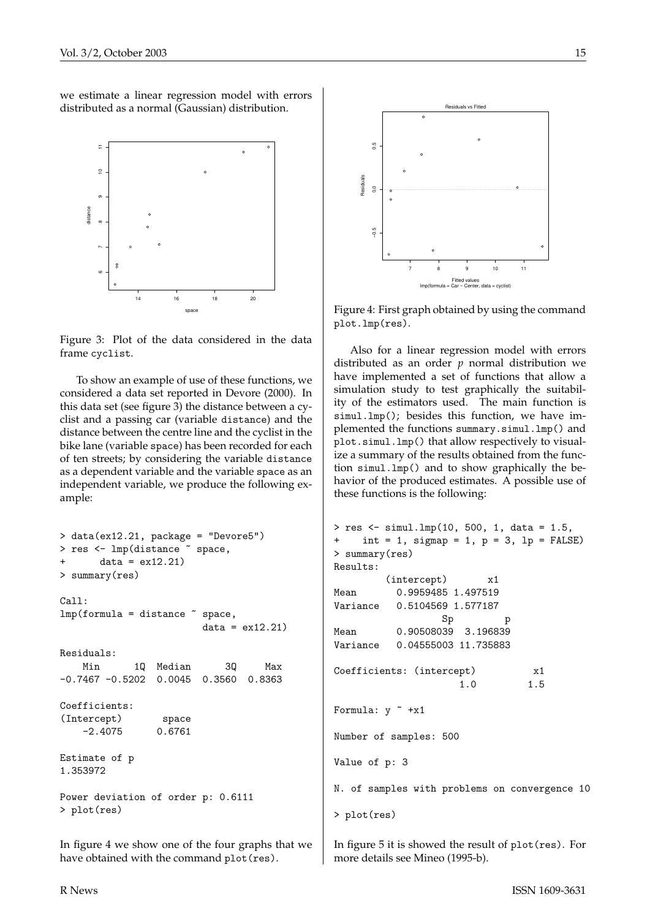we estimate a linear regression model with errors distributed as a normal (Gaussian) distribution.

Figure 3: Plot of the data considered in the data frame cyclist.

To show an example of use of these functions, we considered a data set reported in Devore (2000). In this data set (see figure 3) the distance between a cyclist and a passing car (variable distance) and the distance between the centre line and the cyclist in the bike lane (variable space) has been recorded for each of ten streets; by considering the variable distance as a dependent variable and the variable space as an independent variable, we produce the following example:

```
> data(ex12.21, package = "Devore5")
> res <- lmp(distance ~ space,
+       data = ex12.21)
> summary(res)

Call:
lmp(formula = distance ~ space,
                         data = ex12.21)

Residuals:
    Min      1Q  Median      3Q     Max
-0.7467 -0.5202  0.0045  0.3560  0.8363

Coefficients:
(Intercept)        space
    -2.4075       0.6761

Estimate of p
1.353972

Power deviation of order p: 0.6111
> plot(res)
```

In figure 4 we show one of the four graphs that we have obtained with the command plot(res).

Figure 4: First graph obtained by using the command plot.lmp(res).

Also for a linear regression model with errors distributed as an order $p$ normal distribution we have implemented a set of functions that allow a simulation study to test graphically the suitability of the estimators used. The main function is simul.lmp(); besides this function, we have implemented the functions summary.simul.lmp() and plot.simul.lmp() that allow respectively to visualize a summary of the results obtained from the function simul.lmp() and to show graphically the behavior of the produced estimates. A possible use of these functions is the following:

```
> res <- simul.lmp(10, 500, 1, data = 1.5,
+    int = 1, sigmap = 1, p = 3, lp = FALSE)
> summary(res)
Results:
        (intercept)       x1
Mean       0.9959485 1.497519
Variance   0.5104569 1.577187
                  Sp         p
Mean       0.90508039  3.196839
Variance   0.04555003 11.735883

Coefficients: (intercept)          x1
                      1.0         1.5

Formula: y ~ +x1

Number of samples: 500

Value of p: 3

N. of samples with problems on convergence 10

> plot(res)
```

In figure 5 it is showed the result of plot(res). For more details see Mineo (1995-b).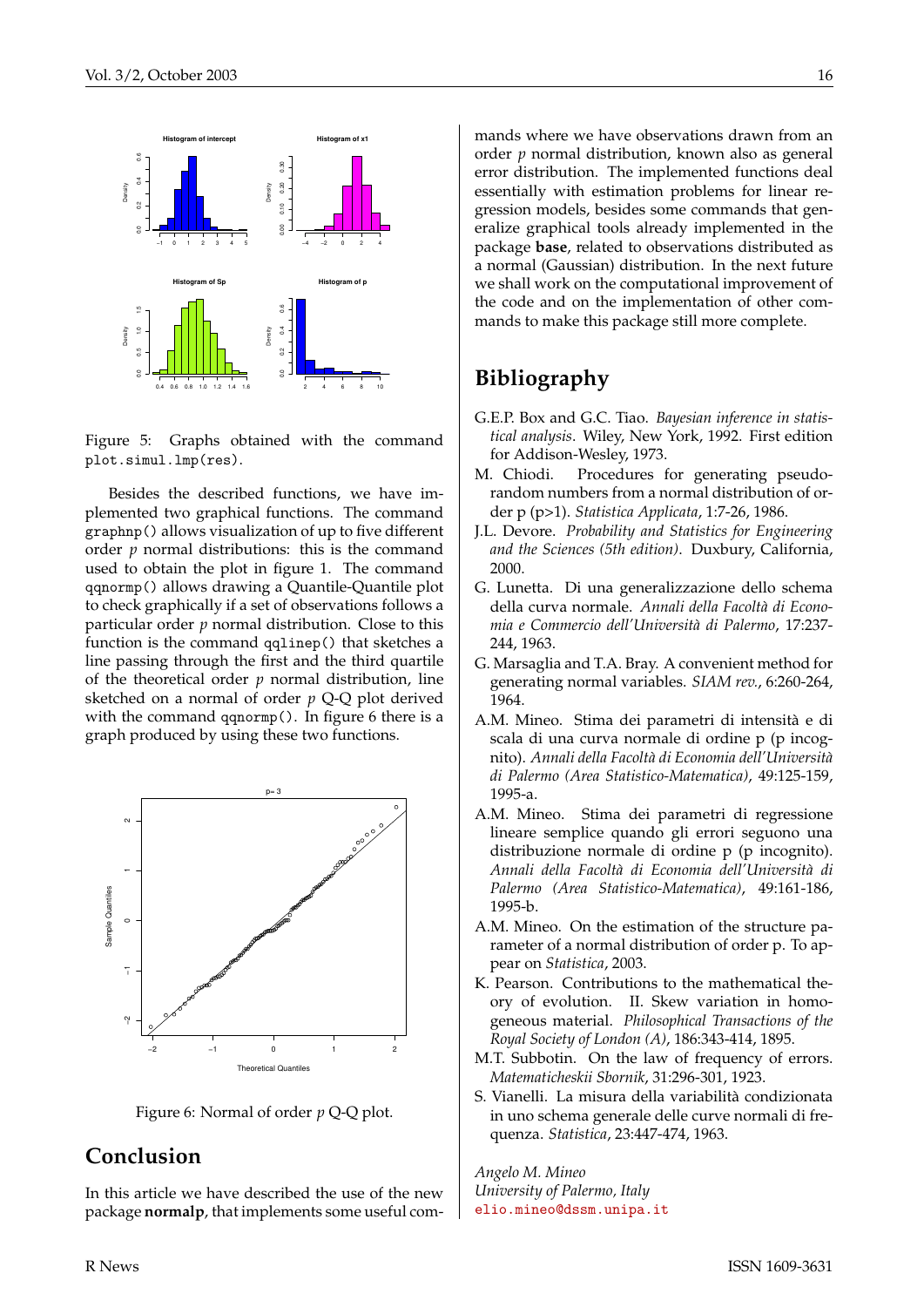Figure 5: Graphs obtained with the command `plot.simul.lmp(res)`.

Besides the described functions, we have implemented two graphical functions. The command `graphnp()` allows visualization of up to five different order $p$ normal distributions: this is the command used to obtain the plot in figure 1. The command `qqnormp()` allows drawing a Quantile-Quantile plot to check graphically if a set of observations follows a particular order $p$ normal distribution. Close to this function is the command `qqlinep()` that sketches a line passing through the first and the third quartile of the theoretical order $p$ normal distribution, line sketched on a normal of order $p$ Q-Q plot derived with the command `qqnormp()`. In figure 6 there is a graph produced by using these two functions.

Figure 6: Normal of order $p$ Q-Q plot.

## Conclusion

In this article we have described the use of the new package **normalp**, that implements some useful commands where we have observations drawn from an order $p$ normal distribution, known also as general error distribution. The implemented functions deal essentially with estimation problems for linear regression models, besides some commands that generalize graphical tools already implemented in the package **base**, related to observations distributed as a normal (Gaussian) distribution. In the next future we shall work on the computational improvement of the code and on the implementation of other commands to make this package still more complete.

## Bibliography

G.E.P. Box and G.C. Tiao. *Bayesian inference in statistical analysis*. Wiley, New York, 1992. First edition for Addison-Wesley, 1973.

M. Chiodi. Procedures for generating pseudo-random numbers from a normal distribution of order p (p>1). *Statistica Applicata*, 1:7-26, 1986.

J.L. Devore. *Probability and Statistics for Engineering and the Sciences (5th edition)*. Duxbury, California, 2000.

G. Lunetta. Di una generalizzazione dello schema della curva normale. *Annali della Facoltà di Economia e Commercio dell'Università di Palermo*, 17:237-244, 1963.

G. Marsaglia and T.A. Bray. A convenient method for generating normal variables. *SIAM rev.*, 6:260-264, 1964.

A.M. Mineo. Stima dei parametri di intensità e di scala di una curva normale di ordine p (p incognito). *Annali della Facoltà di Economia dell'Università di Palermo (Area Statistico-Matematica)*, 49:125-159, 1995-a.

A.M. Mineo. Stima dei parametri di regressione lineare semplice quando gli errori seguono una distribuzione normale di ordine p (p incognito). *Annali della Facoltà di Economia dell'Università di Palermo (Area Statistico-Matematica)*, 49:161-186, 1995-b.

A.M. Mineo. On the estimation of the structure parameter of a normal distribution of order p. To appear on *Statistica*, 2003.

K. Pearson. Contributions to the mathematical theory of evolution. II. Skew variation in homogeneous material. *Philosophical Transactions of the Royal Society of London (A)*, 186:343-414, 1895.

M.T. Subbotin. On the law of frequency of errors. *Matematicheskii Sbornik*, 31:296-301, 1923.

S. Vianelli. La misura della variabilità condizionata in uno schema generale delle curve normali di frequenza. *Statistica*, 23:447-474, 1963.

*Angelo M. Mineo*
*University of Palermo, Italy*
elio.mineo@dssm.unipa.it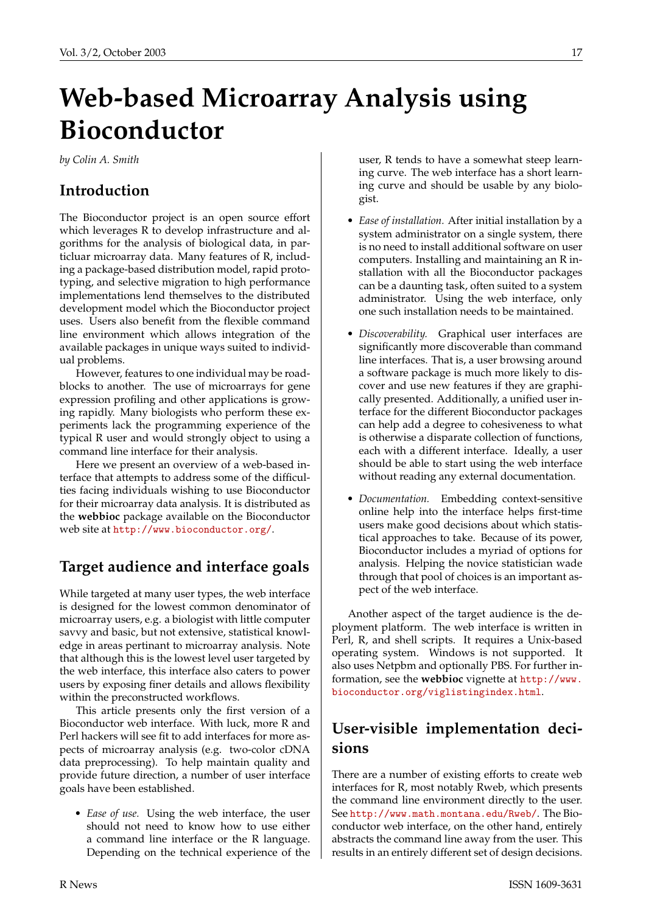# Web-based Microarray Analysis using Bioconductor

*by Colin A. Smith*

## Introduction

The Bioconductor project is an open source effort which leverages R to develop infrastructure and algorithms for the analysis of biological data, in particular microarray data. Many features of R, including a package-based distribution model, rapid prototyping, and selective migration to high performance implementations lend themselves to the distributed development model which the Bioconductor project uses. Users also benefit from the flexible command line environment which allows integration of the available packages in unique ways suited to individual problems.

However, features to one individual may be roadblocks to another. The use of microarrays for gene expression profiling and other applications is growing rapidly. Many biologists who perform these experiments lack the programming experience of the typical R user and would strongly object to using a command line interface for their analysis.

Here we present an overview of a web-based interface that attempts to address some of the difficulties facing individuals wishing to use Bioconductor for their microarray data analysis. It is distributed as the **webbioc** package available on the Bioconductor web site at http://www.bioconductor.org/.

## Target audience and interface goals

While targeted at many user types, the web interface is designed for the lowest common denominator of microarray users, e.g. a biologist with little computer savvy and basic, but not extensive, statistical knowledge in areas pertinant to microarray analysis. Note that although this is the lowest level user targeted by the web interface, this interface also caters to power users by exposing finer details and allows flexibility within the preconstructed workflows.

This article presents only the first version of a Bioconductor web interface. With luck, more R and Perl hackers will see fit to add interfaces for more aspects of microarray analysis (e.g. two-color cDNA data preprocessing). To help maintain quality and provide future direction, a number of user interface goals have been established.

- *Ease of use.* Using the web interface, the user should not need to know how to use either a command line interface or the R language. Depending on the technical experience of the user, R tends to have a somewhat steep learning curve. The web interface has a short learning curve and should be usable by any biologist.

- *Ease of installation.* After initial installation by a system administrator on a single system, there is no need to install additional software on user computers. Installing and maintaining an R installation with all the Bioconductor packages can be a daunting task, often suited to a system administrator. Using the web interface, only one such installation needs to be maintained.

- *Discoverability.* Graphical user interfaces are significantly more discoverable than command line interfaces. That is, a user browsing around a software package is much more likely to discover and use new features if they are graphically presented. Additionally, a unified user interface for the different Bioconductor packages can help add a degree to cohesiveness to what is otherwise a disparate collection of functions, each with a different interface. Ideally, a user should be able to start using the web interface without reading any external documentation.

- *Documentation.* Embedding context-sensitive online help into the interface helps first-time users make good decisions about which statistical approaches to take. Because of its power, Bioconductor includes a myriad of options for analysis. Helping the novice statistician wade through that pool of choices is an important aspect of the web interface.

Another aspect of the target audience is the deployment platform. The web interface is written in Perl, R, and shell scripts. It requires a Unix-based operating system. Windows is not supported. It also uses Netpbm and optionally PBS. For further information, see the **webbioc** vignette at http://www.bioconductor.org/viglistingindex.html.

## User-visible implementation decisions

There are a number of existing efforts to create web interfaces for R, most notably Rweb, which presents the command line environment directly to the user. See http://www.math.montana.edu/Rweb/. The Bioconductor web interface, on the other hand, entirely abstracts the command line away from the user. This results in an entirely different set of design decisions.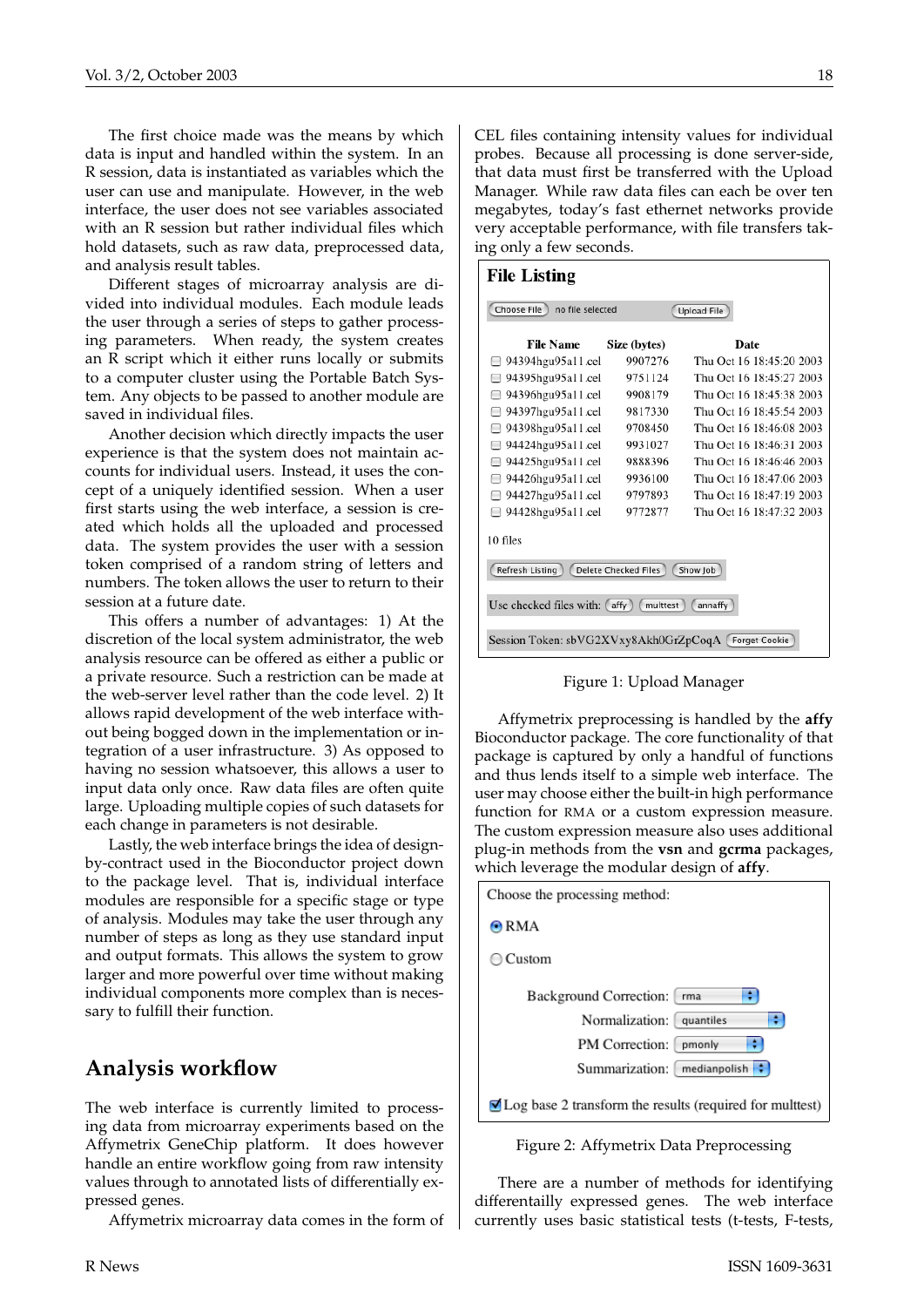The first choice made was the means by which data is input and handled within the system. In an R session, data is instantiated as variables which the user can use and manipulate. However, in the web interface, the user does not see variables associated with an R session but rather individual files which hold datasets, such as raw data, preprocessed data, and analysis result tables.

Different stages of microarray analysis are divided into individual modules. Each module leads the user through a series of steps to gather processing parameters. When ready, the system creates an R script which it either runs locally or submits to a computer cluster using the Portable Batch System. Any objects to be passed to another module are saved in individual files.

Another decision which directly impacts the user experience is that the system does not maintain accounts for individual users. Instead, it uses the concept of a uniquely identified session. When a user first starts using the web interface, a session is created which holds all the uploaded and processed data. The system provides the user with a session token comprised of a random string of letters and numbers. The token allows the user to return to their session at a future date.

This offers a number of advantages: 1) At the discretion of the local system administrator, the web analysis resource can be offered as either a public or a private resource. Such a restriction can be made at the web-server level rather than the code level. 2) It allows rapid development of the web interface without being bogged down in the implementation or integration of a user infrastructure. 3) As opposed to having no session whatsoever, this allows a user to input data only once. Raw data files are often quite large. Uploading multiple copies of such datasets for each change in parameters is not desirable.

Lastly, the web interface brings the idea of design-by-contract used in the Bioconductor project down to the package level. That is, individual interface modules are responsible for a specific stage or type of analysis. Modules may take the user through any number of steps as long as they use standard input and output formats. This allows the system to grow larger and more powerful over time without making individual components more complex than is necessary to fulfill their function.

## Analysis workflow

The web interface is currently limited to processing data from microarray experiments based on the Affymetrix GeneChip platform. It does however handle an entire workflow going from raw intensity values through to annotated lists of differentially expressed genes.

Affymetrix microarray data comes in the form of CEL files containing intensity values for individual probes. Because all processing is done server-side, that data must first be transferred with the Upload Manager. While raw data files can each be over ten megabytes, today's fast ethernet networks provide very acceptable performance, with file transfers taking only a few seconds.

**File Listing**

Choose File  no file selected  Upload File

| File Name | Size (bytes) | Date |
|---|---|---|
| 94394hgu95a11.cel | 9907276 | Thu Oct 16 18:45:20 2003 |
| 94395hgu95a11.cel | 9751124 | Thu Oct 16 18:45:27 2003 |
| 94396hgu95a11.cel | 9908179 | Thu Oct 16 18:45:38 2003 |
| 94397hgu95a11.cel | 9817330 | Thu Oct 16 18:45:54 2003 |
| 94398hgu95a11.cel | 9708450 | Thu Oct 16 18:46:08 2003 |
| 94424hgu95a11.cel | 9931027 | Thu Oct 16 18:46:31 2003 |
| 94425hgu95a11.cel | 9888396 | Thu Oct 16 18:46:46 2003 |
| 94426hgu95a11.cel | 9936100 | Thu Oct 16 18:47:06 2003 |
| 94427hgu95a11.cel | 9797893 | Thu Oct 16 18:47:19 2003 |
| 94428hgu95a11.cel | 9772877 | Thu Oct 16 18:47:32 2003 |

10 files

Refresh Listing  Delete Checked Files  Show Job

Use checked files with: affy  multtest  annaffy

Session Token: sbVG2XVxy8Akh0GrZpCoqA  Forget Cookie

Figure 1: Upload Manager

Affymetrix preprocessing is handled by the **affy** Bioconductor package. The core functionality of that package is captured by only a handful of functions and thus lends itself to a simple web interface. The user may choose either the built-in high performance function for RMA or a custom expression measure. The custom expression measure also uses additional plug-in methods from the **vsn** and **gcrma** packages, which leverage the modular design of **affy**.

Choose the processing method:

- RMA
- Custom

Background Correction: rma
Normalization: quantiles
PM Correction: pmonly
Summarization: medianpolish

Log base 2 transform the results (required for multtest)

Figure 2: Affymetrix Data Preprocessing

There are a number of methods for identifying differentailly expressed genes. The web interface currently uses basic statistical tests (t-tests, F-tests,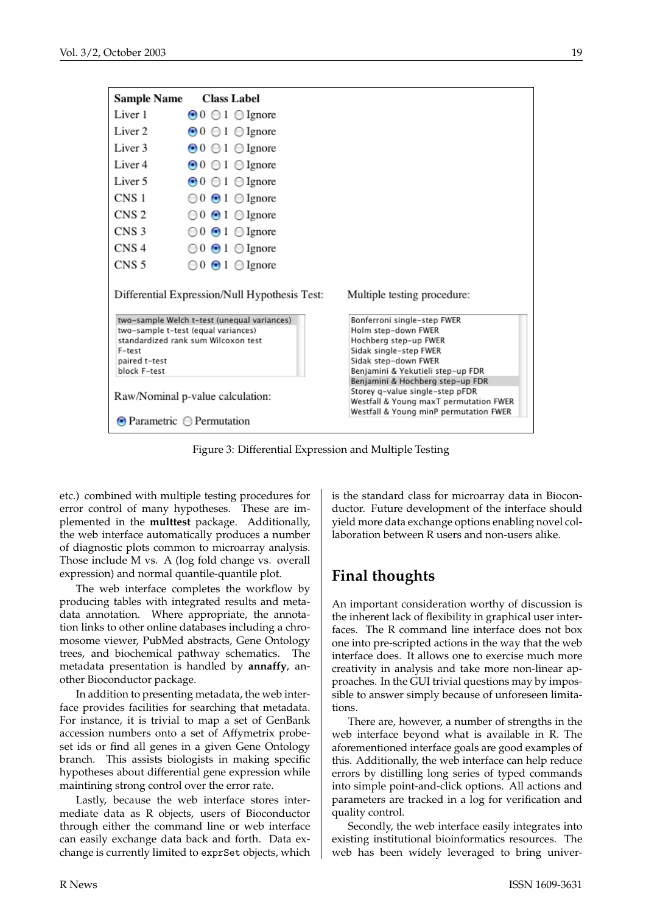Figure 3: Differential Expression and Multiple Testing

etc.) combined with multiple testing procedures for error control of many hypotheses. These are implemented in the **multtest** package. Additionally, the web interface automatically produces a number of diagnostic plots common to microarray analysis. Those include M vs. A (log fold change vs. overall expression) and normal quantile-quantile plot.

The web interface completes the workflow by producing tables with integrated results and metadata annotation. Where appropriate, the annotation links to other online databases including a chromosome viewer, PubMed abstracts, Gene Ontology trees, and biochemical pathway schematics. The metadata presentation is handled by **annaffy**, another Bioconductor package.

In addition to presenting metadata, the web interface provides facilities for searching that metadata. For instance, it is trivial to map a set of GenBank accession numbers onto a set of Affymetrix probeset ids or find all genes in a given Gene Ontology branch. This assists biologists in making specific hypotheses about differential gene expression while maintining strong control over the error rate.

Lastly, because the web interface stores intermediate data as R objects, users of Bioconductor through either the command line or web interface can easily exchange data back and forth. Data exchange is currently limited to `exprSet` objects, which is the standard class for microarray data in Bioconductor. Future development of the interface should yield more data exchange options enabling novel collaboration between R users and non-users alike.

## Final thoughts

An important consideration worthy of discussion is the inherent lack of flexibility in graphical user interfaces. The R command line interface does not box one into pre-scripted actions in the way that the web interface does. It allows one to exercise much more creativity in analysis and take more non-linear approaches. In the GUI trivial questions may by impossible to answer simply because of unforeseen limitations.

There are, however, a number of strengths in the web interface beyond what is available in R. The aforementioned interface goals are good examples of this. Additionally, the web interface can help reduce errors by distilling long series of typed commands into simple point-and-click options. All actions and parameters are tracked in a log for verification and quality control.

Secondly, the web interface easily integrates into existing institutional bioinformatics resources. The web has been widely leveraged to bring univer-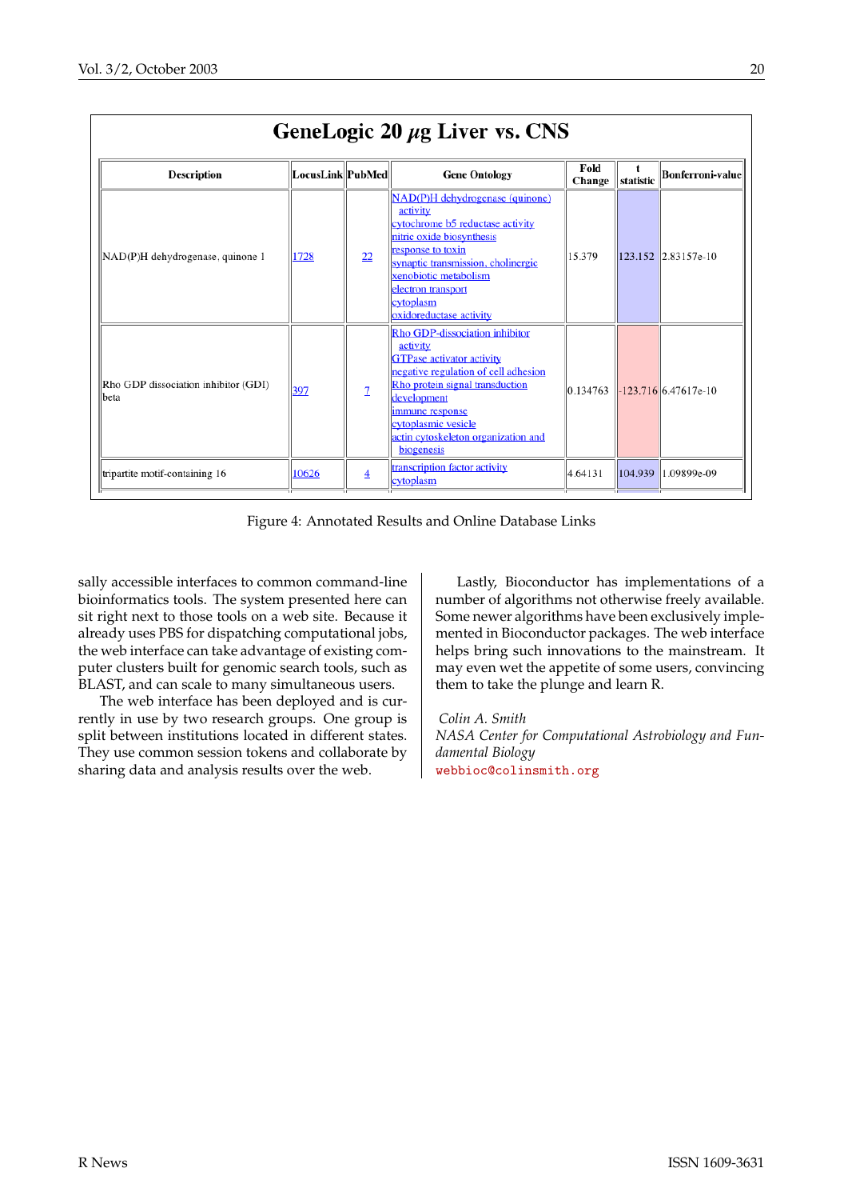**GeneLogic 20 $\mu$g Liver vs. CNS**

| Description | LocusLink | PubMed | Gene Ontology | Fold Change | t statistic | Bonferroni-value |
|---|---|---|---|---|---|---|
| NAD(P)H dehydrogenase, quinone 1 | 1728 | 22 | NAD(P)H dehydrogenase (quinone) activity<br>cytochrome b5 reductase activity<br>nitric oxide biosynthesis<br>response to toxin<br>synaptic transmission, cholinergic<br>xenobiotic metabolism<br>electron transport<br>cytoplasm<br>oxidoreductase activity | 15.379 | 123.152 | 2.83157e-10 |
| Rho GDP dissociation inhibitor (GDI) beta | 397 | 7 | Rho GDP-dissociation inhibitor activity<br>GTPase activator activity<br>negative regulation of cell adhesion<br>Rho protein signal transduction<br>development<br>immune response<br>cytoplasmic vesicle<br>actin cytoskeleton organization and biogenesis | 0.134763 | -123.716 | 6.47617e-10 |
| tripartite motif-containing 16 | 10626 | 4 | transcription factor activity<br>cytoplasm | 4.64131 | 104.939 | 1.09899e-09 |

Figure 4: Annotated Results and Online Database Links

sally accessible interfaces to common command-line bioinformatics tools. The system presented here can sit right next to those tools on a web site. Because it already uses PBS for dispatching computational jobs, the web interface can take advantage of existing computer clusters built for genomic search tools, such as BLAST, and can scale to many simultaneous users.

The web interface has been deployed and is currently in use by two research groups. One group is split between institutions located in different states. They use common session tokens and collaborate by sharing data and analysis results over the web.

Lastly, Bioconductor has implementations of a number of algorithms not otherwise freely available. Some newer algorithms have been exclusively implemented in Bioconductor packages. The web interface helps bring such innovations to the mainstream. It may even wet the appetite of some users, convincing them to take the plunge and learn R.

*Colin A. Smith*
*NASA Center for Computational Astrobiology and Fundamental Biology*
webbioc@colinsmith.org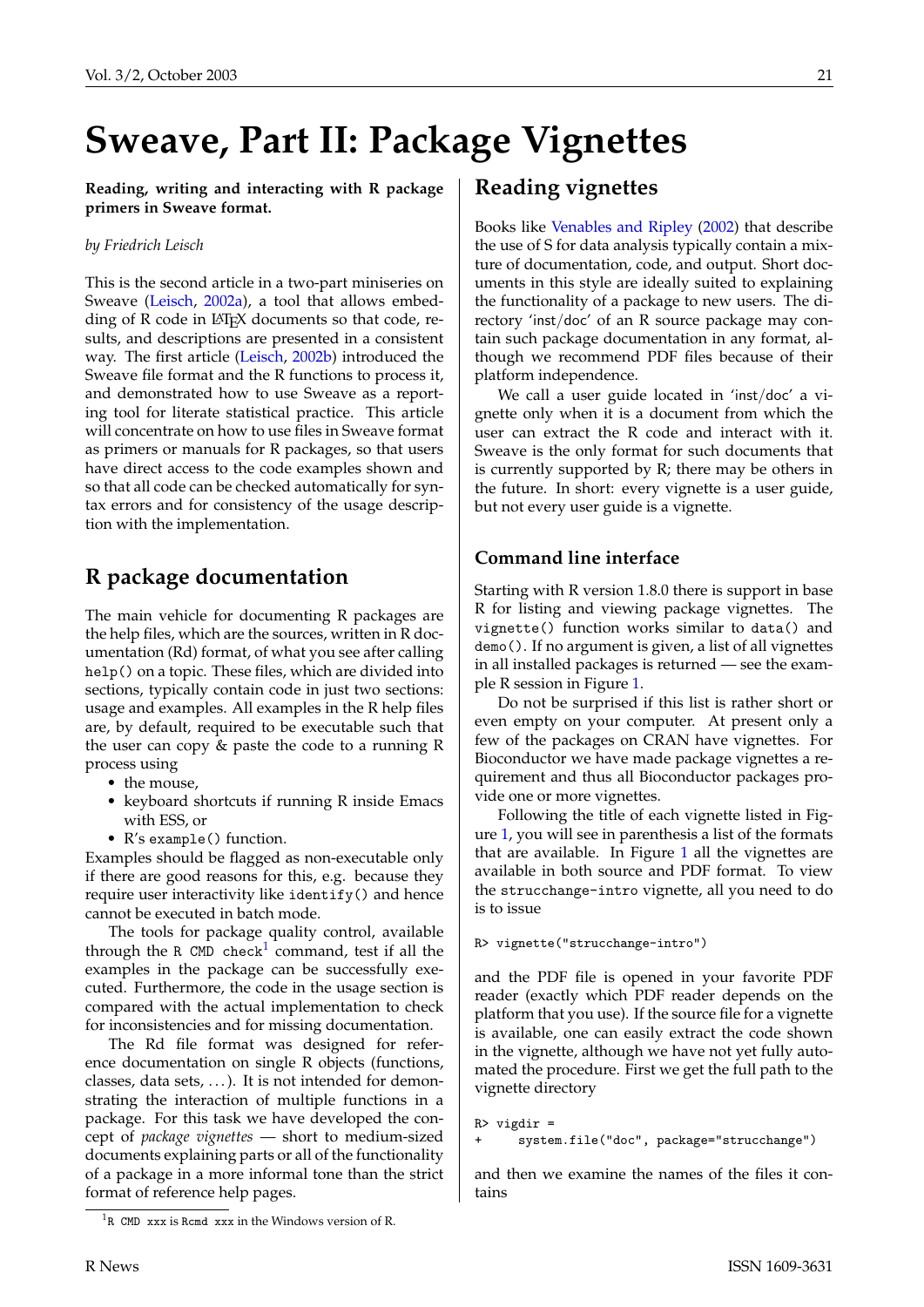# Sweave, Part II: Package Vignettes

**Reading, writing and interacting with R package primers in Sweave format.**

*by Friedrich Leisch*

This is the second article in a two-part miniseries on Sweave (Leisch, 2002a), a tool that allows embedding of R code in LaTeX documents so that code, results, and descriptions are presented in a consistent way. The first article (Leisch, 2002b) introduced the Sweave file format and the R functions to process it, and demonstrated how to use Sweave as a reporting tool for literate statistical practice. This article will concentrate on how to use files in Sweave format as primers or manuals for R packages, so that users have direct access to the code examples shown and so that all code can be checked automatically for syntax errors and for consistency of the usage description with the implementation.

## R package documentation

The main vehicle for documenting R packages are the help files, which are the sources, written in R documentation (Rd) format, of what you see after calling `help()` on a topic. These files, which are divided into sections, typically contain code in just two sections: usage and examples. All examples in the R help files are, by default, required to be executable such that the user can copy & paste the code to a running R process using

- the mouse,
- keyboard shortcuts if running R inside Emacs with ESS, or
- R's `example()` function.

Examples should be flagged as non-executable only if there are good reasons for this, e.g. because they require user interactivity like `identify()` and hence cannot be executed in batch mode.

The tools for package quality control, available through the `R CMD check`[1] command, test if all the examples in the package can be successfully executed. Furthermore, the code in the usage section is compared with the actual implementation to check for inconsistencies and for missing documentation.

The Rd file format was designed for reference documentation on single R objects (functions, classes, data sets, ...). It is not intended for demonstrating the interaction of multiple functions in a package. For this task we have developed the concept of *package vignettes* — short to medium-sized documents explaining parts or all of the functionality of a package in a more informal tone than the strict format of reference help pages.

[1] `R CMD xxx` is `Rcmd xxx` in the Windows version of R.

## Reading vignettes

Books like Venables and Ripley (2002) that describe the use of S for data analysis typically contain a mixture of documentation, code, and output. Short documents in this style are ideally suited to explaining the functionality of a package to new users. The directory 'inst/doc' of an R source package may contain such package documentation in any format, although we recommend PDF files because of their platform independence.

We call a user guide located in 'inst/doc' a vignette only when it is a document from which the user can extract the R code and interact with it. Sweave is the only format for such documents that is currently supported by R; there may be others in the future. In short: every vignette is a user guide, but not every user guide is a vignette.

### Command line interface

Starting with R version 1.8.0 there is support in base R for listing and viewing package vignettes. The `vignette()` function works similar to `data()` and `demo()`. If no argument is given, a list of all vignettes in all installed packages is returned — see the example R session in Figure 1.

Do not be surprised if this list is rather short or even empty on your computer. At present only a few of the packages on CRAN have vignettes. For Bioconductor we have made package vignettes a requirement and thus all Bioconductor packages provide one or more vignettes.

Following the title of each vignette listed in Figure 1, you will see in parenthesis a list of the formats that are available. In Figure 1 all the vignettes are available in both source and PDF format. To view the `strucchange-intro` vignette, all you need to do is to issue

```
R> vignette("strucchange-intro")
```

and the PDF file is opened in your favorite PDF reader (exactly which PDF reader depends on the platform that you use). If the source file for a vignette is available, one can easily extract the code shown in the vignette, although we have not yet fully automated the procedure. First we get the full path to the vignette directory

```
R> vigdir =
+     system.file("doc", package="strucchange")
```

and then we examine the names of the files it contains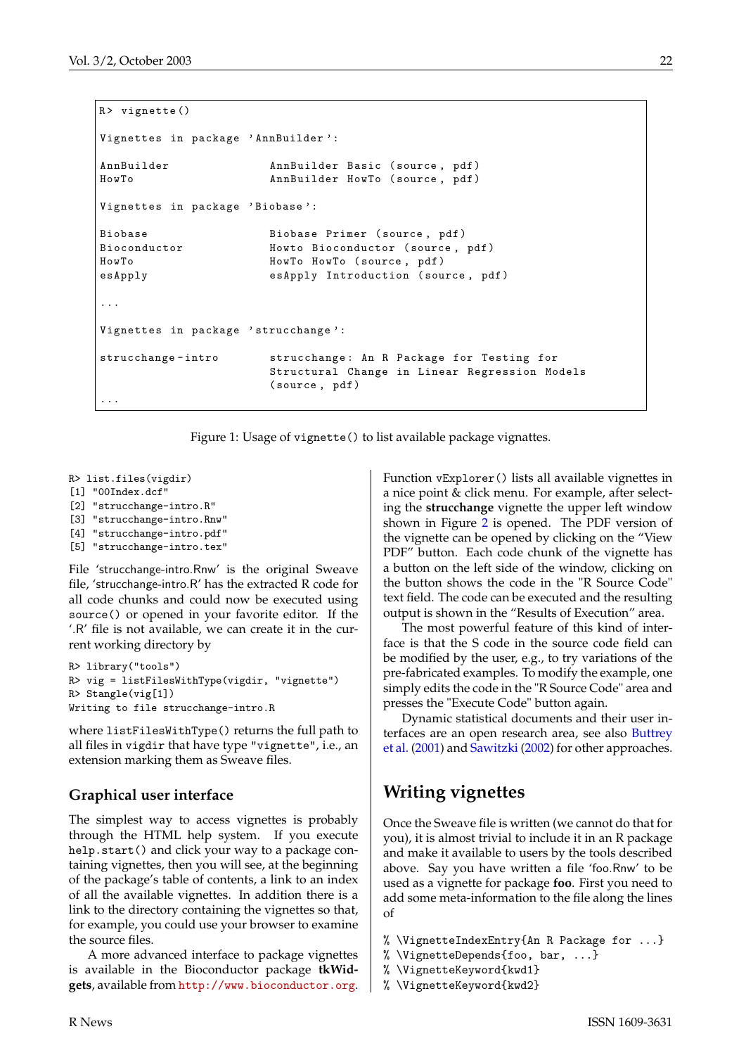```
R> vignette()

Vignettes in package 'AnnBuilder':

AnnBuilder               AnnBuilder Basic (source, pdf)
HowTo                    AnnBuilder HowTo (source, pdf)

Vignettes in package 'Biobase':

Biobase                  Biobase Primer (source, pdf)
Bioconductor             Howto Bioconductor (source, pdf)
HowTo                    HowTo HowTo (source, pdf)
esApply                  esApply Introduction (source, pdf)

...

Vignettes in package 'strucchange':

strucchange-intro        strucchange: An R Package for Testing for
                         Structural Change in Linear Regression Models
                         (source, pdf)
...
```

Figure 1: Usage of `vignette()` to list available package vignattes.

```
R> list.files(vigdir)
[1] "00Index.dcf"
[2] "strucchange-intro.R"
[3] "strucchange-intro.Rnw"
[4] "strucchange-intro.pdf"
[5] "strucchange-intro.tex"
```

File 'strucchange-intro.Rnw' is the original Sweave file, 'strucchange-intro.R' has the extracted R code for all code chunks and could now be executed using `source()` or opened in your favorite editor. If the '.R' file is not available, we can create it in the current working directory by

```
R> library("tools")
R> vig = listFilesWithType(vigdir, "vignette")
R> Stangle(vig[1])
Writing to file strucchange-intro.R
```

where `listFilesWithType()` returns the full path to all files in `vigdir` that have type `"vignette"`, i.e., an extension marking them as Sweave files.

## Graphical user interface

The simplest way to access vignettes is probably through the HTML help system. If you execute `help.start()` and click your way to a package containing vignettes, then you will see, at the beginning of the package's table of contents, a link to an index of all the available vignettes. In addition there is a link to the directory containing the vignettes so that, for example, you could use your browser to examine the source files.

A more advanced interface to package vignettes is available in the Bioconductor package **tkWidgets**, available from http://www.bioconductor.org.

Function `vExplorer()` lists all available vignettes in a nice point & click menu. For example, after selecting the **strucchange** vignette the upper left window shown in Figure 2 is opened. The PDF version of the vignette can be opened by clicking on the "View PDF" button. Each code chunk of the vignette has a button on the left side of the window, clicking on the button shows the code in the "R Source Code" text field. The code can be executed and the resulting output is shown in the "Results of Execution" area.

The most powerful feature of this kind of interface is that the S code in the source code field can be modified by the user, e.g., to try variations of the pre-fabricated examples. To modify the example, one simply edits the code in the "R Source Code" area and presses the "Execute Code" button again.

Dynamic statistical documents and their user interfaces are an open research area, see also Buttrey et al. (2001) and Sawitzki (2002) for other approaches.

# Writing vignettes

Once the Sweave file is written (we cannot do that for you), it is almost trivial to include it in an R package and make it available to users by the tools described above. Say you have written a file 'foo.Rnw' to be used as a vignette for package **foo**. First you need to add some meta-information to the file along the lines of

```
% \VignetteIndexEntry{An R Package for ...}
% \VignetteDepends{foo, bar, ...}
% \VignetteKeyword{kwd1}
% \VignetteKeyword{kwd2}
```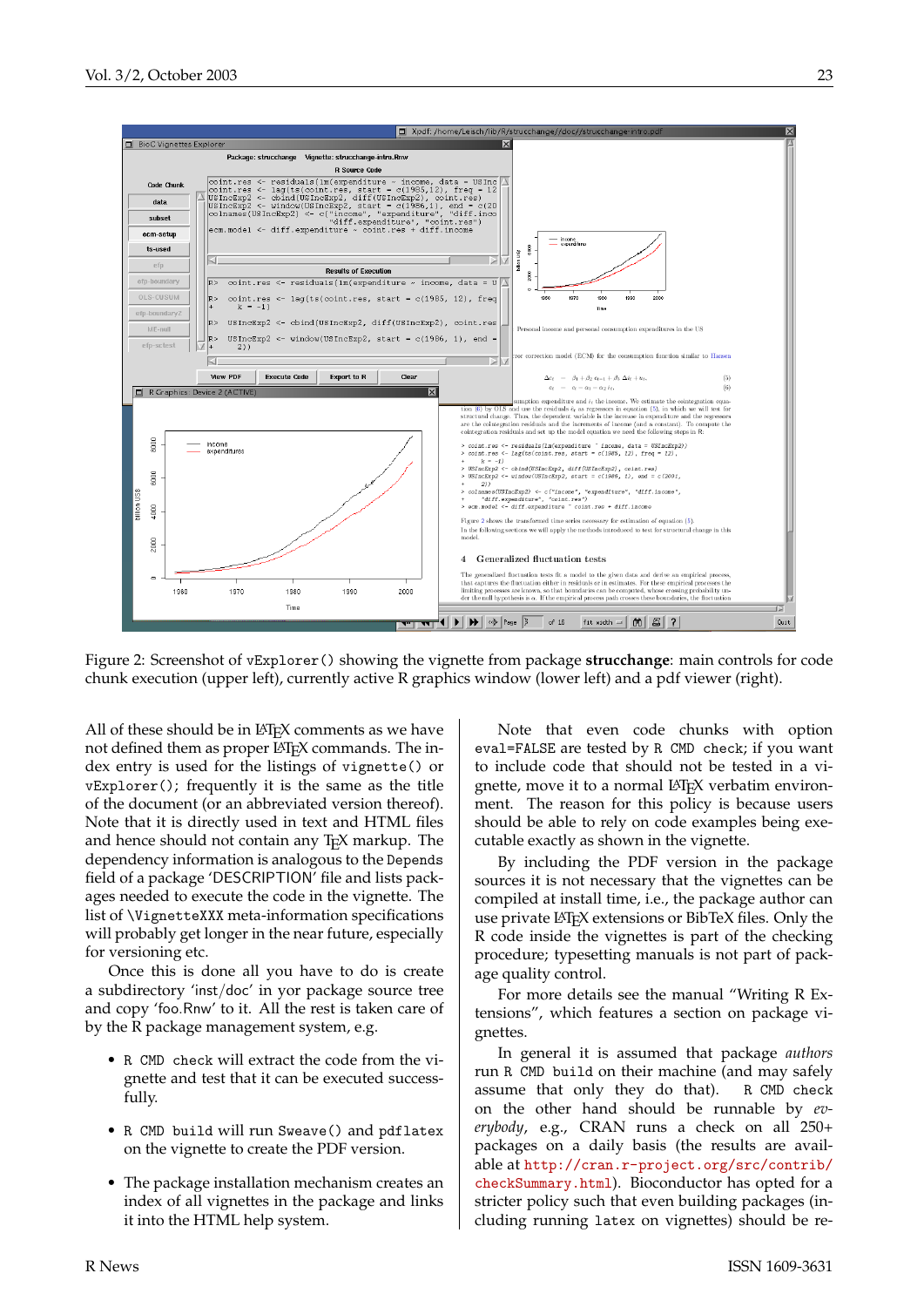Figure 2: Screenshot of `vExplorer()` showing the vignette from package **strucchange**: main controls for code chunk execution (upper left), currently active R graphics window (lower left) and a pdf viewer (right).

All of these should be in LaTeX comments as we have not defined them as proper LaTeX commands. The index entry is used for the listings of `vignette()` or `vExplorer()`; frequently it is the same as the title of the document (or an abbreviated version thereof). Note that it is directly used in text and HTML files and hence should not contain any TeX markup. The dependency information is analogous to the `Depends` field of a package 'DESCRIPTION' file and lists packages needed to execute the code in the vignette. The list of `\VignetteXXX` meta-information specifications will probably get longer in the near future, especially for versioning etc.

Once this is done all you have to do is create a subdirectory 'inst/doc' in yor package source tree and copy 'foo.Rnw' to it. All the rest is taken care of by the R package management system, e.g.

- `R CMD check` will extract the code from the vignette and test that it can be executed successfully.
- `R CMD build` will run `Sweave()` and `pdflatex` on the vignette to create the PDF version.
- The package installation mechanism creates an index of all vignettes in the package and links it into the HTML help system.

Note that even code chunks with option `eval=FALSE` are tested by `R CMD check`; if you want to include code that should not be tested in a vignette, move it to a normal LaTeX verbatim environment. The reason for this policy is because users should be able to rely on code examples being executable exactly as shown in the vignette.

By including the PDF version in the package sources it is not necessary that the vignettes can be compiled at install time, i.e., the package author can use private LaTeX extensions or BibTeX files. Only the R code inside the vignettes is part of the checking procedure; typesetting manuals is not part of package quality control.

For more details see the manual "Writing R Extensions", which features a section on package vignettes.

In general it is assumed that package *authors* run `R CMD build` on their machine (and may safely assume that only they do that). `R CMD check` on the other hand should be runnable by *everybody*, e.g., CRAN runs a check on all 250+ packages on a daily basis (the results are available at `http://cran.r-project.org/src/contrib/checkSummary.html`). Bioconductor has opted for a stricter policy such that even building packages (including running `latex` on vignettes) should be re-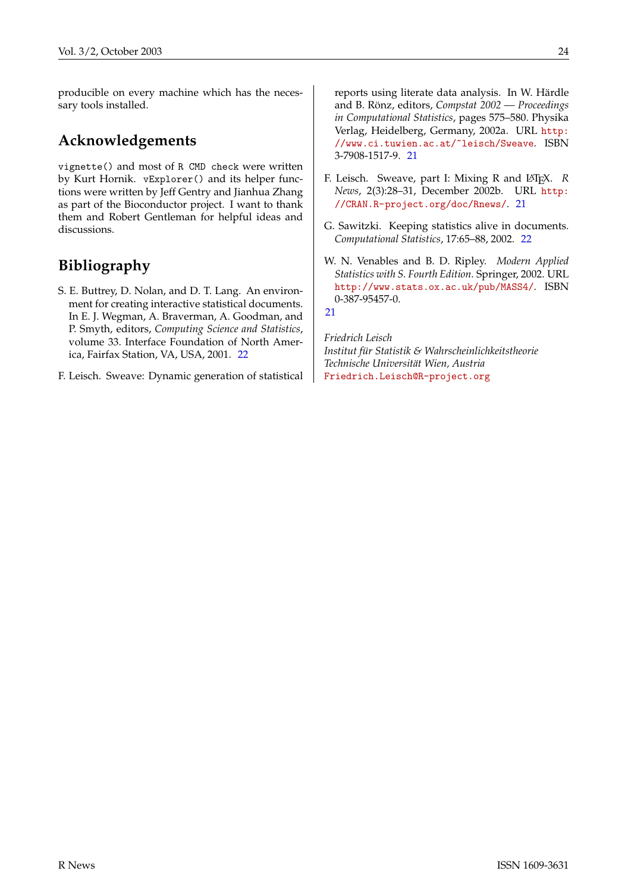producible on every machine which has the necessary tools installed.

## Acknowledgements

`vignette()` and most of `R CMD check` were written by Kurt Hornik. `vExplorer()` and its helper functions were written by Jeff Gentry and Jianhua Zhang as part of the Bioconductor project. I want to thank them and Robert Gentleman for helpful ideas and discussions.

## Bibliography

S. E. Buttrey, D. Nolan, and D. T. Lang. An environment for creating interactive statistical documents. In E. J. Wegman, A. Braverman, A. Goodman, and P. Smyth, editors, *Computing Science and Statistics*, volume 33. Interface Foundation of North America, Fairfax Station, VA, USA, 2001. 22

F. Leisch. Sweave: Dynamic generation of statistical reports using literate data analysis. In W. Härdle and B. Rönz, editors, *Compstat 2002 — Proceedings in Computational Statistics*, pages 575–580. Physika Verlag, Heidelberg, Germany, 2002a. URL `http://www.ci.tuwien.ac.at/~leisch/Sweave`. ISBN 3-7908-1517-9. 21

F. Leisch. Sweave, part I: Mixing R and LaTeX. *R News*, 2(3):28–31, December 2002b. URL `http://CRAN.R-project.org/doc/Rnews/`. 21

G. Sawitzki. Keeping statistics alive in documents. *Computational Statistics*, 17:65–88, 2002. 22

W. N. Venables and B. D. Ripley. *Modern Applied Statistics with S. Fourth Edition*. Springer, 2002. URL `http://www.stats.ox.ac.uk/pub/MASS4/`. ISBN 0-387-95457-0. 21

*Friedrich Leisch*
*Institut für Statistik & Wahrscheinlichkeitstheorie*
*Technische Universität Wien, Austria*
`Friedrich.Leisch@R-project.org`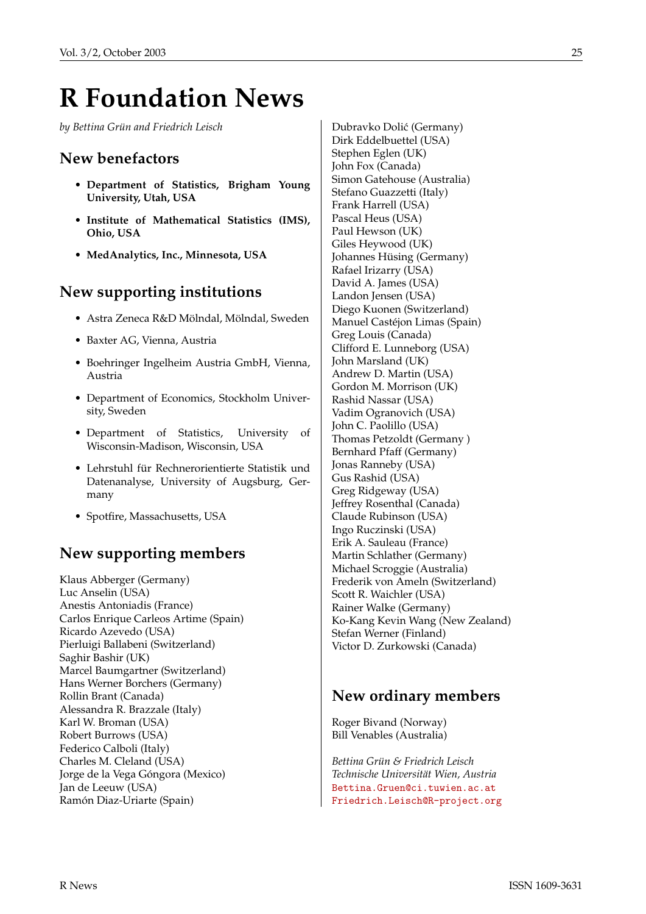# R Foundation News

*by Bettina Grün and Friedrich Leisch*

## New benefactors

- **Department of Statistics, Brigham Young University, Utah, USA**
- **Institute of Mathematical Statistics (IMS), Ohio, USA**
- **MedAnalytics, Inc., Minnesota, USA**

## New supporting institutions

- Astra Zeneca R&D Mölndal, Mölndal, Sweden
- Baxter AG, Vienna, Austria
- Boehringer Ingelheim Austria GmbH, Vienna, Austria
- Department of Economics, Stockholm University, Sweden
- Department of Statistics, University of Wisconsin-Madison, Wisconsin, USA
- Lehrstuhl für Rechnerorientierte Statistik und Datenanalyse, University of Augsburg, Germany
- Spotfire, Massachusetts, USA

## New supporting members

Klaus Abberger (Germany)  
Luc Anselin (USA)  
Anestis Antoniadis (France)  
Carlos Enrique Carleos Artime (Spain)  
Ricardo Azevedo (USA)  
Pierluigi Ballabeni (Switzerland)  
Saghir Bashir (UK)  
Marcel Baumgartner (Switzerland)  
Hans Werner Borchers (Germany)  
Rollin Brant (Canada)  
Alessandra R. Brazzale (Italy)  
Karl W. Broman (USA)  
Robert Burrows (USA)  
Federico Calboli (Italy)  
Charles M. Cleland (USA)  
Jorge de la Vega Góngora (Mexico)  
Jan de Leeuw (USA)  
Ramón Diaz-Uriarte (Spain)  
Dubravko Dolić (Germany)  
Dirk Eddelbuettel (USA)  
Stephen Eglen (UK)  
John Fox (Canada)  
Simon Gatehouse (Australia)  
Stefano Guazzetti (Italy)  
Frank Harrell (USA)  
Pascal Heus (USA)  
Paul Hewson (UK)  
Giles Heywood (UK)  
Johannes Hüsing (Germany)  
Rafael Irizarry (USA)  
David A. James (USA)  
Landon Jensen (USA)  
Diego Kuonen (Switzerland)  
Manuel Castéjon Limas (Spain)  
Greg Louis (Canada)  
Clifford E. Lunneborg (USA)  
John Marsland (UK)  
Andrew D. Martin (USA)  
Gordon M. Morrison (UK)  
Rashid Nassar (USA)  
Vadim Ogranovich (USA)  
John C. Paolillo (USA)  
Thomas Petzoldt (Germany )  
Bernhard Pfaff (Germany)  
Jonas Ranneby (USA)  
Gus Rashid (USA)  
Greg Ridgeway (USA)  
Jeffrey Rosenthal (Canada)  
Claude Rubinson (USA)  
Ingo Ruczinski (USA)  
Erik A. Sauleau (France)  
Martin Schlather (Germany)  
Michael Scroggie (Australia)  
Frederik von Ameln (Switzerland)  
Scott R. Waichler (USA)  
Rainer Walke (Germany)  
Ko-Kang Kevin Wang (New Zealand)  
Stefan Werner (Finland)  
Victor D. Zurkowski (Canada)

## New ordinary members

Roger Bivand (Norway)  
Bill Venables (Australia)

*Bettina Grün & Friedrich Leisch*  
*Technische Universität Wien, Austria*  
Bettina.Gruen@ci.tuwien.ac.at  
Friedrich.Leisch@R-project.org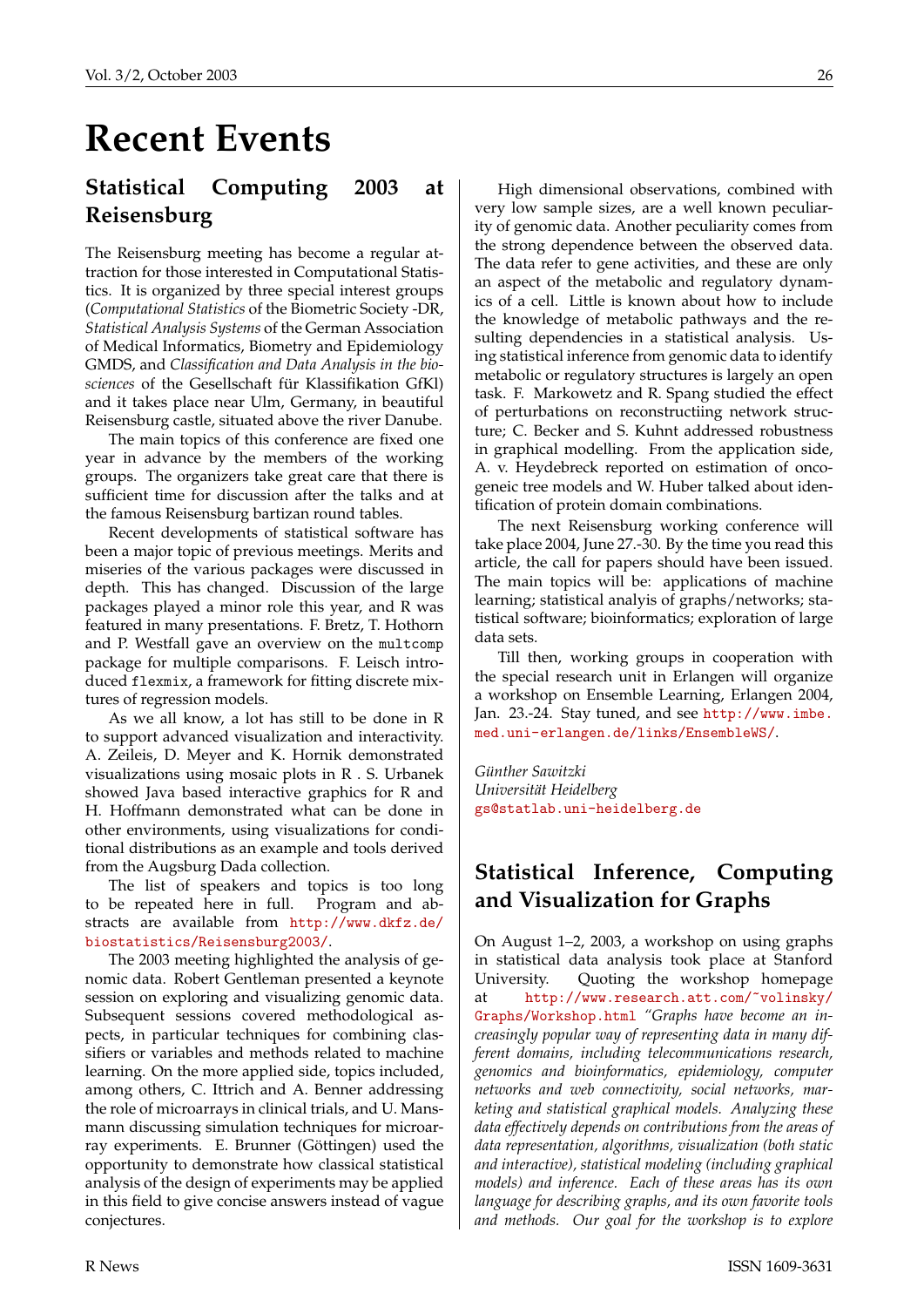# Recent Events

## Statistical Computing 2003 at Reisensburg

The Reisensburg meeting has become a regular attraction for those interested in Computational Statistics. It is organized by three special interest groups (*Computational Statistics* of the Biometric Society -DR, *Statistical Analysis Systems* of the German Association of Medical Informatics, Biometry and Epidemiology GMDS, and *Classification and Data Analysis in the biosciences* of the Gesellschaft für Klassifikation GfKl) and it takes place near Ulm, Germany, in beautiful Reisensburg castle, situated above the river Danube.

The main topics of this conference are fixed one year in advance by the members of the working groups. The organizers take great care that there is sufficient time for discussion after the talks and at the famous Reisensburg bartizan round tables.

Recent developments of statistical software has been a major topic of previous meetings. Merits and miseries of the various packages were discussed in depth. This has changed. Discussion of the large packages played a minor role this year, and R was featured in many presentations. F. Bretz, T. Hothorn and P. Westfall gave an overview on the `multcomp` package for multiple comparisons. F. Leisch introduced `flexmix`, a framework for fitting discrete mixtures of regression models.

As we all know, a lot has still to be done in R to support advanced visualization and interactivity. A. Zeileis, D. Meyer and K. Hornik demonstrated visualizations using mosaic plots in R . S. Urbanek showed Java based interactive graphics for R and H. Hoffmann demonstrated what can be done in other environments, using visualizations for conditional distributions as an example and tools derived from the Augsburg Dada collection.

The list of speakers and topics is too long to be repeated here in full. Program and abstracts are available from http://www.dkfz.de/biostatistics/Reisensburg2003/.

The 2003 meeting highlighted the analysis of genomic data. Robert Gentleman presented a keynote session on exploring and visualizing genomic data. Subsequent sessions covered methodological aspects, in particular techniques for combining classifiers or variables and methods related to machine learning. On the more applied side, topics included, among others, C. Ittrich and A. Benner addressing the role of microarrays in clinical trials, and U. Mansmann discussing simulation techniques for microarray experiments. E. Brunner (Göttingen) used the opportunity to demonstrate how classical statistical analysis of the design of experiments may be applied in this field to give concise answers instead of vague conjectures.

High dimensional observations, combined with very low sample sizes, are a well known peculiarity of genomic data. Another peculiarity comes from the strong dependence between the observed data. The data refer to gene activities, and these are only an aspect of the metabolic and regulatory dynamics of a cell. Little is known about how to include the knowledge of metabolic pathways and the resulting dependencies in a statistical analysis. Using statistical inference from genomic data to identify metabolic or regulatory structures is largely an open task. F. Markowetz and R. Spang studied the effect of perturbations on reconstructiing network structure; C. Becker and S. Kuhnt addressed robustness in graphical modelling. From the application side, A. v. Heydebreck reported on estimation of oncogeneic tree models and W. Huber talked about identification of protein domain combinations.

The next Reisensburg working conference will take place 2004, June 27.-30. By the time you read this article, the call for papers should have been issued. The main topics will be: applications of machine learning; statistical analyis of graphs/networks; statistical software; bioinformatics; exploration of large data sets.

Till then, working groups in cooperation with the special research unit in Erlangen will organize a workshop on Ensemble Learning, Erlangen 2004, Jan. 23.-24. Stay tuned, and see http://www.imbe.med.uni-erlangen.de/links/EnsembleWS/.

*Günther Sawitzki*
*Universität Heidelberg*
gs@statlab.uni-heidelberg.de

## Statistical Inference, Computing and Visualization for Graphs

On August 1–2, 2003, a workshop on using graphs in statistical data analysis took place at Stanford University. Quoting the workshop homepage at http://www.research.att.com/~volinsky/Graphs/Workshop.html *"Graphs have become an increasingly popular way of representing data in many different domains, including telecommunications research, genomics and bioinformatics, epidemiology, computer networks and web connectivity, social networks, marketing and statistical graphical models. Analyzing these data effectively depends on contributions from the areas of data representation, algorithms, visualization (both static and interactive), statistical modeling (including graphical models) and inference. Each of these areas has its own language for describing graphs, and its own favorite tools and methods. Our goal for the workshop is to explore*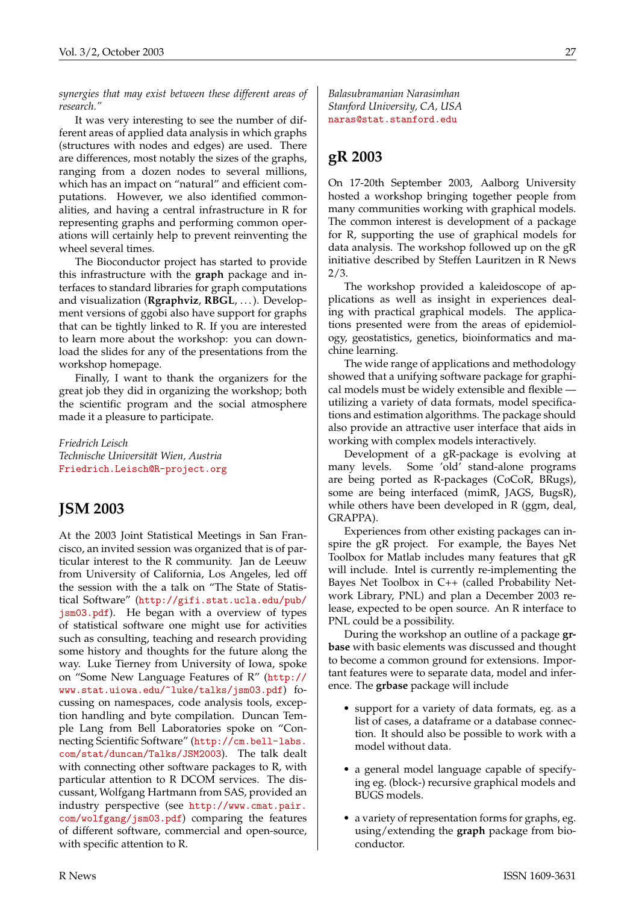*synergies that may exist between these different areas of research."*

It was very interesting to see the number of different areas of applied data analysis in which graphs (structures with nodes and edges) are used. There are differences, most notably the sizes of the graphs, ranging from a dozen nodes to several millions, which has an impact on "natural" and efficient computations. However, we also identified commonalities, and having a central infrastructure in R for representing graphs and performing common operations will certainly help to prevent reinventing the wheel several times.

The Bioconductor project has started to provide this infrastructure with the **graph** package and interfaces to standard libraries for graph computations and visualization (**Rgraphviz**, **RBGL**, ...). Development versions of ggobi also have support for graphs that can be tightly linked to R. If you are interested to learn more about the workshop: you can download the slides for any of the presentations from the workshop homepage.

Finally, I want to thank the organizers for the great job they did in organizing the workshop; both the scientific program and the social atmosphere made it a pleasure to participate.

*Friedrich Leisch*
*Technische Universität Wien, Austria*
Friedrich.Leisch@R-project.org

# JSM 2003

At the 2003 Joint Statistical Meetings in San Francisco, an invited session was organized that is of particular interest to the R community. Jan de Leeuw from University of California, Los Angeles, led off the session with the a talk on "The State of Statistical Software" (http://gifi.stat.ucla.edu/pub/jsm03.pdf). He began with a overview of types of statistical software one might use for activities such as consulting, teaching and research providing some history and thoughts for the future along the way. Luke Tierney from University of Iowa, spoke on "Some New Language Features of R" (http://www.stat.uiowa.edu/~luke/talks/jsm03.pdf) focussing on namespaces, code analysis tools, exception handling and byte compilation. Duncan Temple Lang from Bell Laboratories spoke on "Connecting Scientific Software" (http://cm.bell-labs.com/stat/duncan/Talks/JSM2003). The talk dealt with connecting other software packages to R, with particular attention to R DCOM services. The discussant, Wolfgang Hartmann from SAS, provided an industry perspective (see http://www.cmat.pair.com/wolfgang/jsm03.pdf) comparing the features of different software, commercial and open-source, with specific attention to R.

*Balasubramanian Narasimhan*
*Stanford University, CA, USA*
naras@stat.stanford.edu

# gR 2003

On 17-20th September 2003, Aalborg University hosted a workshop bringing together people from many communities working with graphical models. The common interest is development of a package for R, supporting the use of graphical models for data analysis. The workshop followed up on the gR initiative described by Steffen Lauritzen in R News 2/3.

The workshop provided a kaleidoscope of applications as well as insight in experiences dealing with practical graphical models. The applications presented were from the areas of epidemiology, geostatistics, genetics, bioinformatics and machine learning.

The wide range of applications and methodology showed that a unifying software package for graphical models must be widely extensible and flexible — utilizing a variety of data formats, model specifications and estimation algorithms. The package should also provide an attractive user interface that aids in working with complex models interactively.

Development of a gR-package is evolving at many levels. Some 'old' stand-alone programs are being ported as R-packages (CoCoR, BRugs), some are being interfaced (mimR, JAGS, BugsR), while others have been developed in R (ggm, deal, GRAPPA).

Experiences from other existing packages can inspire the gR project. For example, the Bayes Net Toolbox for Matlab includes many features that gR will include. Intel is currently re-implementing the Bayes Net Toolbox in C++ (called Probability Network Library, PNL) and plan a December 2003 release, expected to be open source. An R interface to PNL could be a possibility.

During the workshop an outline of a package **grbase** with basic elements was discussed and thought to become a common ground for extensions. Important features were to separate data, model and inference. The **grbase** package will include

- support for a variety of data formats, eg. as a list of cases, a dataframe or a database connection. It should also be possible to work with a model without data.
- a general model language capable of specifying eg. (block-) recursive graphical models and BUGS models.
- a variety of representation forms for graphs, eg. using/extending the **graph** package from bioconductor.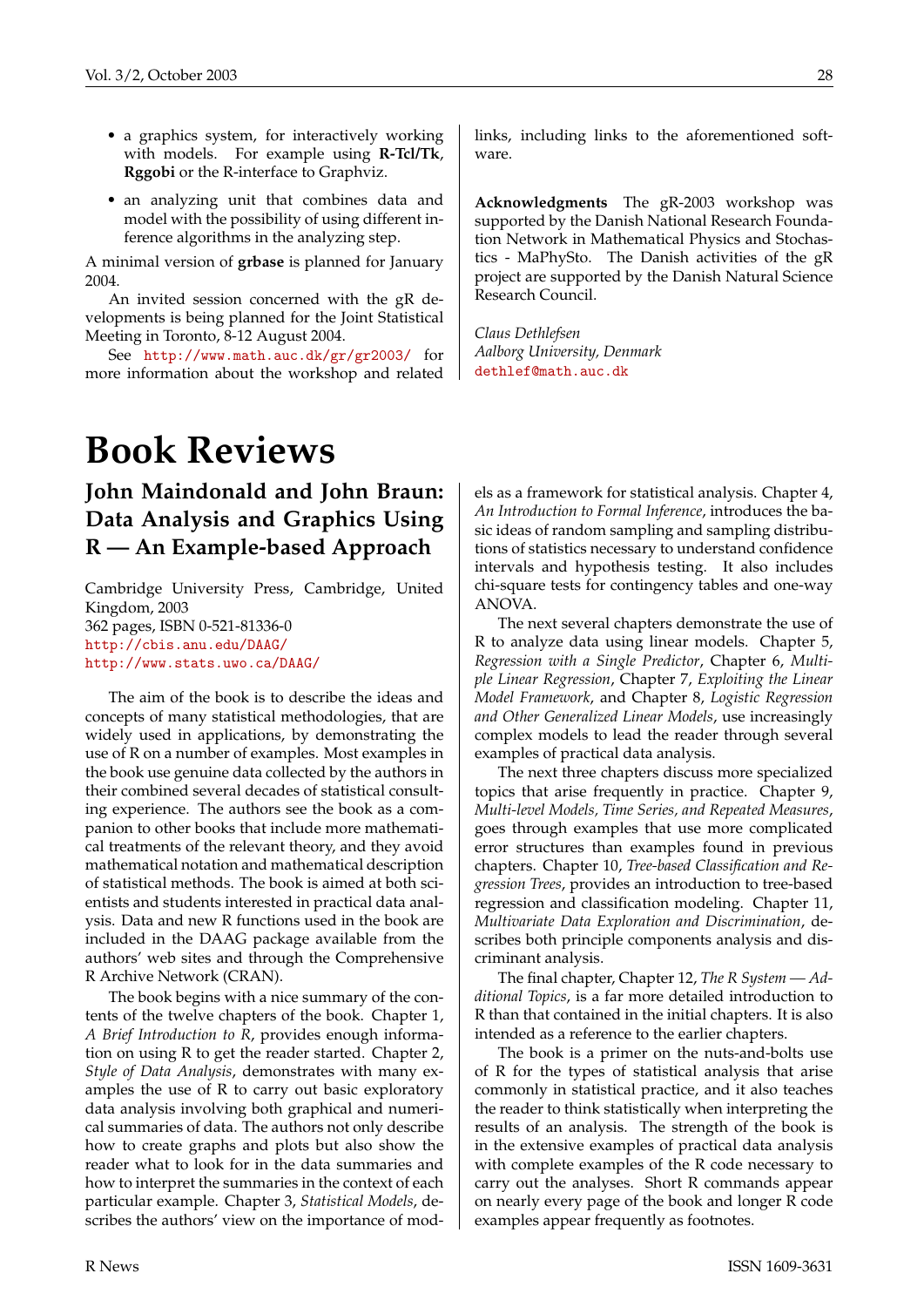- a graphics system, for interactively working with models. For example using **R-Tcl/Tk**, **Rggobi** or the R-interface to Graphviz.
- an analyzing unit that combines data and model with the possibility of using different inference algorithms in the analyzing step.

A minimal version of **grbase** is planned for January 2004.

An invited session concerned with the gR developments is being planned for the Joint Statistical Meeting in Toronto, 8-12 August 2004.

See http://www.math.auc.dk/gr/gr2003/ for more information about the workshop and related links, including links to the aforementioned software.

**Acknowledgments** The gR-2003 workshop was supported by the Danish National Research Foundation Network in Mathematical Physics and Stochastics - MaPhySto. The Danish activities of the gR project are supported by the Danish Natural Science Research Council.

*Claus Dethlefsen*
*Aalborg University, Denmark*
dethlef@math.auc.dk

# Book Reviews

## John Maindonald and John Braun: Data Analysis and Graphics Using R — An Example-based Approach

Cambridge University Press, Cambridge, United Kingdom, 2003
362 pages, ISBN 0-521-81336-0
http://cbis.anu.edu/DAAG/
http://www.stats.uwo.ca/DAAG/

The aim of the book is to describe the ideas and concepts of many statistical methodologies, that are widely used in applications, by demonstrating the use of R on a number of examples. Most examples in the book use genuine data collected by the authors in their combined several decades of statistical consulting experience. The authors see the book as a companion to other books that include more mathematical treatments of the relevant theory, and they avoid mathematical notation and mathematical description of statistical methods. The book is aimed at both scientists and students interested in practical data analysis. Data and new R functions used in the book are included in the DAAG package available from the authors' web sites and through the Comprehensive R Archive Network (CRAN).

The book begins with a nice summary of the contents of the twelve chapters of the book. Chapter 1, *A Brief Introduction to R*, provides enough information on using R to get the reader started. Chapter 2, *Style of Data Analysis*, demonstrates with many examples the use of R to carry out basic exploratory data analysis involving both graphical and numerical summaries of data. The authors not only describe how to create graphs and plots but also show the reader what to look for in the data summaries and how to interpret the summaries in the context of each particular example. Chapter 3, *Statistical Models*, describes the authors' view on the importance of models as a framework for statistical analysis. Chapter 4, *An Introduction to Formal Inference*, introduces the basic ideas of random sampling and sampling distributions of statistics necessary to understand confidence intervals and hypothesis testing. It also includes chi-square tests for contingency tables and one-way ANOVA.

The next several chapters demonstrate the use of R to analyze data using linear models. Chapter 5, *Regression with a Single Predictor*, Chapter 6, *Multiple Linear Regression*, Chapter 7, *Exploiting the Linear Model Framework*, and Chapter 8, *Logistic Regression and Other Generalized Linear Models*, use increasingly complex models to lead the reader through several examples of practical data analysis.

The next three chapters discuss more specialized topics that arise frequently in practice. Chapter 9, *Multi-level Models, Time Series, and Repeated Measures*, goes through examples that use more complicated error structures than examples found in previous chapters. Chapter 10, *Tree-based Classification and Regression Trees*, provides an introduction to tree-based regression and classification modeling. Chapter 11, *Multivariate Data Exploration and Discrimination*, describes both principle components analysis and discriminant analysis.

The final chapter, Chapter 12, *The R System — Additional Topics*, is a far more detailed introduction to R than that contained in the initial chapters. It is also intended as a reference to the earlier chapters.

The book is a primer on the nuts-and-bolts use of R for the types of statistical analysis that arise commonly in statistical practice, and it also teaches the reader to think statistically when interpreting the results of an analysis. The strength of the book is in the extensive examples of practical data analysis with complete examples of the R code necessary to carry out the analyses. Short R commands appear on nearly every page of the book and longer R code examples appear frequently as footnotes.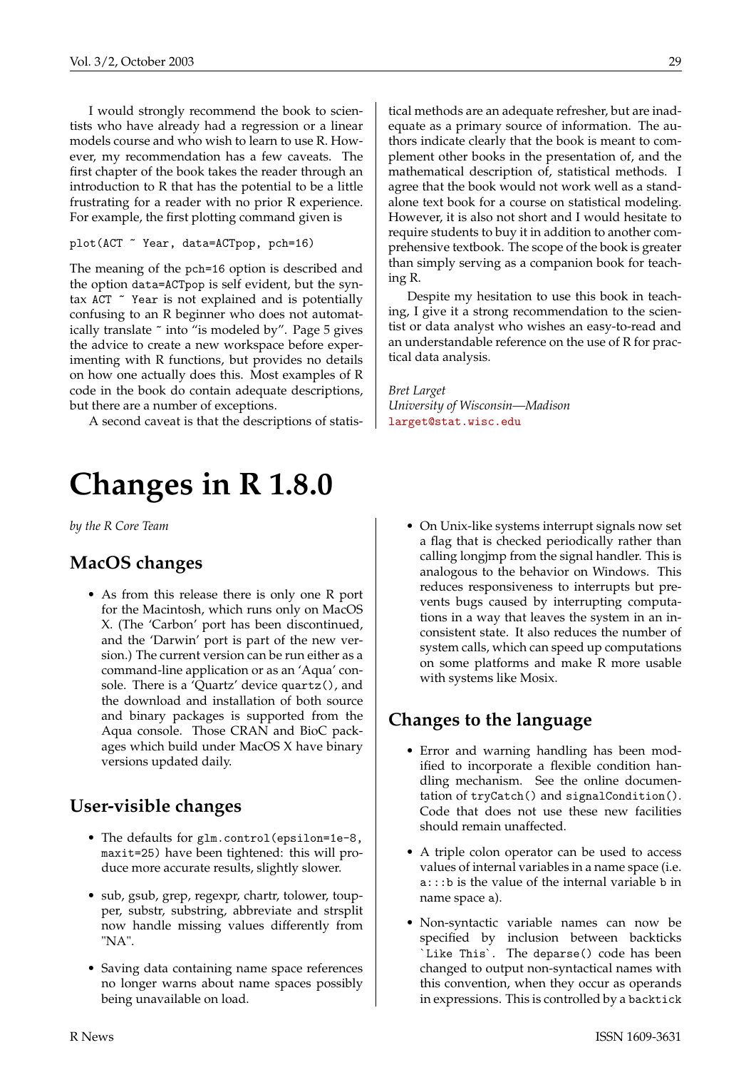I would strongly recommend the book to scientists who have already had a regression or a linear models course and who wish to learn to use R. However, my recommendation has a few caveats. The first chapter of the book takes the reader through an introduction to R that has the potential to be a little frustrating for a reader with no prior R experience. For example, the first plotting command given is

```
plot(ACT ~ Year, data=ACTpop, pch=16)
```

The meaning of the `pch=16` option is described and the option `data=ACTpop` is self evident, but the syntax `ACT ~ Year` is not explained and is potentially confusing to an R beginner who does not automatically translate ~ into "is modeled by". Page 5 gives the advice to create a new workspace before experimenting with R functions, but provides no details on how one actually does this. Most examples of R code in the book do contain adequate descriptions, but there are a number of exceptions.

A second caveat is that the descriptions of statistical methods are an adequate refresher, but are inadequate as a primary source of information. The authors indicate clearly that the book is meant to complement other books in the presentation of, and the mathematical description of, statistical methods. I agree that the book would not work well as a stand-alone text book for a course on statistical modeling. However, it is also not short and I would hesitate to require students to buy it in addition to another comprehensive textbook. The scope of the book is greater than simply serving as a companion book for teaching R.

Despite my hesitation to use this book in teaching, I give it a strong recommendation to the scientist or data analyst who wishes an easy-to-read and an understandable reference on the use of R for practical data analysis.

*Bret Larget*
*University of Wisconsin—Madison*
larget@stat.wisc.edu

# Changes in R 1.8.0

*by the R Core Team*

## MacOS changes

- As from this release there is only one R port for the Macintosh, which runs only on MacOS X. (The 'Carbon' port has been discontinued, and the 'Darwin' port is part of the new version.) The current version can be run either as a command-line application or as an 'Aqua' console. There is a 'Quartz' device `quartz()`, and the download and installation of both source and binary packages is supported from the Aqua console. Those CRAN and BioC packages which build under MacOS X have binary versions updated daily.

## User-visible changes

- The defaults for `glm.control(epsilon=1e-8, maxit=25)` have been tightened: this will produce more accurate results, slightly slower.

- sub, gsub, grep, regexpr, chartr, tolower, toupper, substr, substring, abbreviate and strsplit now handle missing values differently from "NA".

- Saving data containing name space references no longer warns about name spaces possibly being unavailable on load.

- On Unix-like systems interrupt signals now set a flag that is checked periodically rather than calling longjmp from the signal handler. This is analogous to the behavior on Windows. This reduces responsiveness to interrupts but prevents bugs caused by interrupting computations in a way that leaves the system in an inconsistent state. It also reduces the number of system calls, which can speed up computations on some platforms and make R more usable with systems like Mosix.

## Changes to the language

- Error and warning handling has been modified to incorporate a flexible condition handling mechanism. See the online documentation of `tryCatch()` and `signalCondition()`. Code that does not use these new facilities should remain unaffected.

- A triple colon operator can be used to access values of internal variables in a name space (i.e. `a:::b` is the value of the internal variable `b` in name space `a`).

- Non-syntactic variable names can now be specified by inclusion between backticks `` `Like This` ``. The `deparse()` code has been changed to output non-syntactical names with this convention, when they occur as operands in expressions. This is controlled by a `backtick`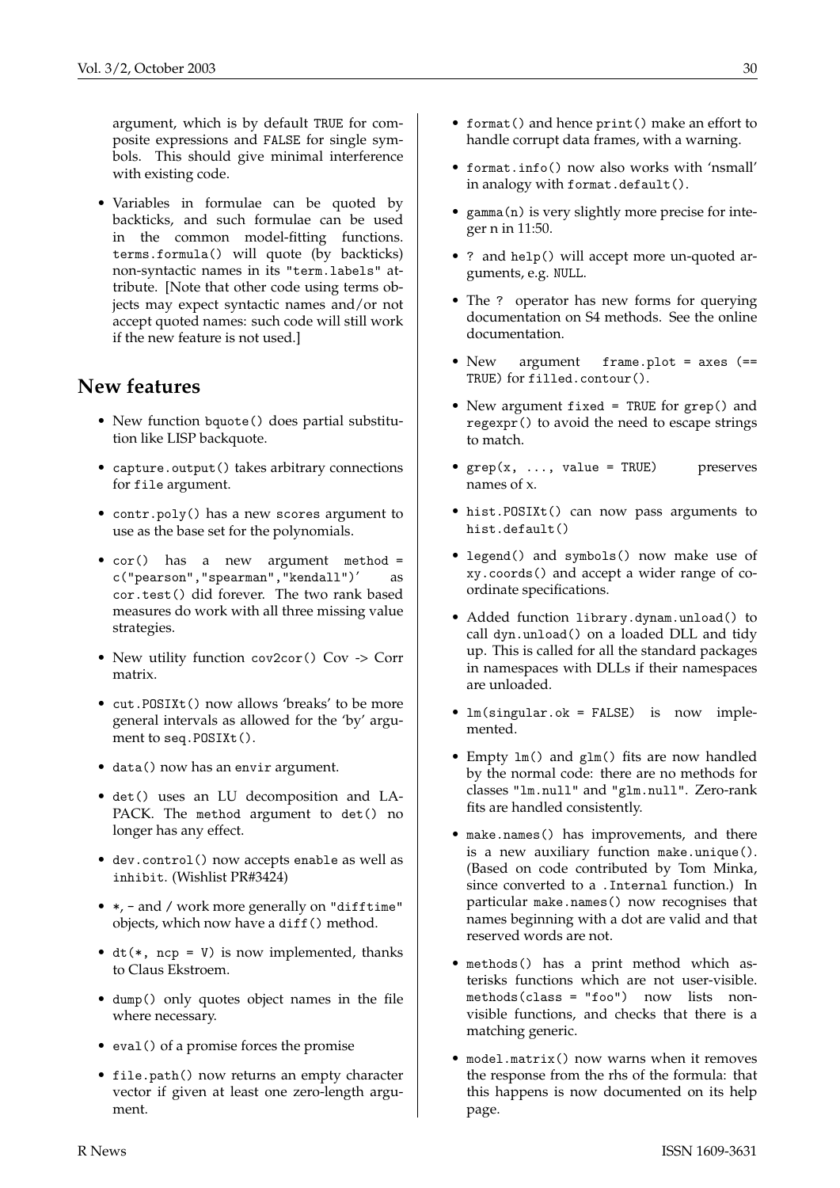argument, which is by default TRUE for composite expressions and FALSE for single symbols. This should give minimal interference with existing code.

- Variables in formulae can be quoted by backticks, and such formulae can be used in the common model-fitting functions. terms.formula() will quote (by backticks) non-syntactic names in its "term.labels" attribute. [Note that other code using terms objects may expect syntactic names and/or not accept quoted names: such code will still work if the new feature is not used.]

## New features

- New function bquote() does partial substitution like LISP backquote.
- capture.output() takes arbitrary connections for file argument.
- contr.poly() has a new scores argument to use as the base set for the polynomials.
- cor() has a new argument method = c("pearson","spearman","kendall")' as cor.test() did forever. The two rank based measures do work with all three missing value strategies.
- New utility function cov2cor() Cov -> Corr matrix.
- cut.POSIXt() now allows 'breaks' to be more general intervals as allowed for the 'by' argument to seq.POSIXt().
- data() now has an envir argument.
- det() uses an LU decomposition and LAPACK. The method argument to det() no longer has any effect.
- dev.control() now accepts enable as well as inhibit. (Wishlist PR#3424)
- *, - and / work more generally on "difftime" objects, which now have a diff() method.
- dt(*, ncp = V) is now implemented, thanks to Claus Ekstroem.
- dump() only quotes object names in the file where necessary.
- eval() of a promise forces the promise
- file.path() now returns an empty character vector if given at least one zero-length argument.
- format() and hence print() make an effort to handle corrupt data frames, with a warning.
- format.info() now also works with 'nsmall' in analogy with format.default().
- gamma(n) is very slightly more precise for integer n in 11:50.
- ? and help() will accept more un-quoted arguments, e.g. NULL.
- The ? operator has new forms for querying documentation on S4 methods. See the online documentation.
- New argument frame.plot = axes (== TRUE) for filled.contour().
- New argument fixed = TRUE for grep() and regexpr() to avoid the need to escape strings to match.
- grep(x, ..., value = TRUE) preserves names of x.
- hist.POSIXt() can now pass arguments to hist.default()
- legend() and symbols() now make use of xy.coords() and accept a wider range of coordinate specifications.
- Added function library.dynam.unload() to call dyn.unload() on a loaded DLL and tidy up. This is called for all the standard packages in namespaces with DLLs if their namespaces are unloaded.
- lm(singular.ok = FALSE) is now implemented.
- Empty lm() and glm() fits are now handled by the normal code: there are no methods for classes "lm.null" and "glm.null". Zero-rank fits are handled consistently.
- make.names() has improvements, and there is a new auxiliary function make.unique(). (Based on code contributed by Tom Minka, since converted to a .Internal function.) In particular make.names() now recognises that names beginning with a dot are valid and that reserved words are not.
- methods() has a print method which asterisks functions which are not user-visible. methods(class = "foo") now lists non-visible functions, and checks that there is a matching generic.
- model.matrix() now warns when it removes the response from the rhs of the formula: that this happens is now documented on its help page.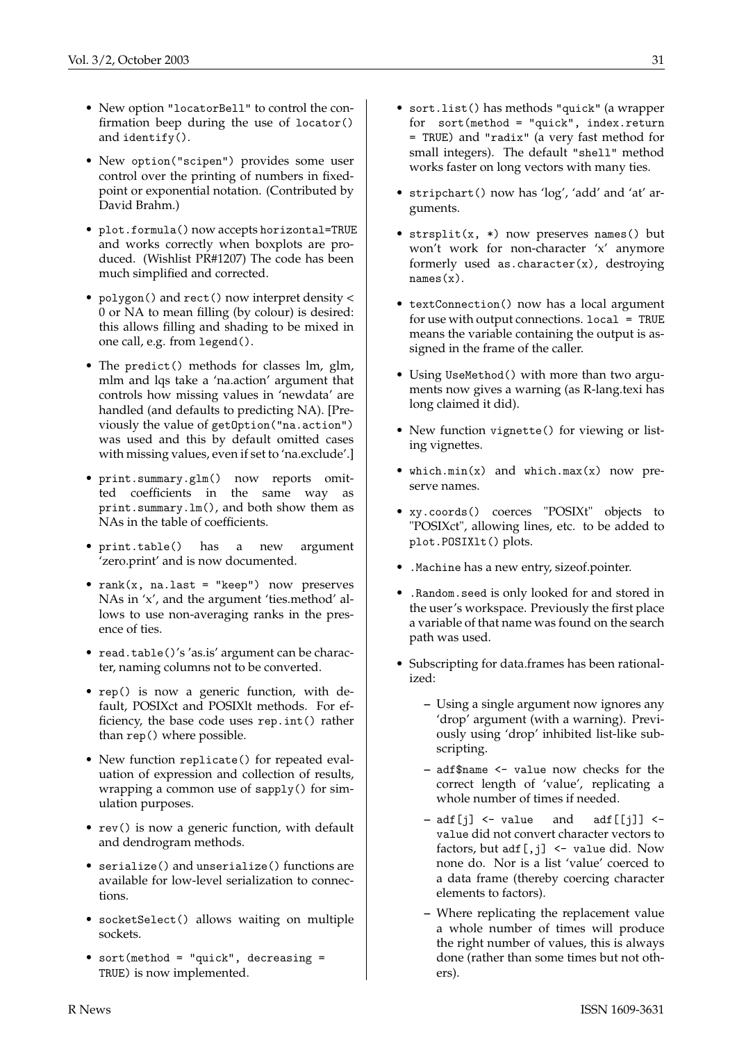- New option "locatorBell" to control the confirmation beep during the use of locator() and identify().

- New option("scipen") provides some user control over the printing of numbers in fixed-point or exponential notation. (Contributed by David Brahm.)

- plot.formula() now accepts horizontal=TRUE and works correctly when boxplots are produced. (Wishlist PR#1207) The code has been much simplified and corrected.

- polygon() and rect() now interpret density < 0 or NA to mean filling (by colour) is desired: this allows filling and shading to be mixed in one call, e.g. from legend().

- The predict() methods for classes lm, glm, mlm and lqs take a 'na.action' argument that controls how missing values in 'newdata' are handled (and defaults to predicting NA). [Previously the value of getOption("na.action") was used and this by default omitted cases with missing values, even if set to 'na.exclude'.]

- print.summary.glm() now reports omitted coefficients in the same way as print.summary.lm(), and both show them as NAs in the table of coefficients.

- print.table() has a new argument 'zero.print' and is now documented.

- rank(x, na.last = "keep") now preserves NAs in 'x', and the argument 'ties.method' allows to use non-averaging ranks in the presence of ties.

- read.table()'s 'as.is' argument can be character, naming columns not to be converted.

- rep() is now a generic function, with default, POSIXct and POSIXlt methods. For efficiency, the base code uses rep.int() rather than rep() where possible.

- New function replicate() for repeated evaluation of expression and collection of results, wrapping a common use of sapply() for simulation purposes.

- rev() is now a generic function, with default and dendrogram methods.

- serialize() and unserialize() functions are available for low-level serialization to connections.

- socketSelect() allows waiting on multiple sockets.

- sort(method = "quick", decreasing = TRUE) is now implemented.

- sort.list() has methods "quick" (a wrapper for sort(method = "quick", index.return = TRUE) and "radix" (a very fast method for small integers). The default "shell" method works faster on long vectors with many ties.

- stripchart() now has 'log', 'add' and 'at' arguments.

- strsplit(x, *) now preserves names() but won't work for non-character 'x' anymore formerly used as.character(x), destroying names(x).

- textConnection() now has a local argument for use with output connections. local = TRUE means the variable containing the output is assigned in the frame of the caller.

- Using UseMethod() with more than two arguments now gives a warning (as R-lang.texi has long claimed it did).

- New function vignette() for viewing or listing vignettes.

- which.min(x) and which.max(x) now preserve names.

- xy.coords() coerces "POSIXt" objects to "POSIXct", allowing lines, etc. to be added to plot.POSIXlt() plots.

- .Machine has a new entry, sizeof.pointer.

- .Random.seed is only looked for and stored in the user's workspace. Previously the first place a variable of that name was found on the search path was used.

- Subscripting for data.frames has been rationalized:

  - Using a single argument now ignores any 'drop' argument (with a warning). Previously using 'drop' inhibited list-like subscripting.

  - adf$name <- value now checks for the correct length of 'value', replicating a whole number of times if needed.

  - adf[j] <- value and adf[[j]] <- value did not convert character vectors to factors, but adf[,j] <- value did. Now none do. Nor is a list 'value' coerced to a data frame (thereby coercing character elements to factors).

  - Where replicating the replacement value a whole number of times will produce the right number of values, this is always done (rather than some times but not others).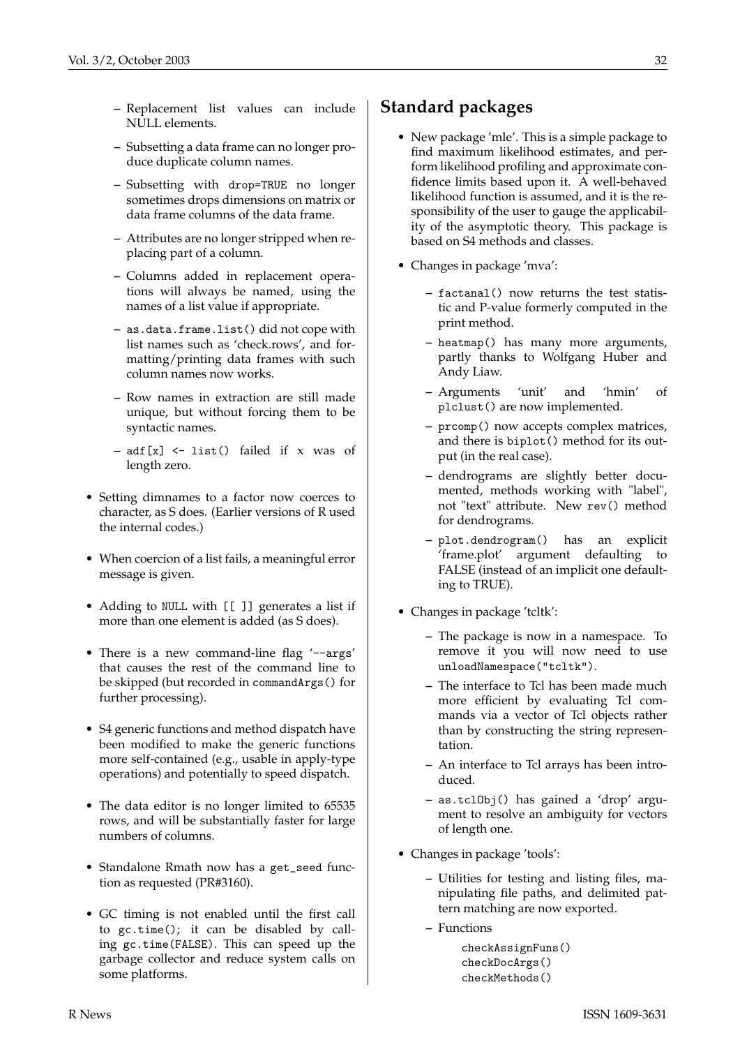- Replacement list values can include NULL elements.
  - Subsetting a data frame can no longer produce duplicate column names.
  - Subsetting with `drop=TRUE` no longer sometimes drops dimensions on matrix or data frame columns of the data frame.
  - Attributes are no longer stripped when replacing part of a column.
  - Columns added in replacement operations will always be named, using the names of a list value if appropriate.
  - `as.data.frame.list()` did not cope with list names such as 'check.rows', and formatting/printing data frames with such column names now works.
  - Row names in extraction are still made unique, but without forcing them to be syntactic names.
  - `adf[x] <- list()` failed if x was of length zero.

- Setting dimnames to a factor now coerces to character, as S does. (Earlier versions of R used the internal codes.)

- When coercion of a list fails, a meaningful error message is given.

- Adding to `NULL` with `[[ ]]` generates a list if more than one element is added (as S does).

- There is a new command-line flag '`--args`' that causes the rest of the command line to be skipped (but recorded in `commandArgs()` for further processing).

- S4 generic functions and method dispatch have been modified to make the generic functions more self-contained (e.g., usable in apply-type operations) and potentially to speed dispatch.

- The data editor is no longer limited to 65535 rows, and will be substantially faster for large numbers of columns.

- Standalone Rmath now has a `get_seed` function as requested (PR#3160).

- GC timing is not enabled until the first call to `gc.time()`; it can be disabled by calling `gc.time(FALSE)`. This can speed up the garbage collector and reduce system calls on some platforms.

## Standard packages

- New package 'mle'. This is a simple package to find maximum likelihood estimates, and perform likelihood profiling and approximate confidence limits based upon it. A well-behaved likelihood function is assumed, and it is the responsibility of the user to gauge the applicability of the asymptotic theory. This package is based on S4 methods and classes.

- Changes in package 'mva':
  - `factanal()` now returns the test statistic and P-value formerly computed in the print method.
  - `heatmap()` has many more arguments, partly thanks to Wolfgang Huber and Andy Liaw.
  - Arguments 'unit' and 'hmin' of `plclust()` are now implemented.
  - `prcomp()` now accepts complex matrices, and there is `biplot()` method for its output (in the real case).
  - dendrograms are slightly better documented, methods working with "label", not "text" attribute. New `rev()` method for dendrograms.
  - `plot.dendrogram()` has an explicit 'frame.plot' argument defaulting to FALSE (instead of an implicit one defaulting to TRUE).

- Changes in package 'tcltk':
  - The package is now in a namespace. To remove it you will now need to use `unloadNamespace("tcltk")`.
  - The interface to Tcl has been made much more efficient by evaluating Tcl commands via a vector of Tcl objects rather than by constructing the string representation.
  - An interface to Tcl arrays has been introduced.
  - `as.tclObj()` has gained a 'drop' argument to resolve an ambiguity for vectors of length one.

- Changes in package 'tools':
  - Utilities for testing and listing files, manipulating file paths, and delimited pattern matching are now exported.
  - Functions

    ```
    checkAssignFuns()
    checkDocArgs()
    checkMethods()
    ```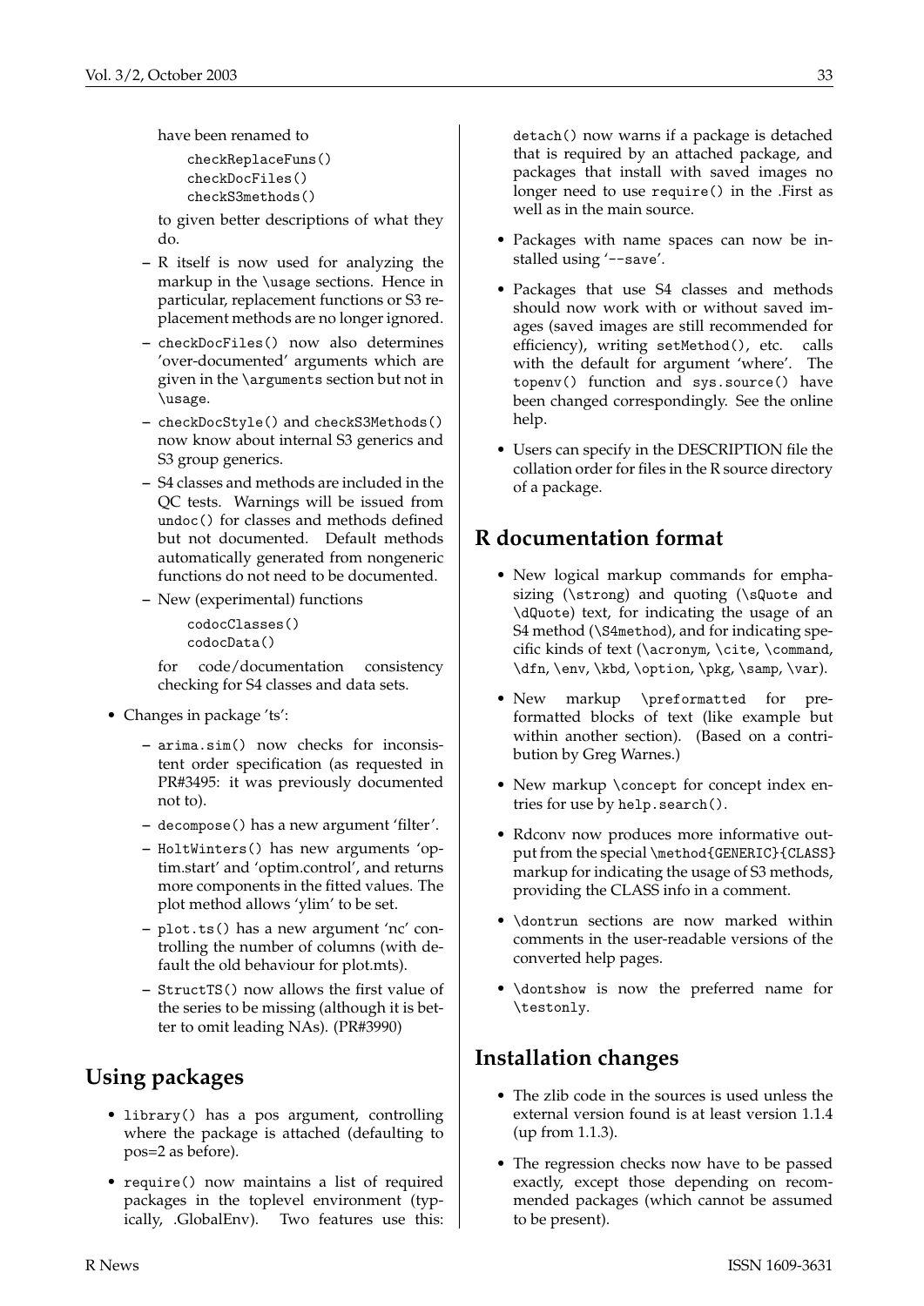have been renamed to

```
checkReplaceFuns()
checkDocFiles()
checkS3methods()
```

to given better descriptions of what they do.

  - R itself is now used for analyzing the markup in the `\usage` sections. Hence in particular, replacement functions or S3 replacement methods are no longer ignored.
  - `checkDocFiles()` now also determines 'over-documented' arguments which are given in the `\arguments` section but not in `\usage`.
  - `checkDocStyle()` and `checkS3Methods()` now know about internal S3 generics and S3 group generics.
  - S4 classes and methods are included in the QC tests. Warnings will be issued from `undoc()` for classes and methods defined but not documented. Default methods automatically generated from nongeneric functions do not need to be documented.
  - New (experimental) functions

    ```
    codocClasses()
    codocData()
    ```

    for code/documentation consistency checking for S4 classes and data sets.

- Changes in package 'ts':
  - `arima.sim()` now checks for inconsistent order specification (as requested in PR#3495: it was previously documented not to).
  - `decompose()` has a new argument 'filter'.
  - `HoltWinters()` has new arguments 'optim.start' and 'optim.control', and returns more components in the fitted values. The plot method allows 'ylim' to be set.
  - `plot.ts()` has a new argument 'nc' controlling the number of columns (with default the old behaviour for plot.mts).
  - `StructTS()` now allows the first value of the series to be missing (although it is better to omit leading NAs). (PR#3990)

## Using packages

- `library()` has a pos argument, controlling where the package is attached (defaulting to pos=2 as before).
- `require()` now maintains a list of required packages in the toplevel environment (typically, .GlobalEnv). Two features use this: `detach()` now warns if a package is detached that is required by an attached package, and packages that install with saved images no longer need to use `require()` in the .First as well as in the main source.
- Packages with name spaces can now be installed using '`--save`'.
- Packages that use S4 classes and methods should now work with or without saved images (saved images are still recommended for efficiency), writing `setMethod()`, etc. calls with the default for argument 'where'. The `topenv()` function and `sys.source()` have been changed correspondingly. See the online help.
- Users can specify in the DESCRIPTION file the collation order for files in the R source directory of a package.

## R documentation format

- New logical markup commands for emphasizing (`\strong`) and quoting (`\sQuote` and `\dQuote`) text, for indicating the usage of an S4 method (`\S4method`), and for indicating specific kinds of text (`\acronym`, `\cite`, `\command`, `\dfn`, `\env`, `\kbd`, `\option`, `\pkg`, `\samp`, `\var`).
- New markup `\preformatted` for preformatted blocks of text (like example but within another section). (Based on a contribution by Greg Warnes.)
- New markup `\concept` for concept index entries for use by `help.search()`.
- Rdconv now produces more informative output from the special `\method{GENERIC}{CLASS}` markup for indicating the usage of S3 methods, providing the CLASS info in a comment.
- `\dontrun` sections are now marked within comments in the user-readable versions of the converted help pages.
- `\dontshow` is now the preferred name for `\testonly`.

## Installation changes

- The zlib code in the sources is used unless the external version found is at least version 1.1.4 (up from 1.1.3).
- The regression checks now have to be passed exactly, except those depending on recommended packages (which cannot be assumed to be present).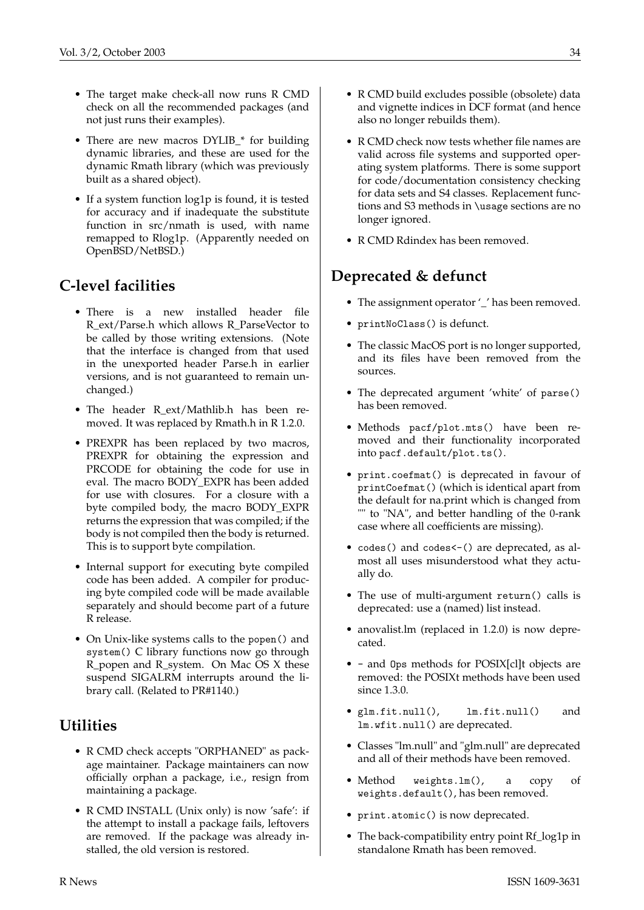- The target make check-all now runs R CMD check on all the recommended packages (and not just runs their examples).

- There are new macros DYLIB_* for building dynamic libraries, and these are used for the dynamic Rmath library (which was previously built as a shared object).

- If a system function log1p is found, it is tested for accuracy and if inadequate the substitute function in src/nmath is used, with name remapped to Rlog1p. (Apparently needed on OpenBSD/NetBSD.)

## C-level facilities

- There is a new installed header file R_ext/Parse.h which allows R_ParseVector to be called by those writing extensions. (Note that the interface is changed from that used in the unexported header Parse.h in earlier versions, and is not guaranteed to remain unchanged.)

- The header R_ext/Mathlib.h has been removed. It was replaced by Rmath.h in R 1.2.0.

- PREXPR has been replaced by two macros, PREXPR for obtaining the expression and PRCODE for obtaining the code for use in eval. The macro BODY_EXPR has been added for use with closures. For a closure with a byte compiled body, the macro BODY_EXPR returns the expression that was compiled; if the body is not compiled then the body is returned. This is to support byte compilation.

- Internal support for executing byte compiled code has been added. A compiler for producing byte compiled code will be made available separately and should become part of a future R release.

- On Unix-like systems calls to the `popen()` and `system()` C library functions now go through R_popen and R_system. On Mac OS X these suspend SIGALRM interrupts around the library call. (Related to PR#1140.)

## Utilities

- R CMD check accepts "ORPHANED" as package maintainer. Package maintainers can now officially orphan a package, i.e., resign from maintaining a package.

- R CMD INSTALL (Unix only) is now 'safe': if the attempt to install a package fails, leftovers are removed. If the package was already installed, the old version is restored.

- R CMD build excludes possible (obsolete) data and vignette indices in DCF format (and hence also no longer rebuilds them).

- R CMD check now tests whether file names are valid across file systems and supported operating system platforms. There is some support for code/documentation consistency checking for data sets and S4 classes. Replacement functions and S3 methods in `\usage` sections are no longer ignored.

- R CMD Rdindex has been removed.

## Deprecated & defunct

- The assignment operator '_' has been removed.

- `printNoClass()` is defunct.

- The classic MacOS port is no longer supported, and its files have been removed from the sources.

- The deprecated argument 'white' of `parse()` has been removed.

- Methods `pacf/plot.mts()` have been removed and their functionality incorporated into `pacf.default/plot.ts()`.

- `print.coefmat()` is deprecated in favour of `printCoefmat()` (which is identical apart from the default for na.print which is changed from "" to "NA", and better handling of the 0-rank case where all coefficients are missing).

- `codes()` and `codes<-()` are deprecated, as almost all uses misunderstood what they actually do.

- The use of multi-argument `return()` calls is deprecated: use a (named) list instead.

- anovalist.lm (replaced in 1.2.0) is now deprecated.

- `-` and `Ops` methods for POSIX[cl]t objects are removed: the POSIXt methods have been used since 1.3.0.

- `glm.fit.null()`, `lm.fit.null()` and `lm.wfit.null()` are deprecated.

- Classes "lm.null" and "glm.null" are deprecated and all of their methods have been removed.

- Method `weights.lm()`, a copy of `weights.default()`, has been removed.

- `print.atomic()` is now deprecated.

- The back-compatibility entry point Rf_log1p in standalone Rmath has been removed.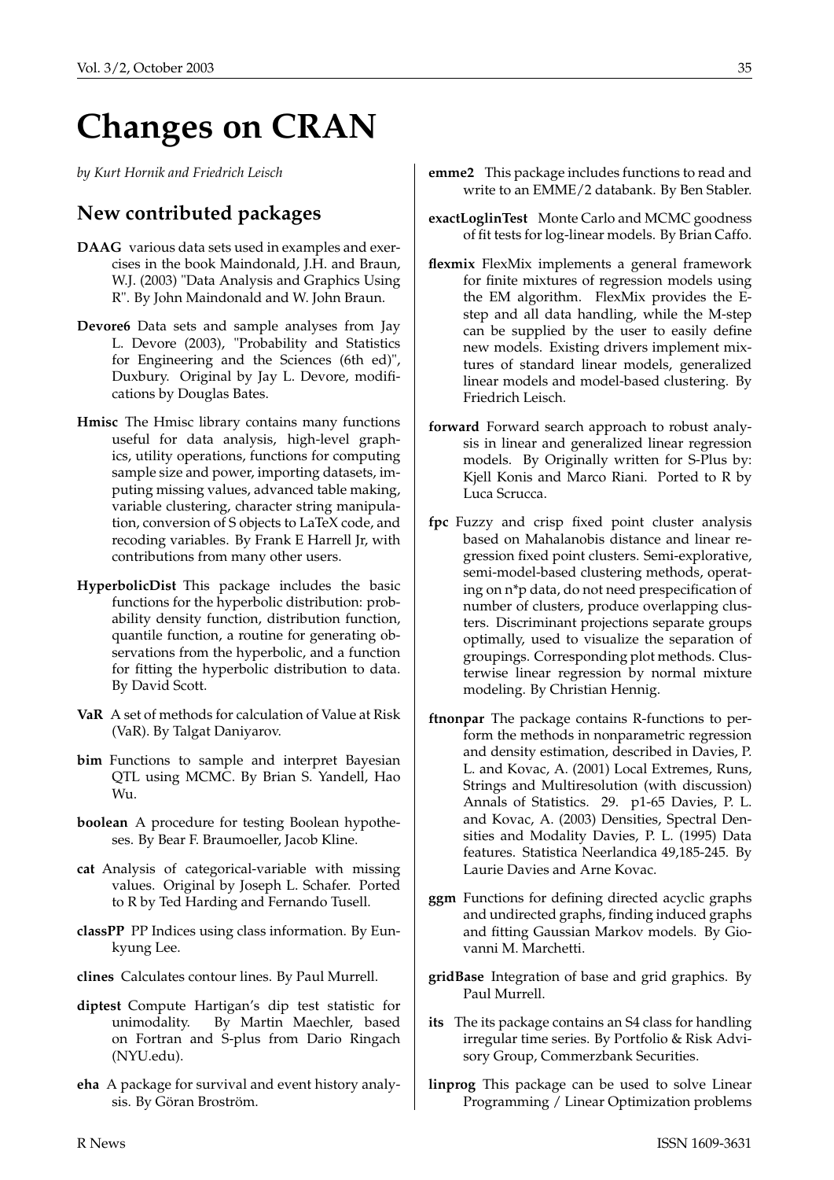# Changes on CRAN

*by Kurt Hornik and Friedrich Leisch*

## New contributed packages

**DAAG** various data sets used in examples and exercises in the book Maindonald, J.H. and Braun, W.J. (2003) "Data Analysis and Graphics Using R". By John Maindonald and W. John Braun.

**Devore6** Data sets and sample analyses from Jay L. Devore (2003), "Probability and Statistics for Engineering and the Sciences (6th ed)", Duxbury. Original by Jay L. Devore, modifications by Douglas Bates.

**Hmisc** The Hmisc library contains many functions useful for data analysis, high-level graphics, utility operations, functions for computing sample size and power, importing datasets, imputing missing values, advanced table making, variable clustering, character string manipulation, conversion of S objects to LaTeX code, and recoding variables. By Frank E Harrell Jr, with contributions from many other users.

**HyperbolicDist** This package includes the basic functions for the hyperbolic distribution: probability density function, distribution function, quantile function, a routine for generating observations from the hyperbolic, and a function for fitting the hyperbolic distribution to data. By David Scott.

**VaR** A set of methods for calculation of Value at Risk (VaR). By Talgat Daniyarov.

**bim** Functions to sample and interpret Bayesian QTL using MCMC. By Brian S. Yandell, Hao Wu.

**boolean** A procedure for testing Boolean hypotheses. By Bear F. Braumoeller, Jacob Kline.

**cat** Analysis of categorical-variable with missing values. Original by Joseph L. Schafer. Ported to R by Ted Harding and Fernando Tusell.

**classPP** PP Indices using class information. By Eun-kyung Lee.

**clines** Calculates contour lines. By Paul Murrell.

**diptest** Compute Hartigan's dip test statistic for unimodality. By Martin Maechler, based on Fortran and S-plus from Dario Ringach (NYU.edu).

**eha** A package for survival and event history analysis. By Göran Broström.

**emme2** This package includes functions to read and write to an EMME/2 databank. By Ben Stabler.

**exactLoglinTest** Monte Carlo and MCMC goodness of fit tests for log-linear models. By Brian Caffo.

**flexmix** FlexMix implements a general framework for finite mixtures of regression models using the EM algorithm. FlexMix provides the E-step and all data handling, while the M-step can be supplied by the user to easily define new models. Existing drivers implement mixtures of standard linear models, generalized linear models and model-based clustering. By Friedrich Leisch.

**forward** Forward search approach to robust analysis in linear and generalized linear regression models. By Originally written for S-Plus by: Kjell Konis and Marco Riani. Ported to R by Luca Scrucca.

**fpc** Fuzzy and crisp fixed point cluster analysis based on Mahalanobis distance and linear regression fixed point clusters. Semi-explorative, semi-model-based clustering methods, operating on n*p data, do not need prespecification of number of clusters, produce overlapping clusters. Discriminant projections separate groups optimally, used to visualize the separation of groupings. Corresponding plot methods. Clusterwise linear regression by normal mixture modeling. By Christian Hennig.

**ftnonpar** The package contains R-functions to perform the methods in nonparametric regression and density estimation, described in Davies, P. L. and Kovac, A. (2001) Local Extremes, Runs, Strings and Multiresolution (with discussion) Annals of Statistics. 29. p1-65 Davies, P. L. and Kovac, A. (2003) Densities, Spectral Densities and Modality Davies, P. L. (1995) Data features. Statistica Neerlandica 49,185-245. By Laurie Davies and Arne Kovac.

**ggm** Functions for defining directed acyclic graphs and undirected graphs, finding induced graphs and fitting Gaussian Markov models. By Giovanni M. Marchetti.

**gridBase** Integration of base and grid graphics. By Paul Murrell.

**its** The its package contains an S4 class for handling irregular time series. By Portfolio & Risk Advisory Group, Commerzbank Securities.

**linprog** This package can be used to solve Linear Programming / Linear Optimization problems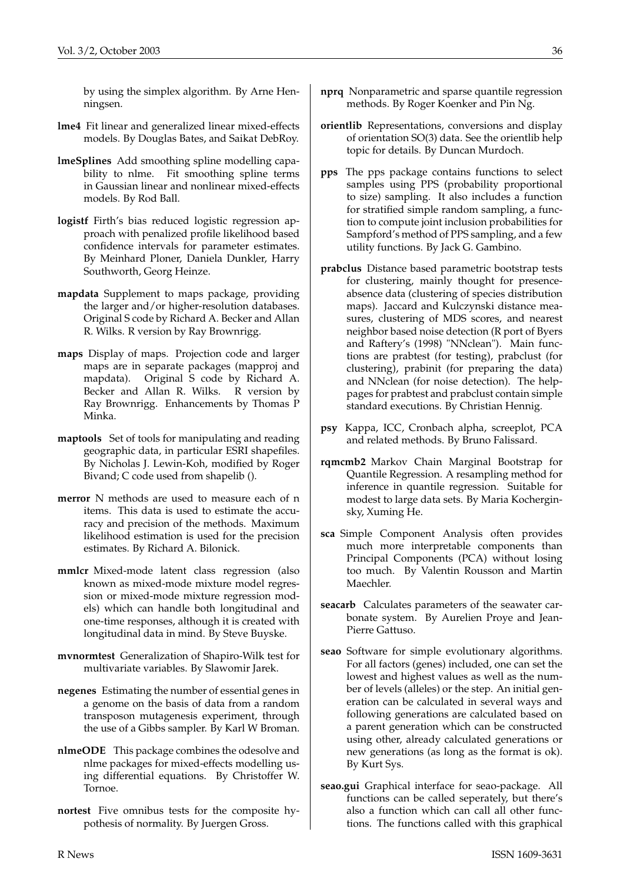by using the simplex algorithm. By Arne Henningsen.

**lme4** Fit linear and generalized linear mixed-effects models. By Douglas Bates, and Saikat DebRoy.

**lmeSplines** Add smoothing spline modelling capability to nlme. Fit smoothing spline terms in Gaussian linear and nonlinear mixed-effects models. By Rod Ball.

**logistf** Firth's bias reduced logistic regression approach with penalized profile likelihood based confidence intervals for parameter estimates. By Meinhard Ploner, Daniela Dunkler, Harry Southworth, Georg Heinze.

**mapdata** Supplement to maps package, providing the larger and/or higher-resolution databases. Original S code by Richard A. Becker and Allan R. Wilks. R version by Ray Brownrigg.

**maps** Display of maps. Projection code and larger maps are in separate packages (mapproj and mapdata). Original S code by Richard A. Becker and Allan R. Wilks. R version by Ray Brownrigg. Enhancements by Thomas P Minka.

**maptools** Set of tools for manipulating and reading geographic data, in particular ESRI shapefiles. By Nicholas J. Lewin-Koh, modified by Roger Bivand; C code used from shapelib ().

**merror** N methods are used to measure each of n items. This data is used to estimate the accuracy and precision of the methods. Maximum likelihood estimation is used for the precision estimates. By Richard A. Bilonick.

**mmlcr** Mixed-mode latent class regression (also known as mixed-mode mixture model regression or mixed-mode mixture regression models) which can handle both longitudinal and one-time responses, although it is created with longitudinal data in mind. By Steve Buyske.

**mvnormtest** Generalization of Shapiro-Wilk test for multivariate variables. By Slawomir Jarek.

**negenes** Estimating the number of essential genes in a genome on the basis of data from a random transposon mutagenesis experiment, through the use of a Gibbs sampler. By Karl W Broman.

**nlmeODE** This package combines the odesolve and nlme packages for mixed-effects modelling using differential equations. By Christoffer W. Tornoe.

**nortest** Five omnibus tests for the composite hypothesis of normality. By Juergen Gross.

**nprq** Nonparametric and sparse quantile regression methods. By Roger Koenker and Pin Ng.

**orientlib** Representations, conversions and display of orientation SO(3) data. See the orientlib help topic for details. By Duncan Murdoch.

**pps** The pps package contains functions to select samples using PPS (probability proportional to size) sampling. It also includes a function for stratified simple random sampling, a function to compute joint inclusion probabilities for Sampford's method of PPS sampling, and a few utility functions. By Jack G. Gambino.

**prabclus** Distance based parametric bootstrap tests for clustering, mainly thought for presence-absence data (clustering of species distribution maps). Jaccard and Kulczynski distance measures, clustering of MDS scores, and nearest neighbor based noise detection (R port of Byers and Raftery's (1998) "NNclean"). Main functions are prabtest (for testing), prabclust (for clustering), prabinit (for preparing the data) and NNclean (for noise detection). The helppages for prabtest and prabclust contain simple standard executions. By Christian Hennig.

**psy** Kappa, ICC, Cronbach alpha, screeplot, PCA and related methods. By Bruno Falissard.

**rqmcmb2** Markov Chain Marginal Bootstrap for Quantile Regression. A resampling method for inference in quantile regression. Suitable for modest to large data sets. By Maria Kocherginsky, Xuming He.

**sca** Simple Component Analysis often provides much more interpretable components than Principal Components (PCA) without losing too much. By Valentin Rousson and Martin Maechler.

**seacarb** Calculates parameters of the seawater carbonate system. By Aurelien Proye and Jean-Pierre Gattuso.

**seao** Software for simple evolutionary algorithms. For all factors (genes) included, one can set the lowest and highest values as well as the number of levels (alleles) or the step. An initial generation can be calculated in several ways and following generations are calculated based on a parent generation which can be constructed using other, already calculated generations or new generations (as long as the format is ok). By Kurt Sys.

**seao.gui** Graphical interface for seao-package. All functions can be called seperately, but there's also a function which can call all other functions. The functions called with this graphical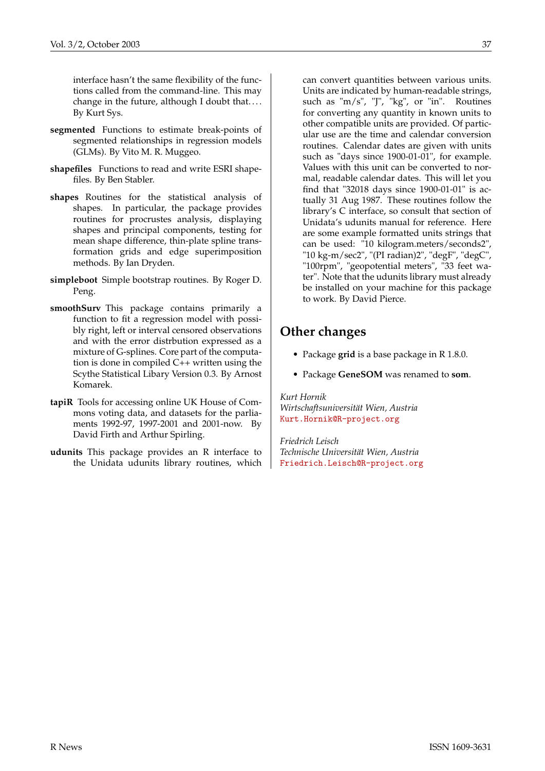interface hasn't the same flexibility of the functions called from the command-line. This may change in the future, although I doubt that.... By Kurt Sys.

**segmented** Functions to estimate break-points of segmented relationships in regression models (GLMs). By Vito M. R. Muggeo.

**shapefiles** Functions to read and write ESRI shapefiles. By Ben Stabler.

**shapes** Routines for the statistical analysis of shapes. In particular, the package provides routines for procrustes analysis, displaying shapes and principal components, testing for mean shape difference, thin-plate spline transformation grids and edge superimposition methods. By Ian Dryden.

**simpleboot** Simple bootstrap routines. By Roger D. Peng.

**smoothSurv** This package contains primarily a function to fit a regression model with possibly right, left or interval censored observations and with the error distrbution expressed as a mixture of G-splines. Core part of the computation is done in compiled C++ written using the Scythe Statistical Libary Version 0.3. By Arnost Komarek.

**tapiR** Tools for accessing online UK House of Commons voting data, and datasets for the parliaments 1992-97, 1997-2001 and 2001-now. By David Firth and Arthur Spirling.

**udunits** This package provides an R interface to the Unidata udunits library routines, which can convert quantities between various units. Units are indicated by human-readable strings, such as "m/s", "J", "kg", or "in". Routines for converting any quantity in known units to other compatible units are provided. Of particular use are the time and calendar conversion routines. Calendar dates are given with units such as "days since 1900-01-01", for example. Values with this unit can be converted to normal, readable calendar dates. This will let you find that "32018 days since 1900-01-01" is actually 31 Aug 1987. These routines follow the library's C interface, so consult that section of Unidata's udunits manual for reference. Here are some example formatted units strings that can be used: "10 kilogram.meters/seconds2", "10 kg-m/sec2", "(PI radian)2", "degF", "degC", "100rpm", "geopotential meters", "33 feet water". Note that the udunits library must already be installed on your machine for this package to work. By David Pierce.

## Other changes

- Package **grid** is a base package in R 1.8.0.
- Package **GeneSOM** was renamed to **som**.

*Kurt Hornik*
*Wirtschaftsuniversität Wien, Austria*
Kurt.Hornik@R-project.org

*Friedrich Leisch*
*Technische Universität Wien, Austria*
Friedrich.Leisch@R-project.org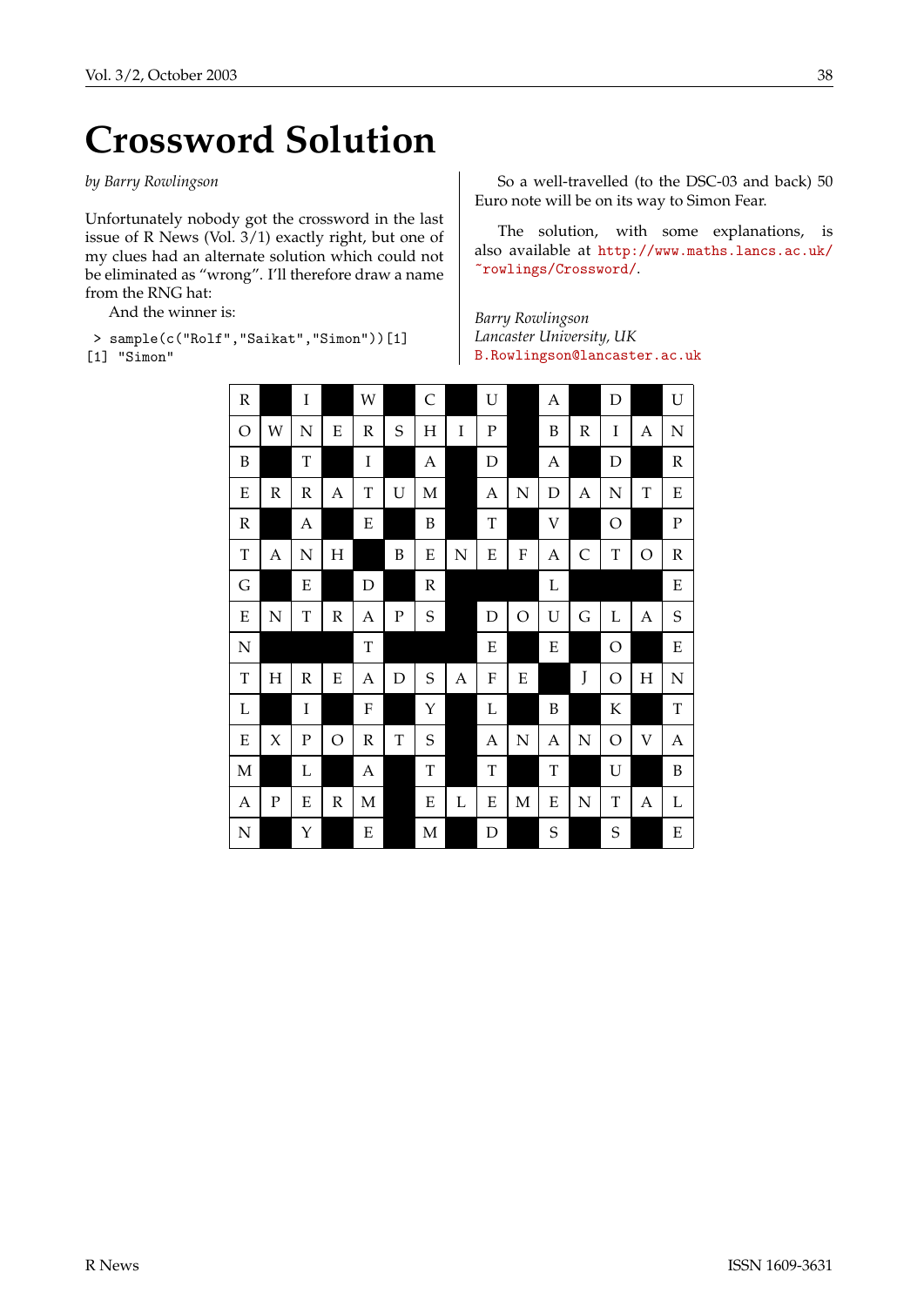# Crossword Solution

*by Barry Rowlingson*

Unfortunately nobody got the crossword in the last issue of R News (Vol. 3/1) exactly right, but one of my clues had an alternate solution which could not be eliminated as "wrong". I'll therefore draw a name from the RNG hat:

And the winner is:

```
> sample(c("Rolf","Saikat","Simon"))[1]
[1] "Simon"
```

So a well-travelled (to the DSC-03 and back) 50 Euro note will be on its way to Simon Fear.

The solution, with some explanations, is also available at http://www.maths.lancs.ac.uk/~rowlings/Crossword/.

*Barry Rowlingson*
*Lancaster University, UK*
B.Rowlingson@lancaster.ac.uk

| R | | I | | W | | C | | U | | A | | D | | U |
|---|---|---|---|---|---|---|---|---|---|---|---|---|---|---|
| O | W | N | E | R | S | H | I | P | | B | R | I | A | N |
| R | | T | | I | | A | | D | | A | | D | | R |
| E | R | R | A | T | U | M | | A | N | D | A | N | T | E |
| R | | A | | E | | B | | T | | V | | O | | P |
| T | A | N | H | | B | E | N | E | F | A | C | T | O | R |
| G | | E | | D | | R | | | | L | | | | E |
| E | N | T | R | A | P | S | | D | O | U | G | L | A | S |
| N | | | | T | | | | E | | E | | O | | E |
| T | H | R | E | A | D | S | A | F | E | | J | O | H | N |
| L | | I | | F | | Y | | L | | B | | K | | T |
| E | X | P | O | R | T | S | | A | N | A | N | O | V | A |
| M | | L | | A | | T | | T | | T | | U | | B |
| A | P | E | R | M | | E | L | E | M | E | N | T | A | L |
| N | | Y | | E | | M | | D | | S | | T | | E |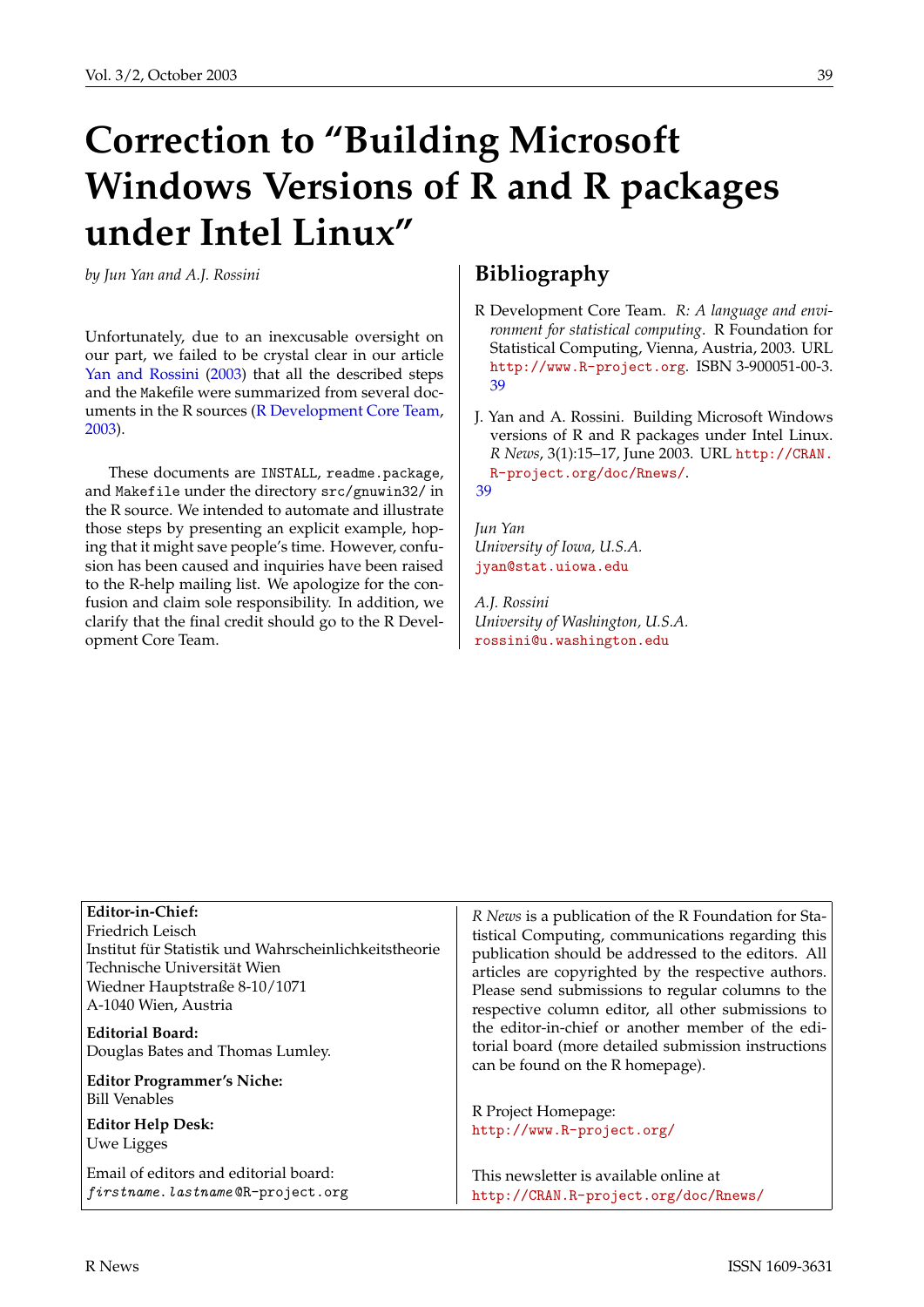# Correction to "Building Microsoft Windows Versions of R and R packages under Intel Linux"

*by Jun Yan and A.J. Rossini*

Unfortunately, due to an inexcusable oversight on our part, we failed to be crystal clear in our article Yan and Rossini (2003) that all the described steps and the Makefile were summarized from several documents in the R sources (R Development Core Team, 2003).

These documents are `INSTALL`, `readme.package`, and `Makefile` under the directory `src/gnuwin32/` in the R source. We intended to automate and illustrate those steps by presenting an explicit example, hoping that it might save people's time. However, confusion has been caused and inquiries have been raised to the R-help mailing list. We apologize for the confusion and claim sole responsibility. In addition, we clarify that the final credit should go to the R Development Core Team.

## Bibliography

R Development Core Team. *R: A language and environment for statistical computing*. R Foundation for Statistical Computing, Vienna, Austria, 2003. URL `http://www.R-project.org`. ISBN 3-900051-00-3. 39

J. Yan and A. Rossini. Building Microsoft Windows versions of R and R packages under Intel Linux. *R News*, 3(1):15–17, June 2003. URL `http://CRAN.R-project.org/doc/Rnews/`. 39

*Jun Yan*
*University of Iowa, U.S.A.*
`jyan@stat.uiowa.edu`

*A.J. Rossini*
*University of Washington, U.S.A.*
`rossini@u.washington.edu`

---

**Editor-in-Chief:**
Friedrich Leisch
Institut für Statistik und Wahrscheinlichkeitstheorie
Technische Universität Wien
Wiedner Hauptstraße 8-10/1071
A-1040 Wien, Austria

**Editorial Board:**
Douglas Bates and Thomas Lumley.

**Editor Programmer's Niche:**
Bill Venables

**Editor Help Desk:**
Uwe Ligges

Email of editors and editorial board:
`firstname.lastname@R-project.org`

*R News* is a publication of the R Foundation for Statistical Computing, communications regarding this publication should be addressed to the editors. All articles are copyrighted by the respective authors. Please send submissions to regular columns to the respective column editor, all other submissions to the editor-in-chief or another member of the editorial board (more detailed submission instructions can be found on the R homepage).

R Project Homepage:
`http://www.R-project.org/`

This newsletter is available online at
`http://CRAN.R-project.org/doc/Rnews/`